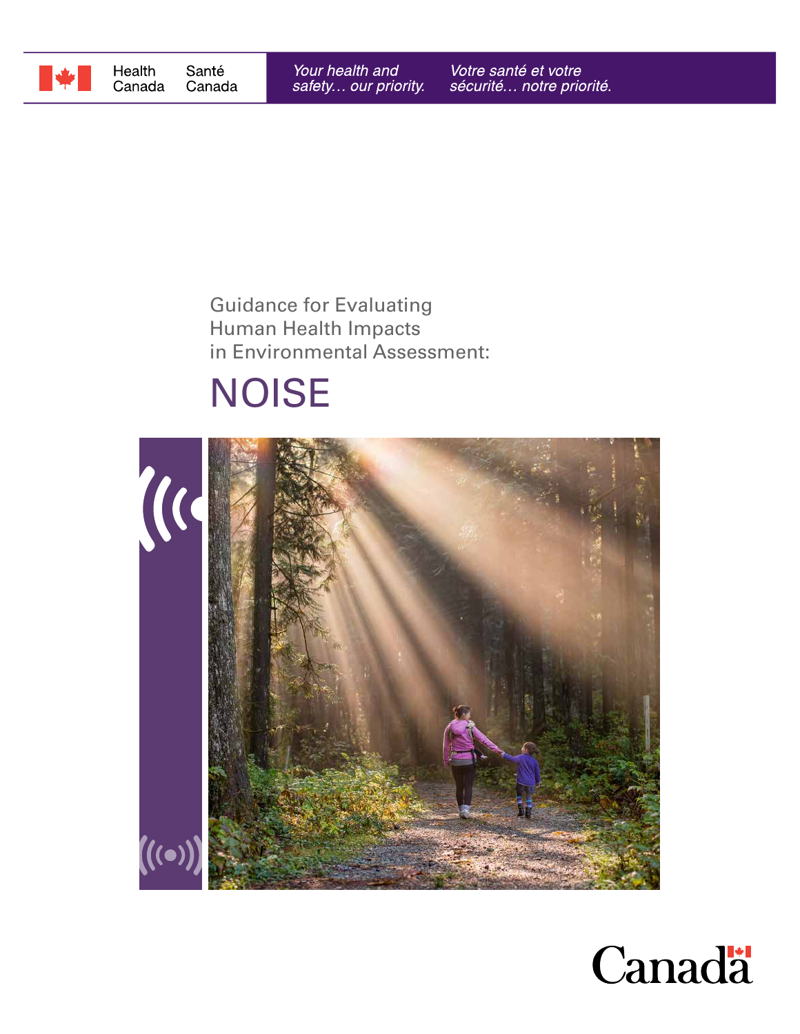Health Canada | Santé Canada

*Your health and safety… our priority.* | *Votre santé et votre sécurité… notre priorité.*

Guidance for Evaluating Human Health Impacts in Environmental Assessment:

# NOISE

Canada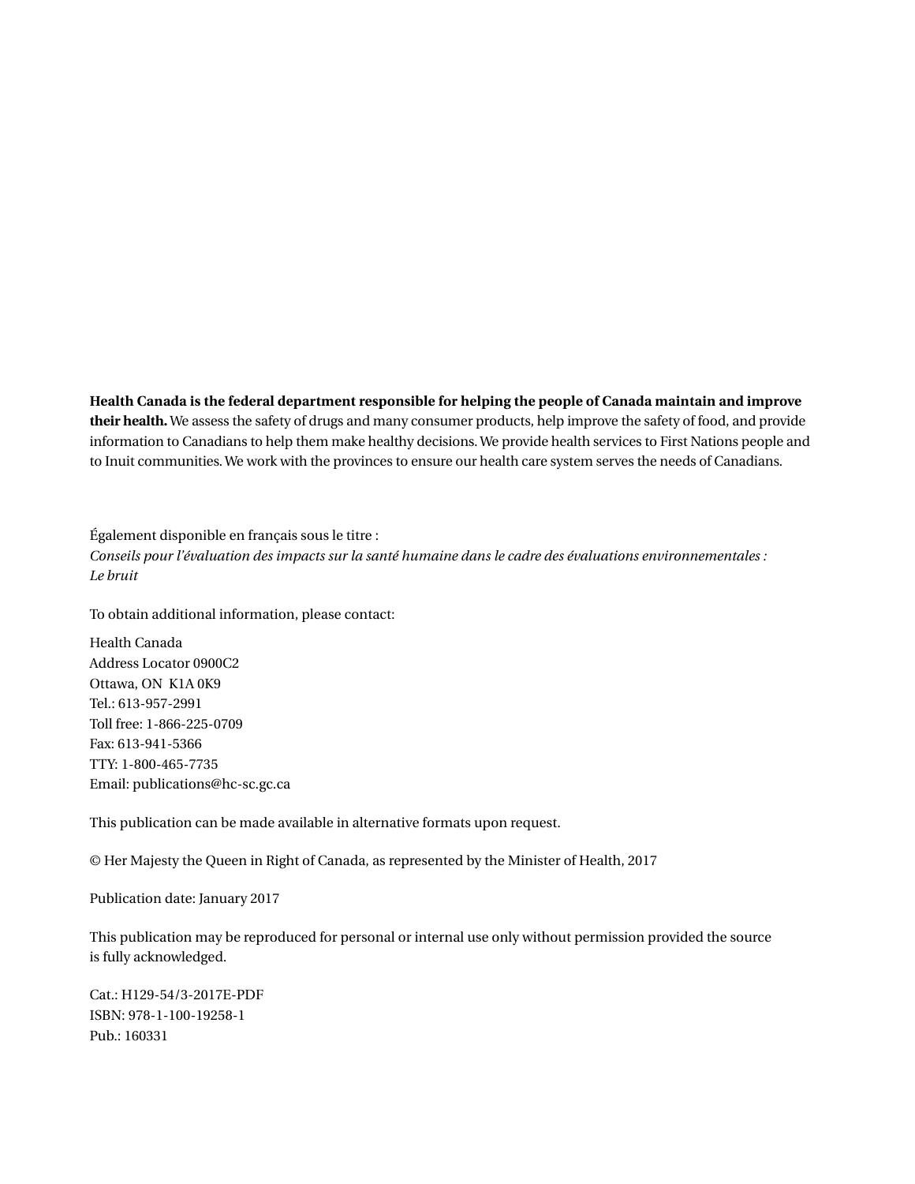**Health Canada is the federal department responsible for helping the people of Canada maintain and improve their health.** We assess the safety of drugs and many consumer products, help improve the safety of food, and provide information to Canadians to help them make healthy decisions. We provide health services to First Nations people and to Inuit communities. We work with the provinces to ensure our health care system serves the needs of Canadians.

Également disponible en français sous le titre :
*Conseils pour l'évaluation des impacts sur la santé humaine dans le cadre des évaluations environnementales : Le bruit*

To obtain additional information, please contact:

Health Canada
Address Locator 0900C2
Ottawa, ON K1A 0K9
Tel.: 613-957-2991
Toll free: 1-866-225-0709
Fax: 613-941-5366
TTY: 1-800-465-7735
Email: publications@hc-sc.gc.ca

This publication can be made available in alternative formats upon request.

© Her Majesty the Queen in Right of Canada, as represented by the Minister of Health, 2017

Publication date: January 2017

This publication may be reproduced for personal or internal use only without permission provided the source is fully acknowledged.

Cat.: H129-54/3-2017E-PDF
ISBN: 978-1-100-19258-1
Pub.: 160331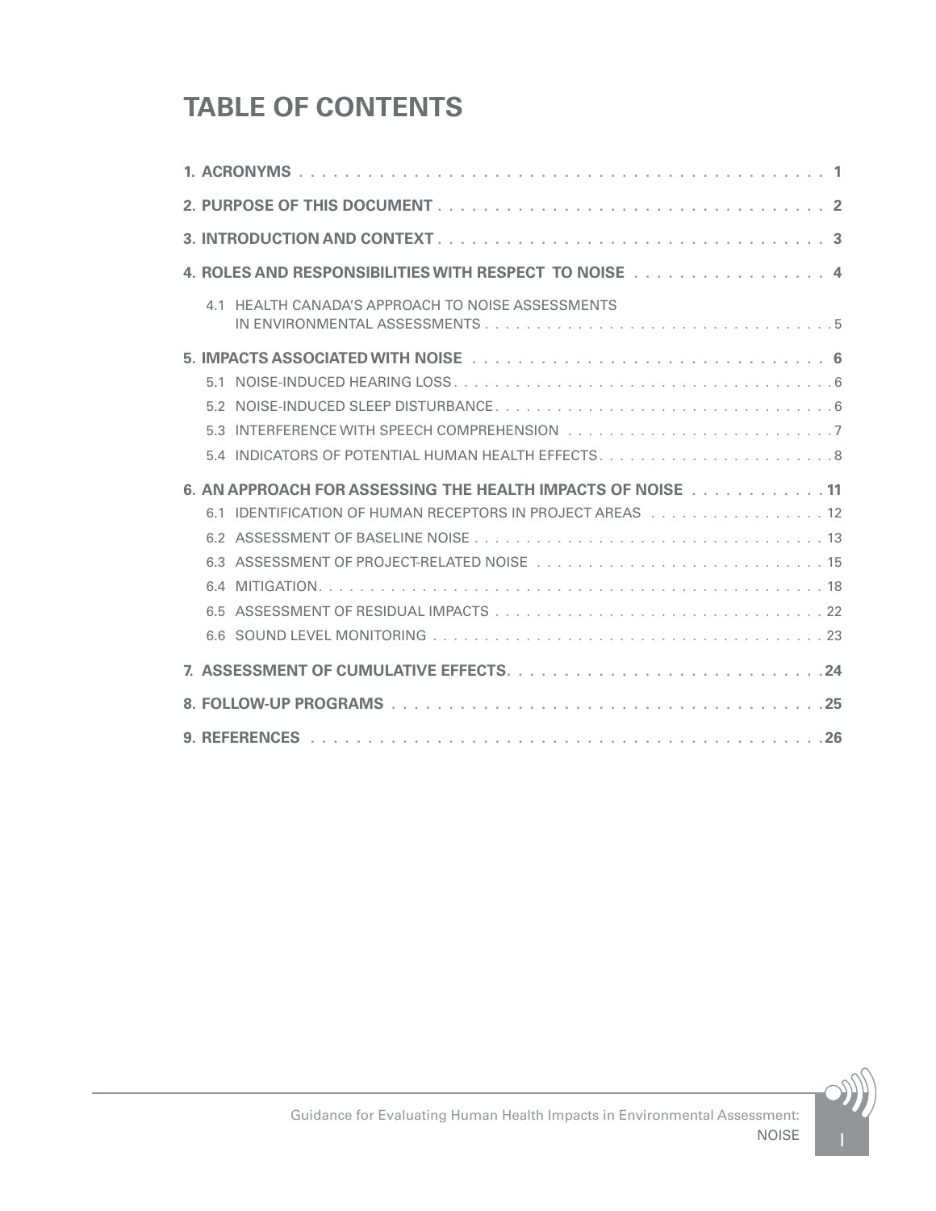# TABLE OF CONTENTS

**1. ACRONYMS** . . . . . . . . . . . . . . . . . . . . . . . . . . . . . . . . . . . . . . . . . . . . . . **1**

**2. PURPOSE OF THIS DOCUMENT** . . . . . . . . . . . . . . . . . . . . . . . . . . . . . . . . . . **2**

**3. INTRODUCTION AND CONTEXT** . . . . . . . . . . . . . . . . . . . . . . . . . . . . . . . . . . **3**

**4. ROLES AND RESPONSIBILITIES WITH RESPECT TO NOISE** . . . . . . . . . . . . . . . . . **4**

4.1 HEALTH CANADA'S APPROACH TO NOISE ASSESSMENTS IN ENVIRONMENTAL ASSESSMENTS . . . . . . . . . . . . . . . . . . . . . . . . . . . . . . . . . 5

**5. IMPACTS ASSOCIATED WITH NOISE** . . . . . . . . . . . . . . . . . . . . . . . . . . . . . . . **6**

5.1 NOISE-INDUCED HEARING LOSS . . . . . . . . . . . . . . . . . . . . . . . . . . . . . . . . . . . . 6

5.2 NOISE-INDUCED SLEEP DISTURBANCE . . . . . . . . . . . . . . . . . . . . . . . . . . . . . . . . . 6

5.3 INTERFERENCE WITH SPEECH COMPREHENSION . . . . . . . . . . . . . . . . . . . . . . . . . . 7

5.4 INDICATORS OF POTENTIAL HUMAN HEALTH EFFECTS . . . . . . . . . . . . . . . . . . . . . . . 8

**6. AN APPROACH FOR ASSESSING THE HEALTH IMPACTS OF NOISE** . . . . . . . . . . . . **11**

6.1 IDENTIFICATION OF HUMAN RECEPTORS IN PROJECT AREAS . . . . . . . . . . . . . . . . . 12

6.2 ASSESSMENT OF BASELINE NOISE . . . . . . . . . . . . . . . . . . . . . . . . . . . . . . . . . . 13

6.3 ASSESSMENT OF PROJECT-RELATED NOISE . . . . . . . . . . . . . . . . . . . . . . . . . . . . 15

6.4 MITIGATION . . . . . . . . . . . . . . . . . . . . . . . . . . . . . . . . . . . . . . . . . . . . . . . . 18

6.5 ASSESSMENT OF RESIDUAL IMPACTS . . . . . . . . . . . . . . . . . . . . . . . . . . . . . . . . 22

6.6 SOUND LEVEL MONITORING . . . . . . . . . . . . . . . . . . . . . . . . . . . . . . . . . . . . . . 23

**7. ASSESSMENT OF CUMULATIVE EFFECTS** . . . . . . . . . . . . . . . . . . . . . . . . . . . . **24**

**8. FOLLOW-UP PROGRAMS** . . . . . . . . . . . . . . . . . . . . . . . . . . . . . . . . . . . . . . . **25**

**9. REFERENCES** . . . . . . . . . . . . . . . . . . . . . . . . . . . . . . . . . . . . . . . . . . . . . **26**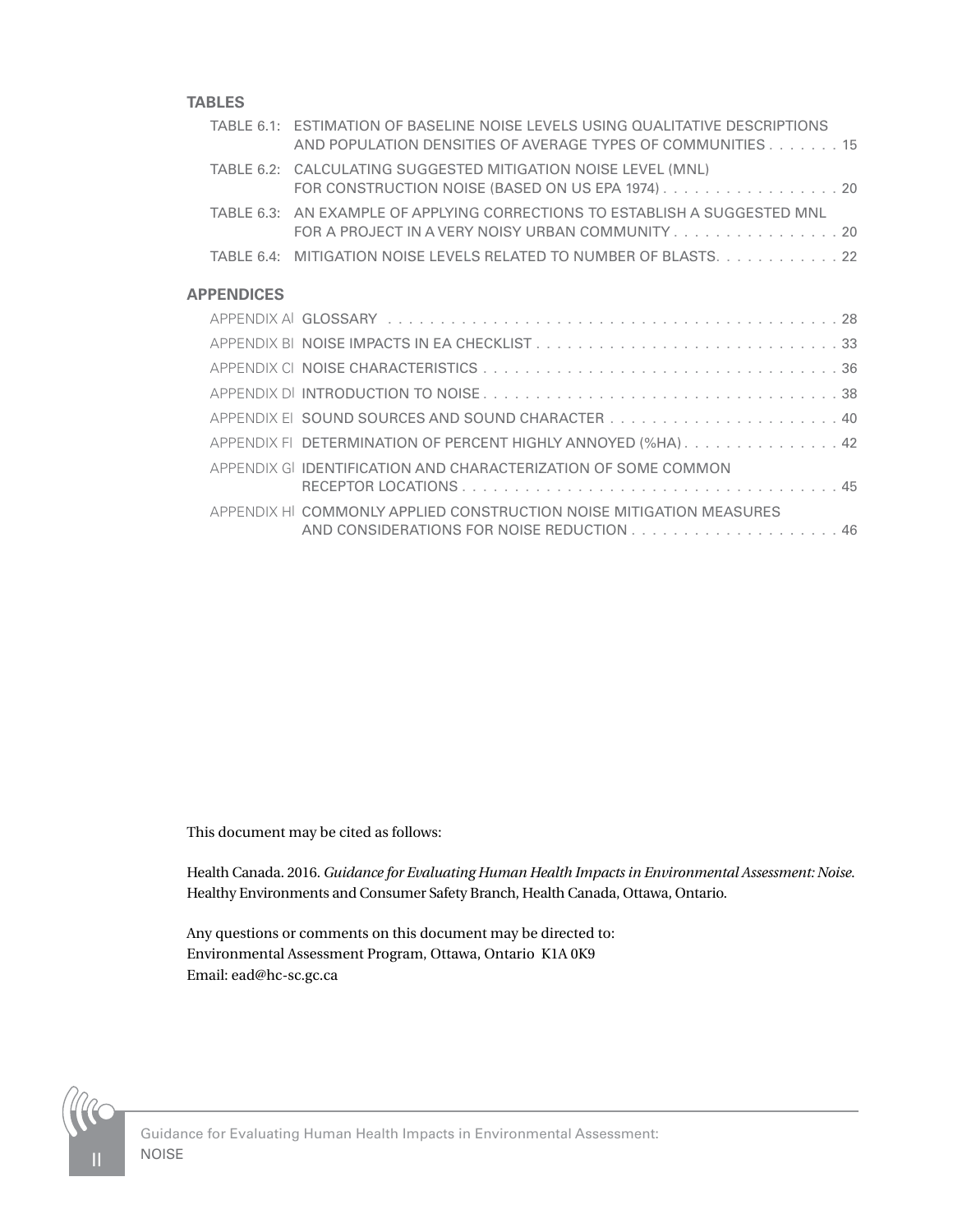**TABLES**

TABLE 6.1: ESTIMATION OF BASELINE NOISE LEVELS USING QUALITATIVE DESCRIPTIONS AND POPULATION DENSITIES OF AVERAGE TYPES OF COMMUNITIES . . . . . . . 15

TABLE 6.2: CALCULATING SUGGESTED MITIGATION NOISE LEVEL (MNL) FOR CONSTRUCTION NOISE (BASED ON US EPA 1974) . . . . . . . . . . . . . . . . . 20

TABLE 6.3: AN EXAMPLE OF APPLYING CORRECTIONS TO ESTABLISH A SUGGESTED MNL FOR A PROJECT IN A VERY NOISY URBAN COMMUNITY . . . . . . . . . . . . . . . . 20

TABLE 6.4: MITIGATION NOISE LEVELS RELATED TO NUMBER OF BLASTS. . . . . . . . . . . . 22

**APPENDICES**

APPENDIX A | GLOSSARY . . . . . . . . . . . . . . . . . . . . . . . . . . . . . . . . . . . . . . . . . . . . . 28

APPENDIX B | NOISE IMPACTS IN EA CHECKLIST . . . . . . . . . . . . . . . . . . . . . . . . . . . . . . 33

APPENDIX C | NOISE CHARACTERISTICS . . . . . . . . . . . . . . . . . . . . . . . . . . . . . . . . . . . . 36

APPENDIX D | INTRODUCTION TO NOISE . . . . . . . . . . . . . . . . . . . . . . . . . . . . . . . . . . . . 38

APPENDIX E | SOUND SOURCES AND SOUND CHARACTER . . . . . . . . . . . . . . . . . . . . . . . 40

APPENDIX F | DETERMINATION OF PERCENT HIGHLY ANNOYED (%HA) . . . . . . . . . . . . . . . . 42

APPENDIX G | IDENTIFICATION AND CHARACTERIZATION OF SOME COMMON RECEPTOR LOCATIONS . . . . . . . . . . . . . . . . . . . . . . . . . . . . . . . . . . . . . 45

APPENDIX H | COMMONLY APPLIED CONSTRUCTION NOISE MITIGATION MEASURES AND CONSIDERATIONS FOR NOISE REDUCTION . . . . . . . . . . . . . . . . . . . . 46

This document may be cited as follows:

Health Canada. 2016. *Guidance for Evaluating Human Health Impacts in Environmental Assessment: Noise*. Healthy Environments and Consumer Safety Branch, Health Canada, Ottawa, Ontario.

Any questions or comments on this document may be directed to:
Environmental Assessment Program, Ottawa, Ontario K1A 0K9
Email: ead@hc-sc.gc.ca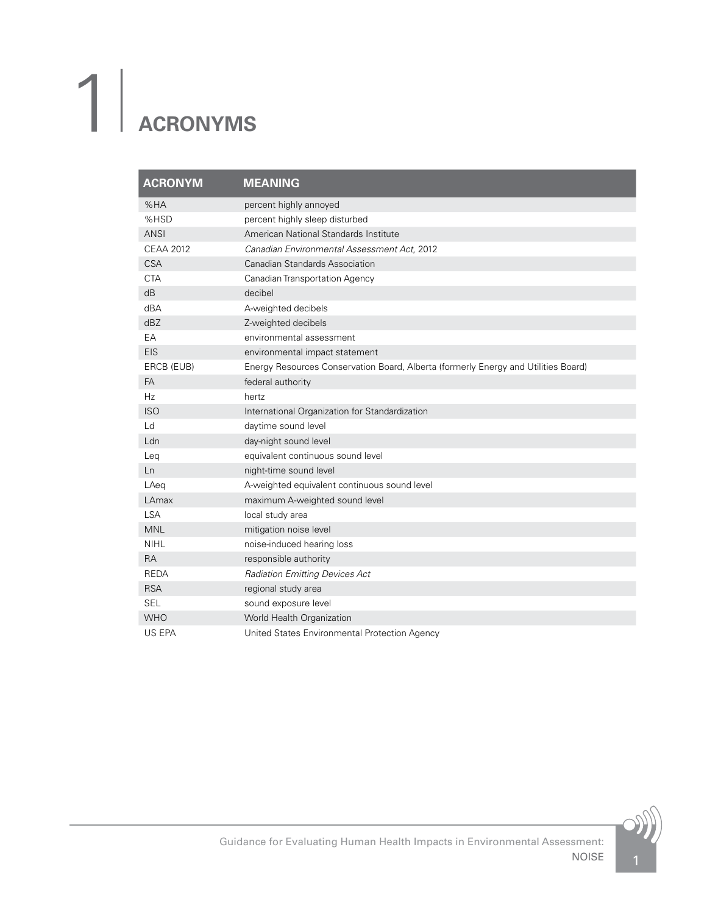# 1 ACRONYMS

| ACRONYM | MEANING |
|---|---|
| %HA | percent highly annoyed |
| %HSD | percent highly sleep disturbed |
| ANSI | American National Standards Institute |
| CEAA 2012 | *Canadian Environmental Assessment Act*, 2012 |
| CSA | Canadian Standards Association |
| CTA | Canadian Transportation Agency |
| dB | decibel |
| dBA | A-weighted decibels |
| dBZ | Z-weighted decibels |
| EA | environmental assessment |
| EIS | environmental impact statement |
| ERCB (EUB) | Energy Resources Conservation Board, Alberta (formerly Energy and Utilities Board) |
| FA | federal authority |
| Hz | hertz |
| ISO | International Organization for Standardization |
| Ld | daytime sound level |
| Ldn | day-night sound level |
| Leq | equivalent continuous sound level |
| Ln | night-time sound level |
| LAeq | A-weighted equivalent continuous sound level |
| LAmax | maximum A-weighted sound level |
| LSA | local study area |
| MNL | mitigation noise level |
| NIHL | noise-induced hearing loss |
| RA | responsible authority |
| REDA | *Radiation Emitting Devices Act* |
| RSA | regional study area |
| SEL | sound exposure level |
| WHO | World Health Organization |
| US EPA | United States Environmental Protection Agency |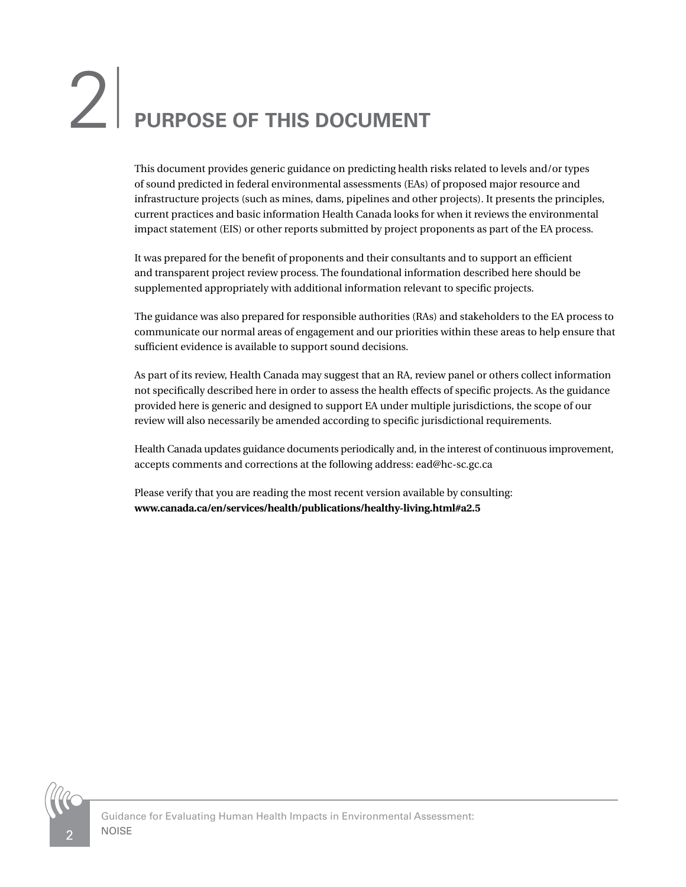# 2 PURPOSE OF THIS DOCUMENT

This document provides generic guidance on predicting health risks related to levels and/or types of sound predicted in federal environmental assessments (EAs) of proposed major resource and infrastructure projects (such as mines, dams, pipelines and other projects). It presents the principles, current practices and basic information Health Canada looks for when it reviews the environmental impact statement (EIS) or other reports submitted by project proponents as part of the EA process.

It was prepared for the benefit of proponents and their consultants and to support an efficient and transparent project review process. The foundational information described here should be supplemented appropriately with additional information relevant to specific projects.

The guidance was also prepared for responsible authorities (RAs) and stakeholders to the EA process to communicate our normal areas of engagement and our priorities within these areas to help ensure that sufficient evidence is available to support sound decisions.

As part of its review, Health Canada may suggest that an RA, review panel or others collect information not specifically described here in order to assess the health effects of specific projects. As the guidance provided here is generic and designed to support EA under multiple jurisdictions, the scope of our review will also necessarily be amended according to specific jurisdictional requirements.

Health Canada updates guidance documents periodically and, in the interest of continuous improvement, accepts comments and corrections at the following address: ead@hc-sc.gc.ca

Please verify that you are reading the most recent version available by consulting:
**www.canada.ca/en/services/health/publications/healthy-living.html#a2.5**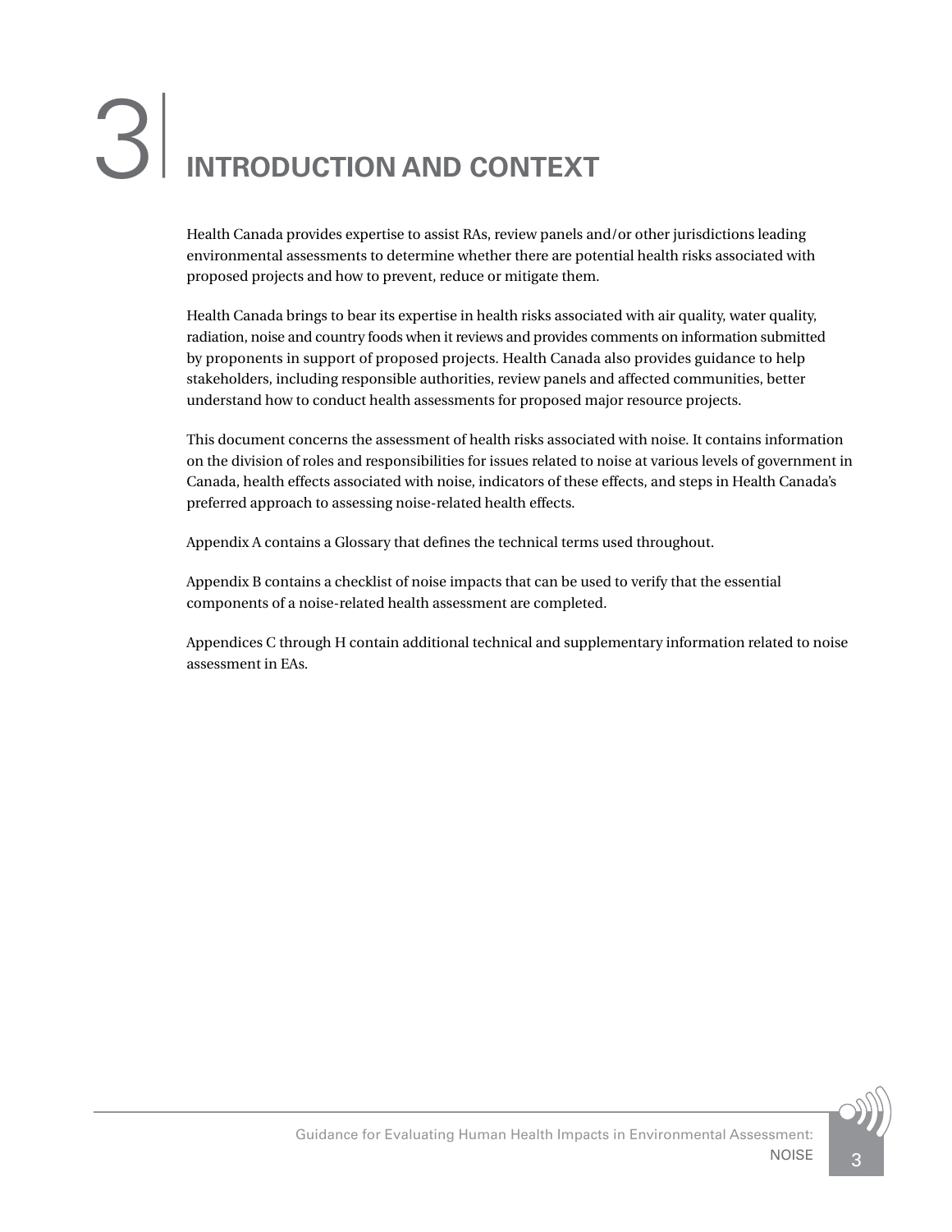# 3 INTRODUCTION AND CONTEXT

Health Canada provides expertise to assist RAs, review panels and/or other jurisdictions leading environmental assessments to determine whether there are potential health risks associated with proposed projects and how to prevent, reduce or mitigate them.

Health Canada brings to bear its expertise in health risks associated with air quality, water quality, radiation, noise and country foods when it reviews and provides comments on information submitted by proponents in support of proposed projects. Health Canada also provides guidance to help stakeholders, including responsible authorities, review panels and affected communities, better understand how to conduct health assessments for proposed major resource projects.

This document concerns the assessment of health risks associated with noise. It contains information on the division of roles and responsibilities for issues related to noise at various levels of government in Canada, health effects associated with noise, indicators of these effects, and steps in Health Canada's preferred approach to assessing noise-related health effects.

Appendix A contains a Glossary that defines the technical terms used throughout.

Appendix B contains a checklist of noise impacts that can be used to verify that the essential components of a noise-related health assessment are completed.

Appendices C through H contain additional technical and supplementary information related to noise assessment in EAs.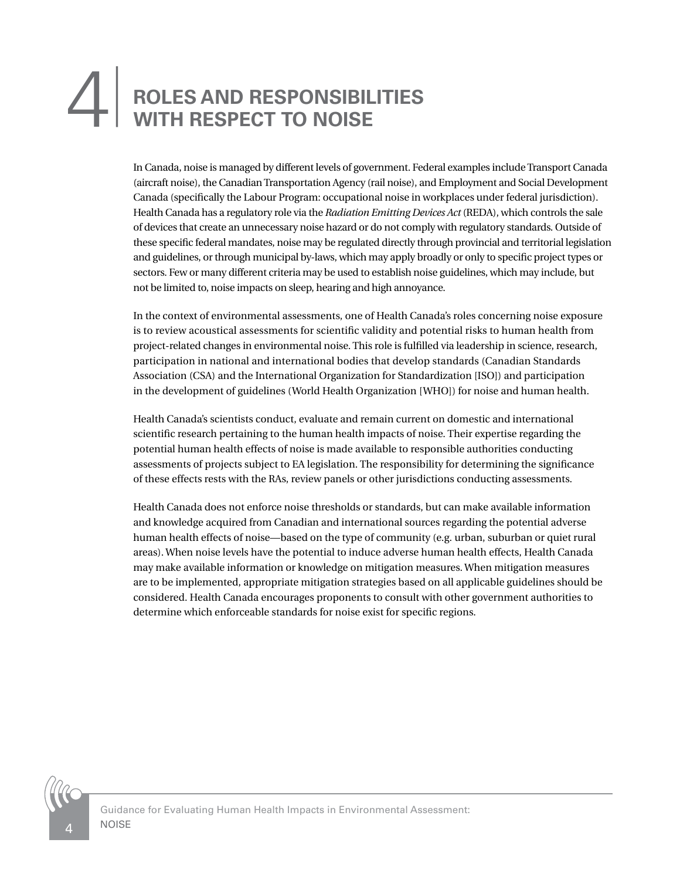# 4 ROLES AND RESPONSIBILITIES WITH RESPECT TO NOISE

In Canada, noise is managed by different levels of government. Federal examples include Transport Canada (aircraft noise), the Canadian Transportation Agency (rail noise), and Employment and Social Development Canada (specifically the Labour Program: occupational noise in workplaces under federal jurisdiction). Health Canada has a regulatory role via the *Radiation Emitting Devices Act* (REDA), which controls the sale of devices that create an unnecessary noise hazard or do not comply with regulatory standards. Outside of these specific federal mandates, noise may be regulated directly through provincial and territorial legislation and guidelines, or through municipal by-laws, which may apply broadly or only to specific project types or sectors. Few or many different criteria may be used to establish noise guidelines, which may include, but not be limited to, noise impacts on sleep, hearing and high annoyance.

In the context of environmental assessments, one of Health Canada's roles concerning noise exposure is to review acoustical assessments for scientific validity and potential risks to human health from project-related changes in environmental noise. This role is fulfilled via leadership in science, research, participation in national and international bodies that develop standards (Canadian Standards Association (CSA) and the International Organization for Standardization [ISO]) and participation in the development of guidelines (World Health Organization [WHO]) for noise and human health.

Health Canada's scientists conduct, evaluate and remain current on domestic and international scientific research pertaining to the human health impacts of noise. Their expertise regarding the potential human health effects of noise is made available to responsible authorities conducting assessments of projects subject to EA legislation. The responsibility for determining the significance of these effects rests with the RAs, review panels or other jurisdictions conducting assessments.

Health Canada does not enforce noise thresholds or standards, but can make available information and knowledge acquired from Canadian and international sources regarding the potential adverse human health effects of noise—based on the type of community (e.g. urban, suburban or quiet rural areas). When noise levels have the potential to induce adverse human health effects, Health Canada may make available information or knowledge on mitigation measures. When mitigation measures are to be implemented, appropriate mitigation strategies based on all applicable guidelines should be considered. Health Canada encourages proponents to consult with other government authorities to determine which enforceable standards for noise exist for specific regions.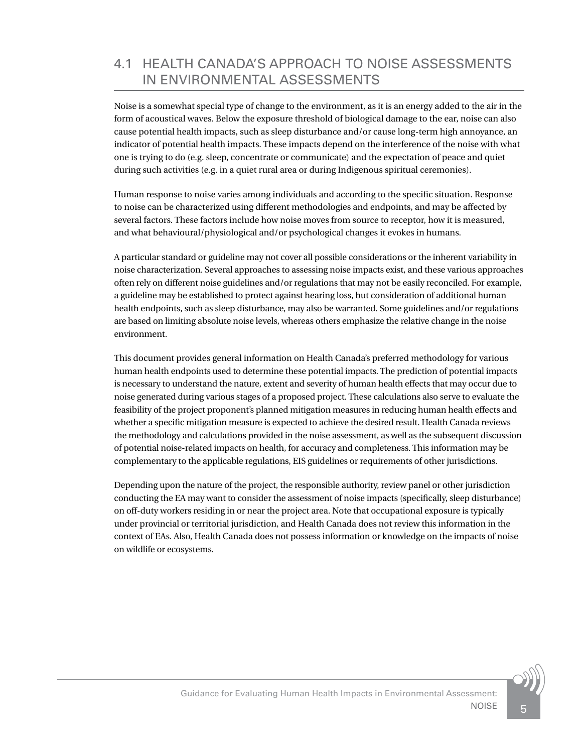## 4.1 HEALTH CANADA'S APPROACH TO NOISE ASSESSMENTS IN ENVIRONMENTAL ASSESSMENTS

Noise is a somewhat special type of change to the environment, as it is an energy added to the air in the form of acoustical waves. Below the exposure threshold of biological damage to the ear, noise can also cause potential health impacts, such as sleep disturbance and/or cause long-term high annoyance, an indicator of potential health impacts. These impacts depend on the interference of the noise with what one is trying to do (e.g. sleep, concentrate or communicate) and the expectation of peace and quiet during such activities (e.g. in a quiet rural area or during Indigenous spiritual ceremonies).

Human response to noise varies among individuals and according to the specific situation. Response to noise can be characterized using different methodologies and endpoints, and may be affected by several factors. These factors include how noise moves from source to receptor, how it is measured, and what behavioural/physiological and/or psychological changes it evokes in humans.

A particular standard or guideline may not cover all possible considerations or the inherent variability in noise characterization. Several approaches to assessing noise impacts exist, and these various approaches often rely on different noise guidelines and/or regulations that may not be easily reconciled. For example, a guideline may be established to protect against hearing loss, but consideration of additional human health endpoints, such as sleep disturbance, may also be warranted. Some guidelines and/or regulations are based on limiting absolute noise levels, whereas others emphasize the relative change in the noise environment.

This document provides general information on Health Canada's preferred methodology for various human health endpoints used to determine these potential impacts. The prediction of potential impacts is necessary to understand the nature, extent and severity of human health effects that may occur due to noise generated during various stages of a proposed project. These calculations also serve to evaluate the feasibility of the project proponent's planned mitigation measures in reducing human health effects and whether a specific mitigation measure is expected to achieve the desired result. Health Canada reviews the methodology and calculations provided in the noise assessment, as well as the subsequent discussion of potential noise-related impacts on health, for accuracy and completeness. This information may be complementary to the applicable regulations, EIS guidelines or requirements of other jurisdictions.

Depending upon the nature of the project, the responsible authority, review panel or other jurisdiction conducting the EA may want to consider the assessment of noise impacts (specifically, sleep disturbance) on off-duty workers residing in or near the project area. Note that occupational exposure is typically under provincial or territorial jurisdiction, and Health Canada does not review this information in the context of EAs. Also, Health Canada does not possess information or knowledge on the impacts of noise on wildlife or ecosystems.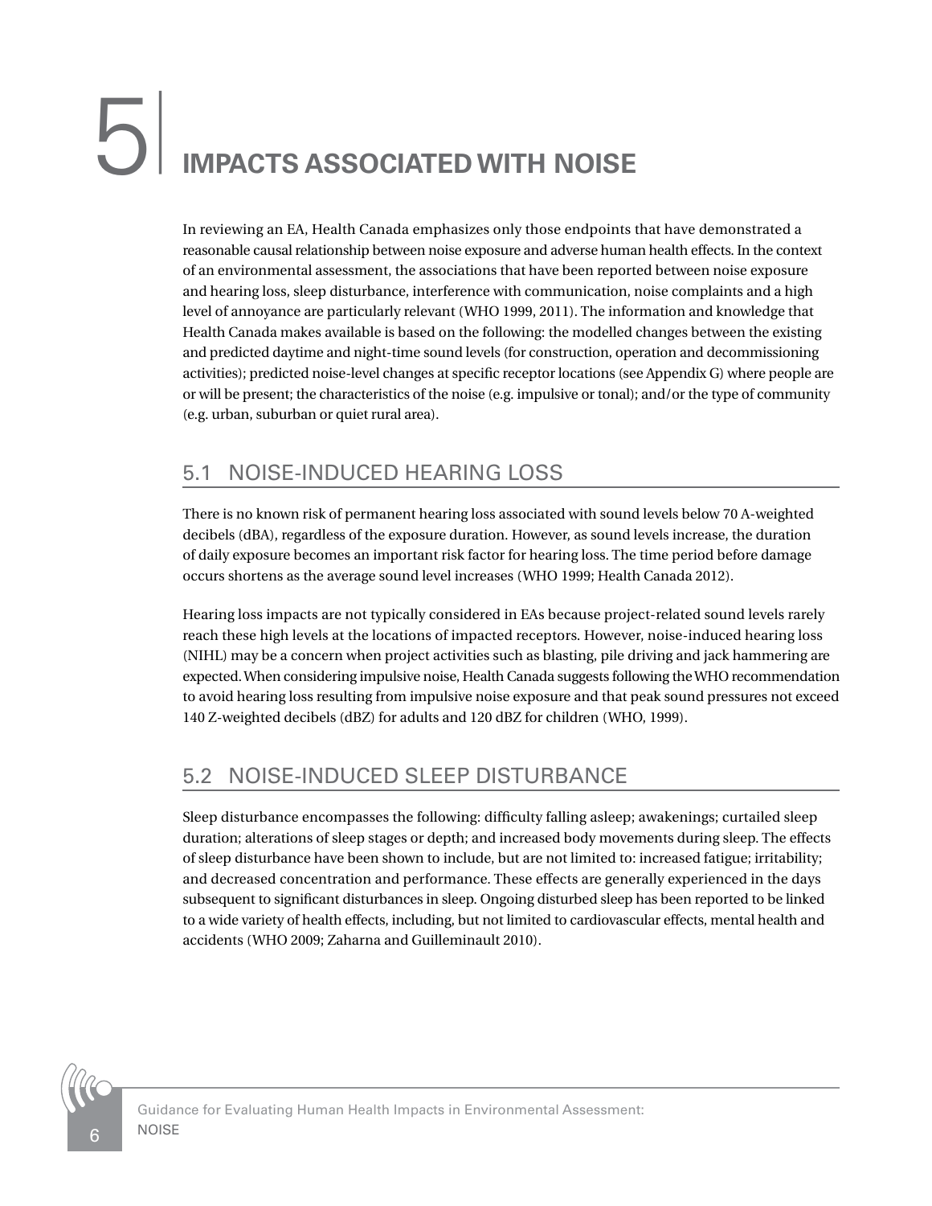# 5 IMPACTS ASSOCIATED WITH NOISE

In reviewing an EA, Health Canada emphasizes only those endpoints that have demonstrated a reasonable causal relationship between noise exposure and adverse human health effects. In the context of an environmental assessment, the associations that have been reported between noise exposure and hearing loss, sleep disturbance, interference with communication, noise complaints and a high level of annoyance are particularly relevant (WHO 1999, 2011). The information and knowledge that Health Canada makes available is based on the following: the modelled changes between the existing and predicted daytime and night-time sound levels (for construction, operation and decommissioning activities); predicted noise-level changes at specific receptor locations (see Appendix G) where people are or will be present; the characteristics of the noise (e.g. impulsive or tonal); and/or the type of community (e.g. urban, suburban or quiet rural area).

## 5.1 NOISE-INDUCED HEARING LOSS

There is no known risk of permanent hearing loss associated with sound levels below 70 A-weighted decibels (dBA), regardless of the exposure duration. However, as sound levels increase, the duration of daily exposure becomes an important risk factor for hearing loss. The time period before damage occurs shortens as the average sound level increases (WHO 1999; Health Canada 2012).

Hearing loss impacts are not typically considered in EAs because project-related sound levels rarely reach these high levels at the locations of impacted receptors. However, noise-induced hearing loss (NIHL) may be a concern when project activities such as blasting, pile driving and jack hammering are expected. When considering impulsive noise, Health Canada suggests following the WHO recommendation to avoid hearing loss resulting from impulsive noise exposure and that peak sound pressures not exceed 140 Z-weighted decibels (dBZ) for adults and 120 dBZ for children (WHO, 1999).

## 5.2 NOISE-INDUCED SLEEP DISTURBANCE

Sleep disturbance encompasses the following: difficulty falling asleep; awakenings; curtailed sleep duration; alterations of sleep stages or depth; and increased body movements during sleep. The effects of sleep disturbance have been shown to include, but are not limited to: increased fatigue; irritability; and decreased concentration and performance. These effects are generally experienced in the days subsequent to significant disturbances in sleep. Ongoing disturbed sleep has been reported to be linked to a wide variety of health effects, including, but not limited to cardiovascular effects, mental health and accidents (WHO 2009; Zaharna and Guilleminault 2010).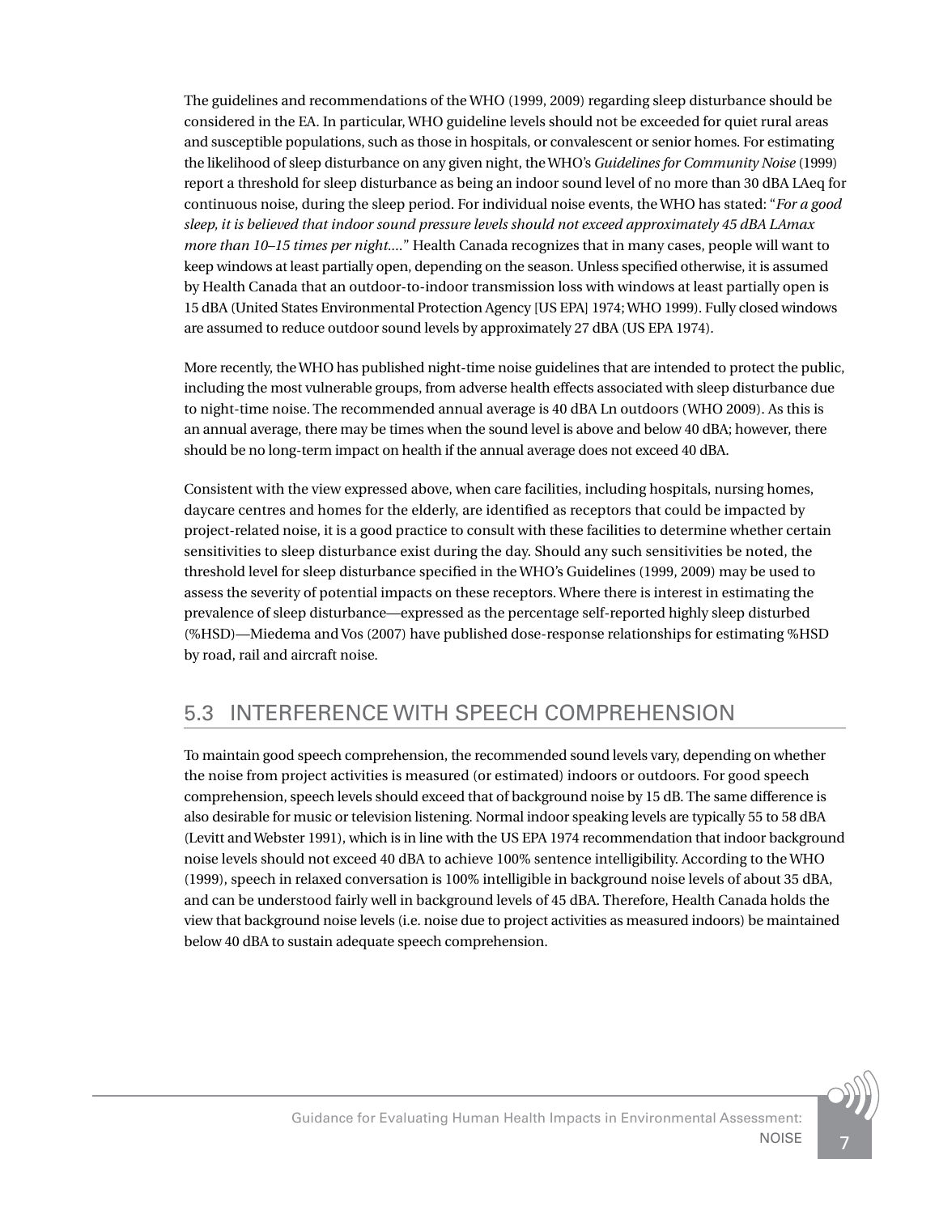The guidelines and recommendations of the WHO (1999, 2009) regarding sleep disturbance should be considered in the EA. In particular, WHO guideline levels should not be exceeded for quiet rural areas and susceptible populations, such as those in hospitals, or convalescent or senior homes. For estimating the likelihood of sleep disturbance on any given night, the WHO's *Guidelines for Community Noise* (1999) report a threshold for sleep disturbance as being an indoor sound level of no more than 30 dBA LAeq for continuous noise, during the sleep period. For individual noise events, the WHO has stated: "*For a good sleep, it is believed that indoor sound pressure levels should not exceed approximately 45 dBA LAmax more than 10–15 times per night....*" Health Canada recognizes that in many cases, people will want to keep windows at least partially open, depending on the season. Unless specified otherwise, it is assumed by Health Canada that an outdoor-to-indoor transmission loss with windows at least partially open is 15 dBA (United States Environmental Protection Agency [US EPA] 1974; WHO 1999). Fully closed windows are assumed to reduce outdoor sound levels by approximately 27 dBA (US EPA 1974).

More recently, the WHO has published night-time noise guidelines that are intended to protect the public, including the most vulnerable groups, from adverse health effects associated with sleep disturbance due to night-time noise. The recommended annual average is 40 dBA Ln outdoors (WHO 2009). As this is an annual average, there may be times when the sound level is above and below 40 dBA; however, there should be no long-term impact on health if the annual average does not exceed 40 dBA.

Consistent with the view expressed above, when care facilities, including hospitals, nursing homes, daycare centres and homes for the elderly, are identified as receptors that could be impacted by project-related noise, it is a good practice to consult with these facilities to determine whether certain sensitivities to sleep disturbance exist during the day. Should any such sensitivities be noted, the threshold level for sleep disturbance specified in the WHO's Guidelines (1999, 2009) may be used to assess the severity of potential impacts on these receptors. Where there is interest in estimating the prevalence of sleep disturbance—expressed as the percentage self-reported highly sleep disturbed (%HSD)—Miedema and Vos (2007) have published dose-response relationships for estimating %HSD by road, rail and aircraft noise.

## 5.3 INTERFERENCE WITH SPEECH COMPREHENSION

To maintain good speech comprehension, the recommended sound levels vary, depending on whether the noise from project activities is measured (or estimated) indoors or outdoors. For good speech comprehension, speech levels should exceed that of background noise by 15 dB. The same difference is also desirable for music or television listening. Normal indoor speaking levels are typically 55 to 58 dBA (Levitt and Webster 1991), which is in line with the US EPA 1974 recommendation that indoor background noise levels should not exceed 40 dBA to achieve 100% sentence intelligibility. According to the WHO (1999), speech in relaxed conversation is 100% intelligible in background noise levels of about 35 dBA, and can be understood fairly well in background levels of 45 dBA. Therefore, Health Canada holds the view that background noise levels (i.e. noise due to project activities as measured indoors) be maintained below 40 dBA to sustain adequate speech comprehension.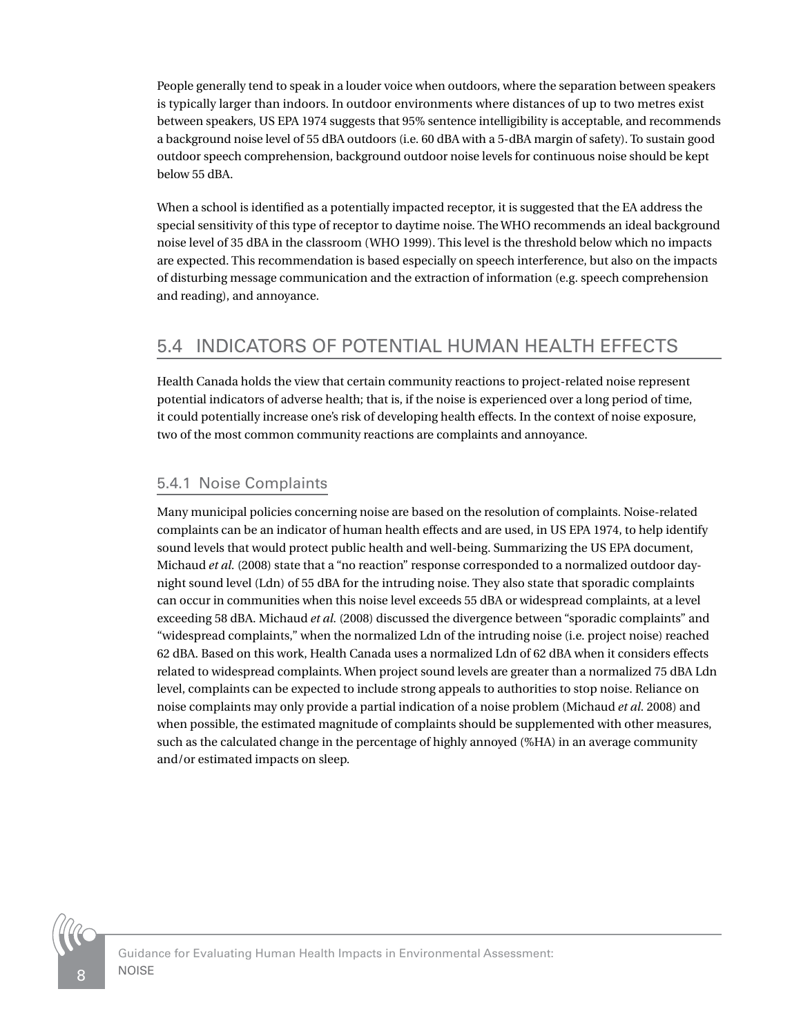People generally tend to speak in a louder voice when outdoors, where the separation between speakers is typically larger than indoors. In outdoor environments where distances of up to two metres exist between speakers, US EPA 1974 suggests that 95% sentence intelligibility is acceptable, and recommends a background noise level of 55 dBA outdoors (i.e. 60 dBA with a 5-dBA margin of safety). To sustain good outdoor speech comprehension, background outdoor noise levels for continuous noise should be kept below 55 dBA.

When a school is identified as a potentially impacted receptor, it is suggested that the EA address the special sensitivity of this type of receptor to daytime noise. The WHO recommends an ideal background noise level of 35 dBA in the classroom (WHO 1999). This level is the threshold below which no impacts are expected. This recommendation is based especially on speech interference, but also on the impacts of disturbing message communication and the extraction of information (e.g. speech comprehension and reading), and annoyance.

## 5.4 INDICATORS OF POTENTIAL HUMAN HEALTH EFFECTS

Health Canada holds the view that certain community reactions to project-related noise represent potential indicators of adverse health; that is, if the noise is experienced over a long period of time, it could potentially increase one's risk of developing health effects. In the context of noise exposure, two of the most common community reactions are complaints and annoyance.

### 5.4.1 Noise Complaints

Many municipal policies concerning noise are based on the resolution of complaints. Noise-related complaints can be an indicator of human health effects and are used, in US EPA 1974, to help identify sound levels that would protect public health and well-being. Summarizing the US EPA document, Michaud *et al.* (2008) state that a "no reaction" response corresponded to a normalized outdoor day-night sound level (Ldn) of 55 dBA for the intruding noise. They also state that sporadic complaints can occur in communities when this noise level exceeds 55 dBA or widespread complaints, at a level exceeding 58 dBA. Michaud *et al.* (2008) discussed the divergence between "sporadic complaints" and "widespread complaints," when the normalized Ldn of the intruding noise (i.e. project noise) reached 62 dBA. Based on this work, Health Canada uses a normalized Ldn of 62 dBA when it considers effects related to widespread complaints. When project sound levels are greater than a normalized 75 dBA Ldn level, complaints can be expected to include strong appeals to authorities to stop noise. Reliance on noise complaints may only provide a partial indication of a noise problem (Michaud *et al.* 2008) and when possible, the estimated magnitude of complaints should be supplemented with other measures, such as the calculated change in the percentage of highly annoyed (%HA) in an average community and/or estimated impacts on sleep.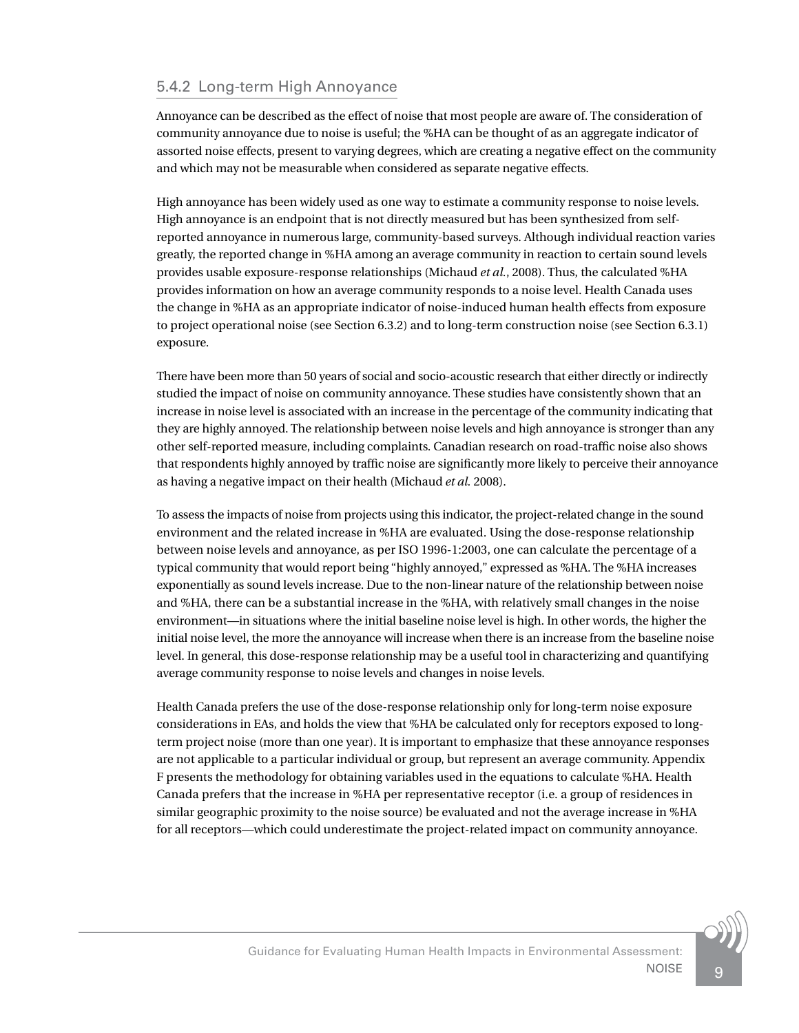### 5.4.2 Long-term High Annoyance

Annoyance can be described as the effect of noise that most people are aware of. The consideration of community annoyance due to noise is useful; the %HA can be thought of as an aggregate indicator of assorted noise effects, present to varying degrees, which are creating a negative effect on the community and which may not be measurable when considered as separate negative effects.

High annoyance has been widely used as one way to estimate a community response to noise levels. High annoyance is an endpoint that is not directly measured but has been synthesized from self-reported annoyance in numerous large, community-based surveys. Although individual reaction varies greatly, the reported change in %HA among an average community in reaction to certain sound levels provides usable exposure-response relationships (Michaud *et al.*, 2008). Thus, the calculated %HA provides information on how an average community responds to a noise level. Health Canada uses the change in %HA as an appropriate indicator of noise-induced human health effects from exposure to project operational noise (see Section 6.3.2) and to long-term construction noise (see Section 6.3.1) exposure.

There have been more than 50 years of social and socio-acoustic research that either directly or indirectly studied the impact of noise on community annoyance. These studies have consistently shown that an increase in noise level is associated with an increase in the percentage of the community indicating that they are highly annoyed. The relationship between noise levels and high annoyance is stronger than any other self-reported measure, including complaints. Canadian research on road-traffic noise also shows that respondents highly annoyed by traffic noise are significantly more likely to perceive their annoyance as having a negative impact on their health (Michaud *et al.* 2008).

To assess the impacts of noise from projects using this indicator, the project-related change in the sound environment and the related increase in %HA are evaluated. Using the dose-response relationship between noise levels and annoyance, as per ISO 1996-1:2003, one can calculate the percentage of a typical community that would report being "highly annoyed," expressed as %HA. The %HA increases exponentially as sound levels increase. Due to the non-linear nature of the relationship between noise and %HA, there can be a substantial increase in the %HA, with relatively small changes in the noise environment—in situations where the initial baseline noise level is high. In other words, the higher the initial noise level, the more the annoyance will increase when there is an increase from the baseline noise level. In general, this dose-response relationship may be a useful tool in characterizing and quantifying average community response to noise levels and changes in noise levels.

Health Canada prefers the use of the dose-response relationship only for long-term noise exposure considerations in EAs, and holds the view that %HA be calculated only for receptors exposed to long-term project noise (more than one year). It is important to emphasize that these annoyance responses are not applicable to a particular individual or group, but represent an average community. Appendix F presents the methodology for obtaining variables used in the equations to calculate %HA. Health Canada prefers that the increase in %HA per representative receptor (i.e. a group of residences in similar geographic proximity to the noise source) be evaluated and not the average increase in %HA for all receptors—which could underestimate the project-related impact on community annoyance.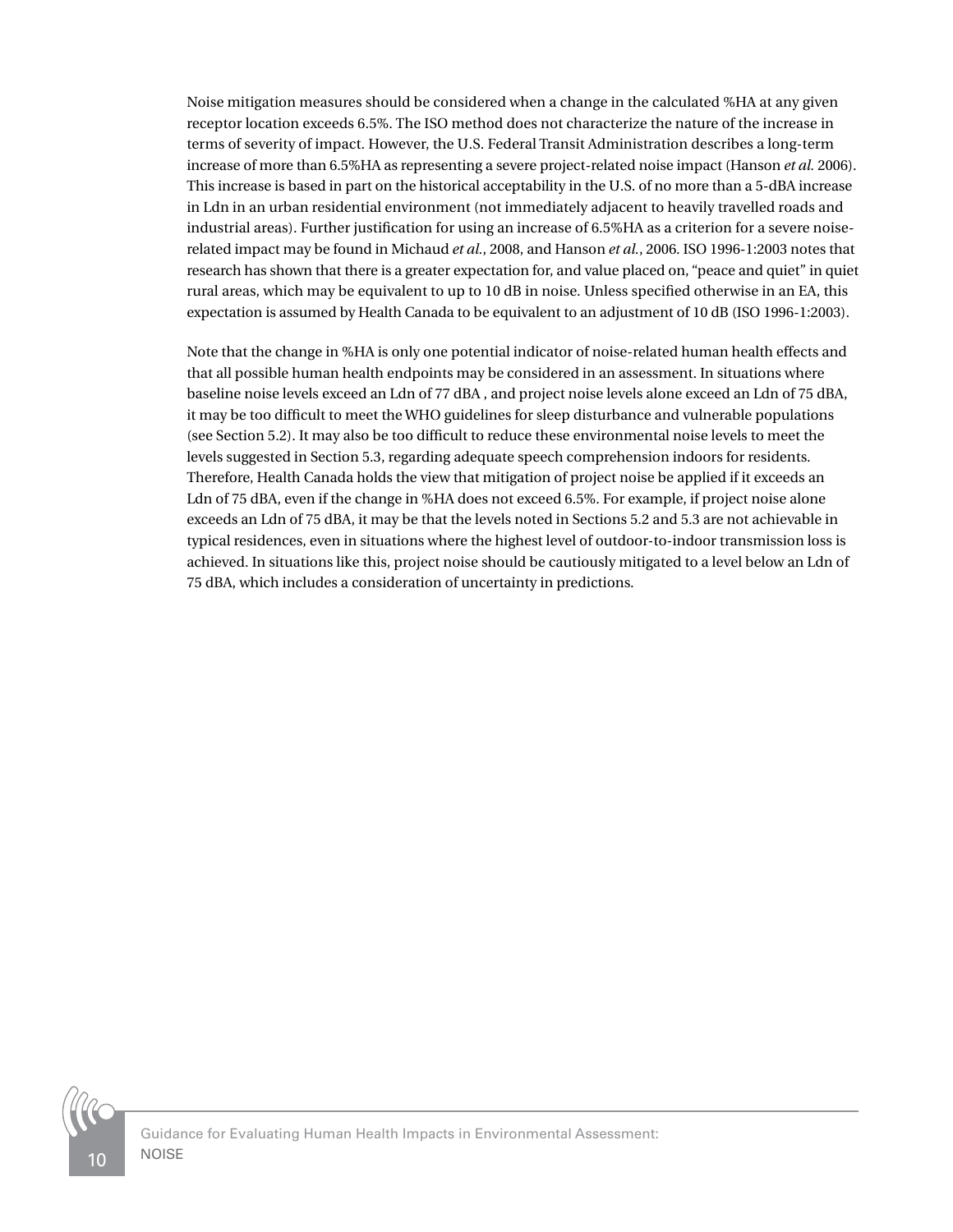Noise mitigation measures should be considered when a change in the calculated %HA at any given receptor location exceeds 6.5%. The ISO method does not characterize the nature of the increase in terms of severity of impact. However, the U.S. Federal Transit Administration describes a long-term increase of more than 6.5%HA as representing a severe project-related noise impact (Hanson *et al.* 2006). This increase is based in part on the historical acceptability in the U.S. of no more than a 5-dBA increase in Ldn in an urban residential environment (not immediately adjacent to heavily travelled roads and industrial areas). Further justification for using an increase of 6.5%HA as a criterion for a severe noise-related impact may be found in Michaud *et al.*, 2008, and Hanson *et al.*, 2006. ISO 1996-1:2003 notes that research has shown that there is a greater expectation for, and value placed on, "peace and quiet" in quiet rural areas, which may be equivalent to up to 10 dB in noise. Unless specified otherwise in an EA, this expectation is assumed by Health Canada to be equivalent to an adjustment of 10 dB (ISO 1996-1:2003).

Note that the change in %HA is only one potential indicator of noise-related human health effects and that all possible human health endpoints may be considered in an assessment. In situations where baseline noise levels exceed an Ldn of 77 dBA , and project noise levels alone exceed an Ldn of 75 dBA, it may be too difficult to meet the WHO guidelines for sleep disturbance and vulnerable populations (see Section 5.2). It may also be too difficult to reduce these environmental noise levels to meet the levels suggested in Section 5.3, regarding adequate speech comprehension indoors for residents. Therefore, Health Canada holds the view that mitigation of project noise be applied if it exceeds an Ldn of 75 dBA, even if the change in %HA does not exceed 6.5%. For example, if project noise alone exceeds an Ldn of 75 dBA, it may be that the levels noted in Sections 5.2 and 5.3 are not achievable in typical residences, even in situations where the highest level of outdoor-to-indoor transmission loss is achieved. In situations like this, project noise should be cautiously mitigated to a level below an Ldn of 75 dBA, which includes a consideration of uncertainty in predictions.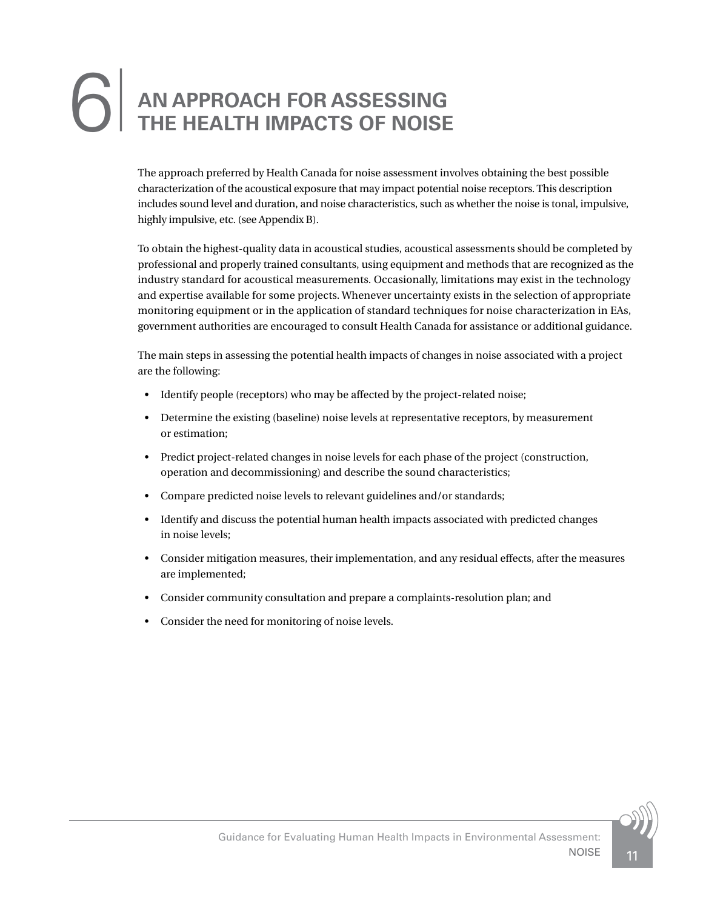# 6 AN APPROACH FOR ASSESSING THE HEALTH IMPACTS OF NOISE

The approach preferred by Health Canada for noise assessment involves obtaining the best possible characterization of the acoustical exposure that may impact potential noise receptors. This description includes sound level and duration, and noise characteristics, such as whether the noise is tonal, impulsive, highly impulsive, etc. (see Appendix B).

To obtain the highest-quality data in acoustical studies, acoustical assessments should be completed by professional and properly trained consultants, using equipment and methods that are recognized as the industry standard for acoustical measurements. Occasionally, limitations may exist in the technology and expertise available for some projects. Whenever uncertainty exists in the selection of appropriate monitoring equipment or in the application of standard techniques for noise characterization in EAs, government authorities are encouraged to consult Health Canada for assistance or additional guidance.

The main steps in assessing the potential health impacts of changes in noise associated with a project are the following:

- Identify people (receptors) who may be affected by the project-related noise;
- Determine the existing (baseline) noise levels at representative receptors, by measurement or estimation;
- Predict project-related changes in noise levels for each phase of the project (construction, operation and decommissioning) and describe the sound characteristics;
- Compare predicted noise levels to relevant guidelines and/or standards;
- Identify and discuss the potential human health impacts associated with predicted changes in noise levels;
- Consider mitigation measures, their implementation, and any residual effects, after the measures are implemented;
- Consider community consultation and prepare a complaints-resolution plan; and
- Consider the need for monitoring of noise levels.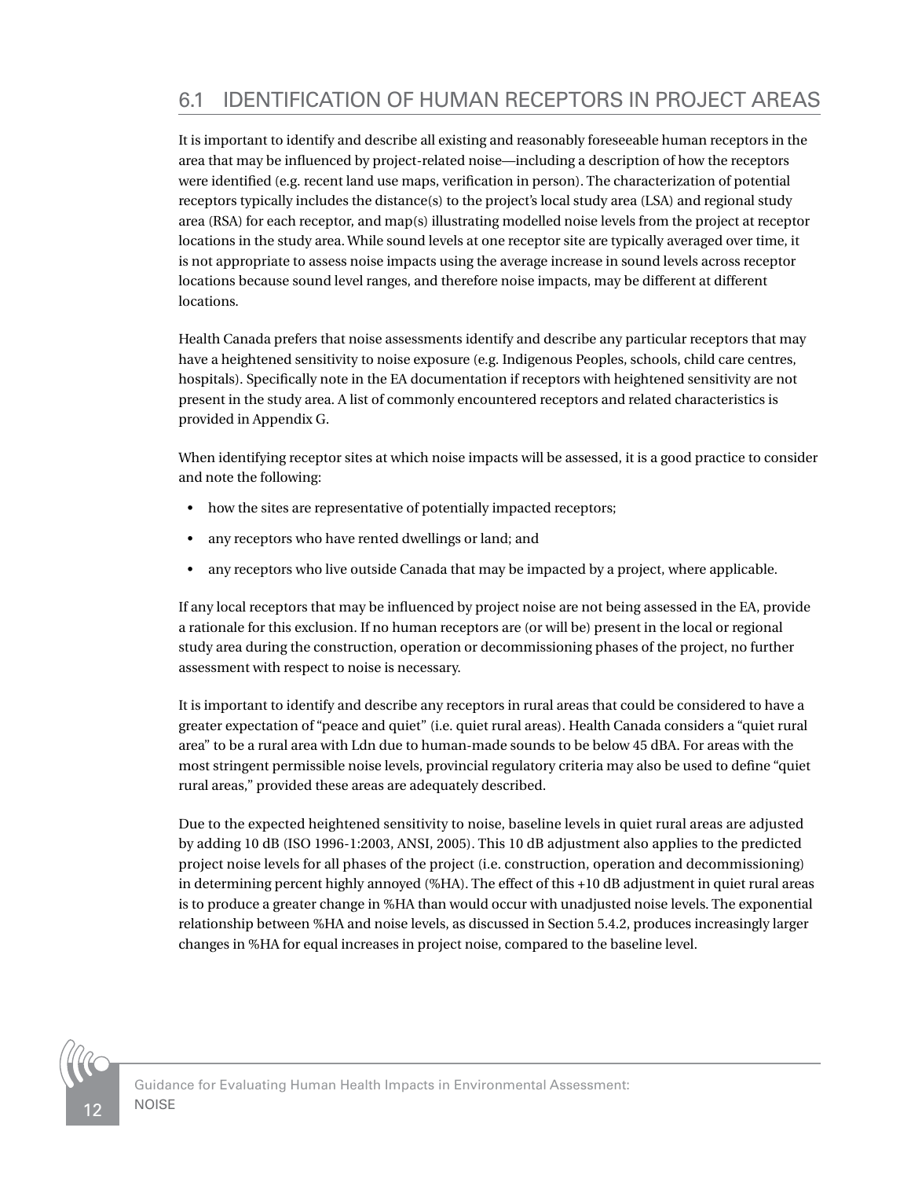## 6.1 IDENTIFICATION OF HUMAN RECEPTORS IN PROJECT AREAS

It is important to identify and describe all existing and reasonably foreseeable human receptors in the area that may be influenced by project-related noise—including a description of how the receptors were identified (e.g. recent land use maps, verification in person). The characterization of potential receptors typically includes the distance(s) to the project's local study area (LSA) and regional study area (RSA) for each receptor, and map(s) illustrating modelled noise levels from the project at receptor locations in the study area. While sound levels at one receptor site are typically averaged over time, it is not appropriate to assess noise impacts using the average increase in sound levels across receptor locations because sound level ranges, and therefore noise impacts, may be different at different locations.

Health Canada prefers that noise assessments identify and describe any particular receptors that may have a heightened sensitivity to noise exposure (e.g. Indigenous Peoples, schools, child care centres, hospitals). Specifically note in the EA documentation if receptors with heightened sensitivity are not present in the study area. A list of commonly encountered receptors and related characteristics is provided in Appendix G.

When identifying receptor sites at which noise impacts will be assessed, it is a good practice to consider and note the following:

- how the sites are representative of potentially impacted receptors;
- any receptors who have rented dwellings or land; and
- any receptors who live outside Canada that may be impacted by a project, where applicable.

If any local receptors that may be influenced by project noise are not being assessed in the EA, provide a rationale for this exclusion. If no human receptors are (or will be) present in the local or regional study area during the construction, operation or decommissioning phases of the project, no further assessment with respect to noise is necessary.

It is important to identify and describe any receptors in rural areas that could be considered to have a greater expectation of "peace and quiet" (i.e. quiet rural areas). Health Canada considers a "quiet rural area" to be a rural area with Ldn due to human-made sounds to be below 45 dBA. For areas with the most stringent permissible noise levels, provincial regulatory criteria may also be used to define "quiet rural areas," provided these areas are adequately described.

Due to the expected heightened sensitivity to noise, baseline levels in quiet rural areas are adjusted by adding 10 dB (ISO 1996-1:2003, ANSI, 2005). This 10 dB adjustment also applies to the predicted project noise levels for all phases of the project (i.e. construction, operation and decommissioning) in determining percent highly annoyed (%HA). The effect of this +10 dB adjustment in quiet rural areas is to produce a greater change in %HA than would occur with unadjusted noise levels. The exponential relationship between %HA and noise levels, as discussed in Section 5.4.2, produces increasingly larger changes in %HA for equal increases in project noise, compared to the baseline level.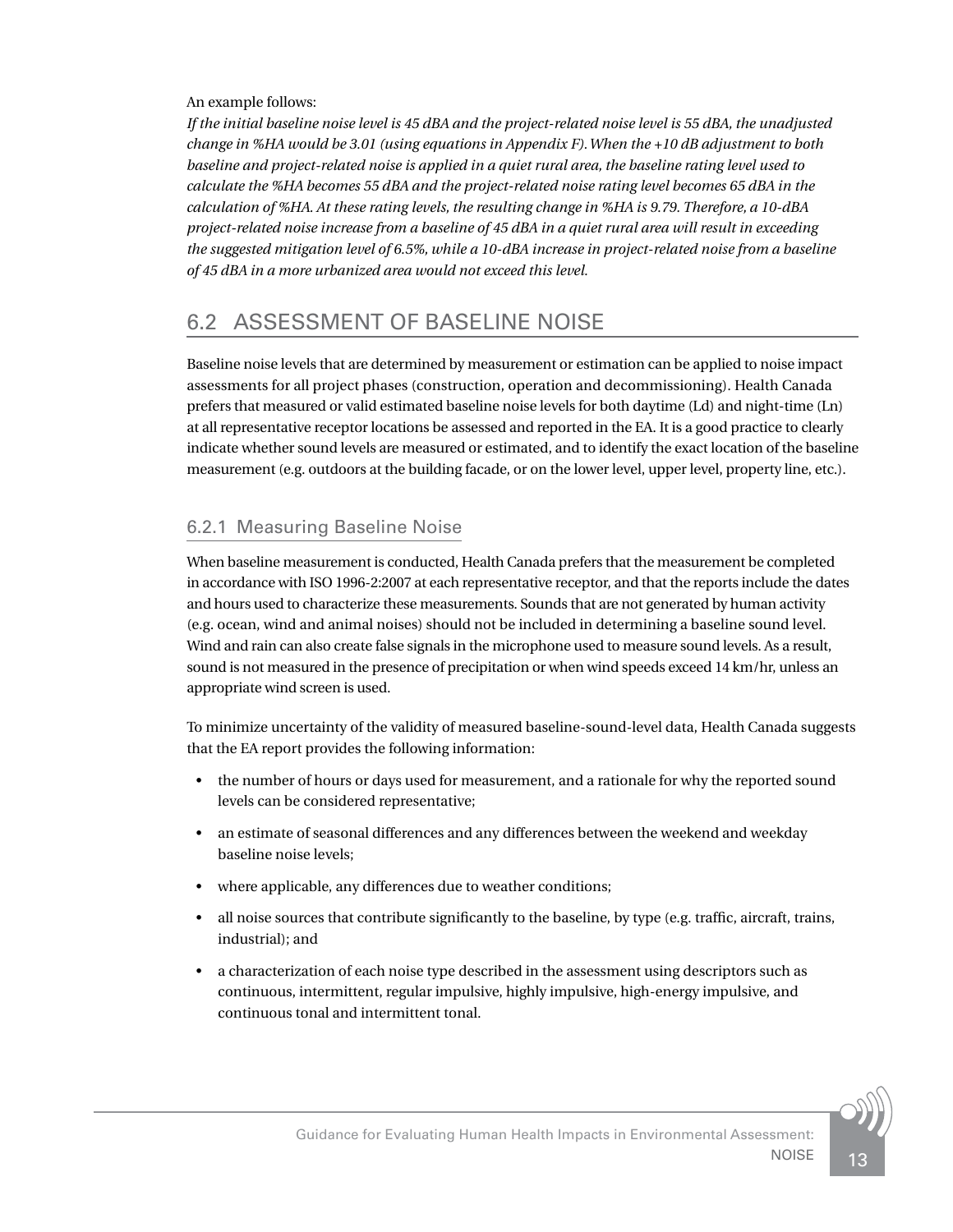An example follows:

*If the initial baseline noise level is 45 dBA and the project-related noise level is 55 dBA, the unadjusted change in %HA would be 3.01 (using equations in Appendix F). When the +10 dB adjustment to both baseline and project-related noise is applied in a quiet rural area, the baseline rating level used to calculate the %HA becomes 55 dBA and the project-related noise rating level becomes 65 dBA in the calculation of %HA. At these rating levels, the resulting change in %HA is 9.79. Therefore, a 10-dBA project-related noise increase from a baseline of 45 dBA in a quiet rural area will result in exceeding the suggested mitigation level of 6.5%, while a 10-dBA increase in project-related noise from a baseline of 45 dBA in a more urbanized area would not exceed this level.*

## 6.2 ASSESSMENT OF BASELINE NOISE

Baseline noise levels that are determined by measurement or estimation can be applied to noise impact assessments for all project phases (construction, operation and decommissioning). Health Canada prefers that measured or valid estimated baseline noise levels for both daytime (Ld) and night-time (Ln) at all representative receptor locations be assessed and reported in the EA. It is a good practice to clearly indicate whether sound levels are measured or estimated, and to identify the exact location of the baseline measurement (e.g. outdoors at the building facade, or on the lower level, upper level, property line, etc.).

### 6.2.1 Measuring Baseline Noise

When baseline measurement is conducted, Health Canada prefers that the measurement be completed in accordance with ISO 1996-2:2007 at each representative receptor, and that the reports include the dates and hours used to characterize these measurements. Sounds that are not generated by human activity (e.g. ocean, wind and animal noises) should not be included in determining a baseline sound level. Wind and rain can also create false signals in the microphone used to measure sound levels. As a result, sound is not measured in the presence of precipitation or when wind speeds exceed 14 km/hr, unless an appropriate wind screen is used.

To minimize uncertainty of the validity of measured baseline-sound-level data, Health Canada suggests that the EA report provides the following information:

- the number of hours or days used for measurement, and a rationale for why the reported sound levels can be considered representative;
- an estimate of seasonal differences and any differences between the weekend and weekday baseline noise levels;
- where applicable, any differences due to weather conditions;
- all noise sources that contribute significantly to the baseline, by type (e.g. traffic, aircraft, trains, industrial); and
- a characterization of each noise type described in the assessment using descriptors such as continuous, intermittent, regular impulsive, highly impulsive, high-energy impulsive, and continuous tonal and intermittent tonal.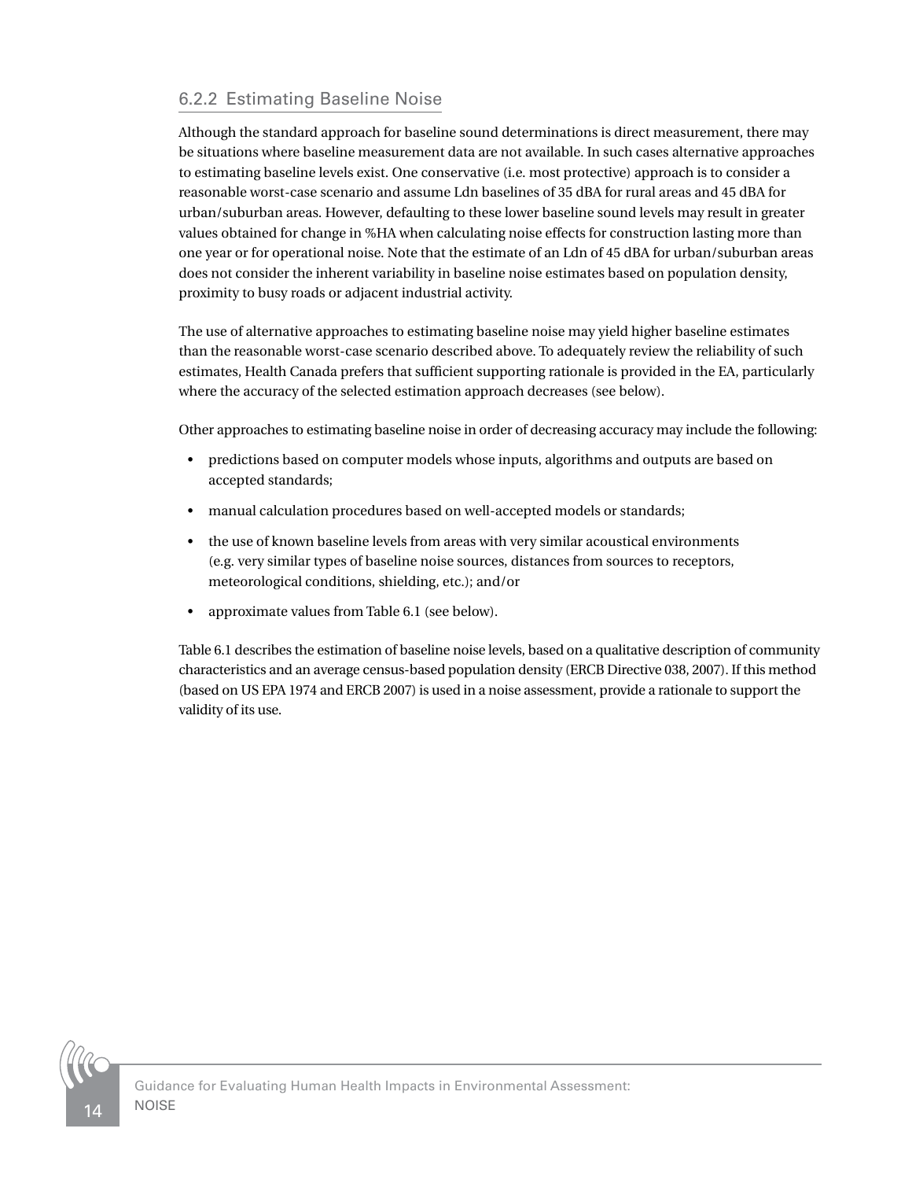### 6.2.2 Estimating Baseline Noise

Although the standard approach for baseline sound determinations is direct measurement, there may be situations where baseline measurement data are not available. In such cases alternative approaches to estimating baseline levels exist. One conservative (i.e. most protective) approach is to consider a reasonable worst-case scenario and assume Ldn baselines of 35 dBA for rural areas and 45 dBA for urban/suburban areas. However, defaulting to these lower baseline sound levels may result in greater values obtained for change in %HA when calculating noise effects for construction lasting more than one year or for operational noise. Note that the estimate of an Ldn of 45 dBA for urban/suburban areas does not consider the inherent variability in baseline noise estimates based on population density, proximity to busy roads or adjacent industrial activity.

The use of alternative approaches to estimating baseline noise may yield higher baseline estimates than the reasonable worst-case scenario described above. To adequately review the reliability of such estimates, Health Canada prefers that sufficient supporting rationale is provided in the EA, particularly where the accuracy of the selected estimation approach decreases (see below).

Other approaches to estimating baseline noise in order of decreasing accuracy may include the following:

- predictions based on computer models whose inputs, algorithms and outputs are based on accepted standards;
- manual calculation procedures based on well-accepted models or standards;
- the use of known baseline levels from areas with very similar acoustical environments (e.g. very similar types of baseline noise sources, distances from sources to receptors, meteorological conditions, shielding, etc.); and/or
- approximate values from Table 6.1 (see below).

Table 6.1 describes the estimation of baseline noise levels, based on a qualitative description of community characteristics and an average census-based population density (ERCB Directive 038, 2007). If this method (based on US EPA 1974 and ERCB 2007) is used in a noise assessment, provide a rationale to support the validity of its use.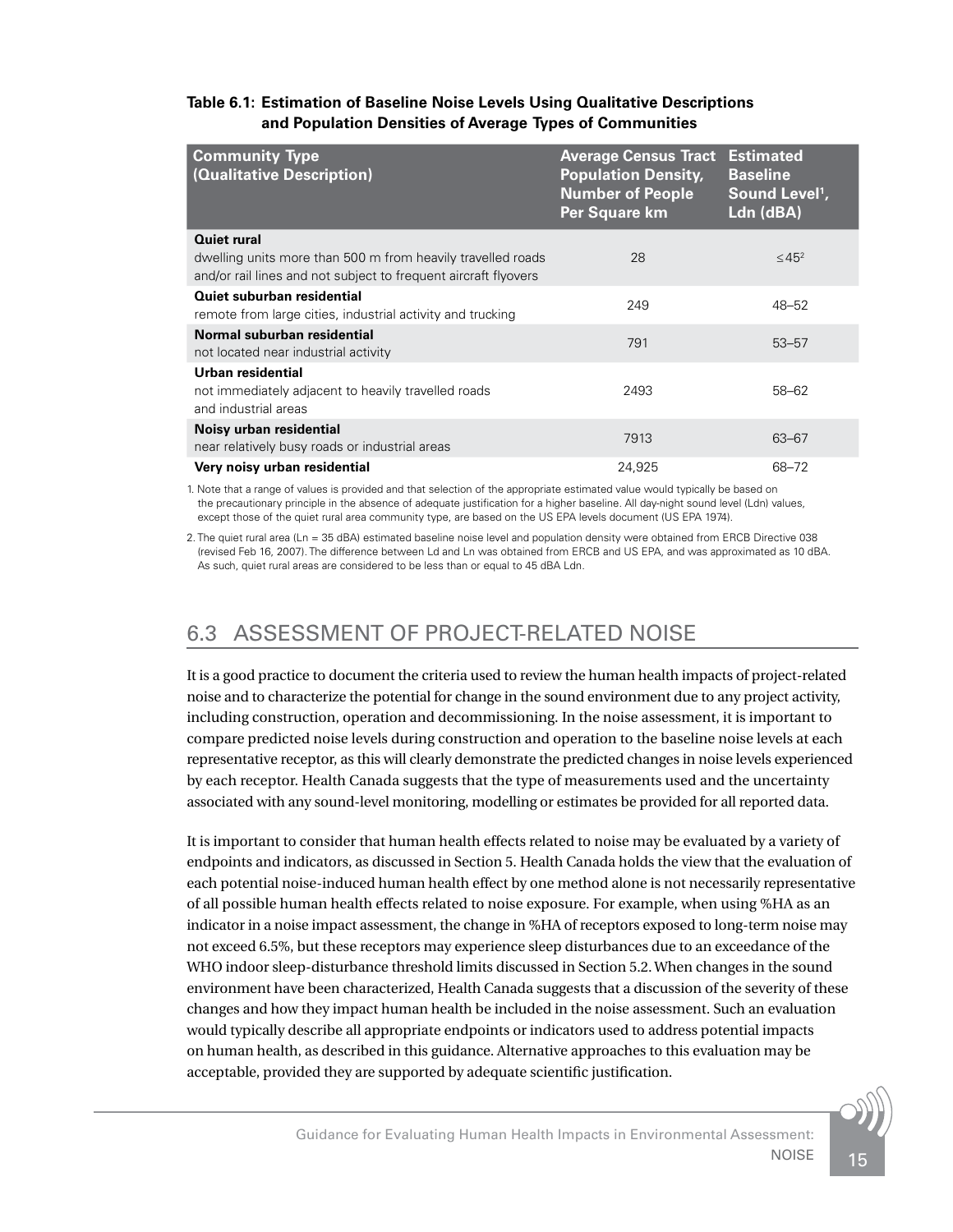**Table 6.1: Estimation of Baseline Noise Levels Using Qualitative Descriptions and Population Densities of Average Types of Communities**

| Community Type (Qualitative Description) | Average Census Tract Population Density, Number of People Per Square km | Estimated Baseline Sound Level[1], Ldn (dBA) |
|---|---|---|
| **Quiet rural** dwelling units more than 500 m from heavily travelled roads and/or rail lines and not subject to frequent aircraft flyovers | 28 | ≤45[2] |
| **Quiet suburban residential** remote from large cities, industrial activity and trucking | 249 | 48–52 |
| **Normal suburban residential** not located near industrial activity | 791 | 53–57 |
| **Urban residential** not immediately adjacent to heavily travelled roads and industrial areas | 2493 | 58–62 |
| **Noisy urban residential** near relatively busy roads or industrial areas | 7913 | 63–67 |
| **Very noisy urban residential** | 24,925 | 68–72 |

1. Note that a range of values is provided and that selection of the appropriate estimated value would typically be based on the precautionary principle in the absence of adequate justification for a higher baseline. All day-night sound level (Ldn) values, except those of the quiet rural area community type, are based on the US EPA levels document (US EPA 1974).

2. The quiet rural area (Ln = 35 dBA) estimated baseline noise level and population density were obtained from ERCB Directive 038 (revised Feb 16, 2007). The difference between Ld and Ln was obtained from ERCB and US EPA, and was approximated as 10 dBA. As such, quiet rural areas are considered to be less than or equal to 45 dBA Ldn.

## 6.3 ASSESSMENT OF PROJECT-RELATED NOISE

It is a good practice to document the criteria used to review the human health impacts of project-related noise and to characterize the potential for change in the sound environment due to any project activity, including construction, operation and decommissioning. In the noise assessment, it is important to compare predicted noise levels during construction and operation to the baseline noise levels at each representative receptor, as this will clearly demonstrate the predicted changes in noise levels experienced by each receptor. Health Canada suggests that the type of measurements used and the uncertainty associated with any sound-level monitoring, modelling or estimates be provided for all reported data.

It is important to consider that human health effects related to noise may be evaluated by a variety of endpoints and indicators, as discussed in Section 5. Health Canada holds the view that the evaluation of each potential noise-induced human health effect by one method alone is not necessarily representative of all possible human health effects related to noise exposure. For example, when using %HA as an indicator in a noise impact assessment, the change in %HA of receptors exposed to long-term noise may not exceed 6.5%, but these receptors may experience sleep disturbances due to an exceedance of the WHO indoor sleep-disturbance threshold limits discussed in Section 5.2. When changes in the sound environment have been characterized, Health Canada suggests that a discussion of the severity of these changes and how they impact human health be included in the noise assessment. Such an evaluation would typically describe all appropriate endpoints or indicators used to address potential impacts on human health, as described in this guidance. Alternative approaches to this evaluation may be acceptable, provided they are supported by adequate scientific justification.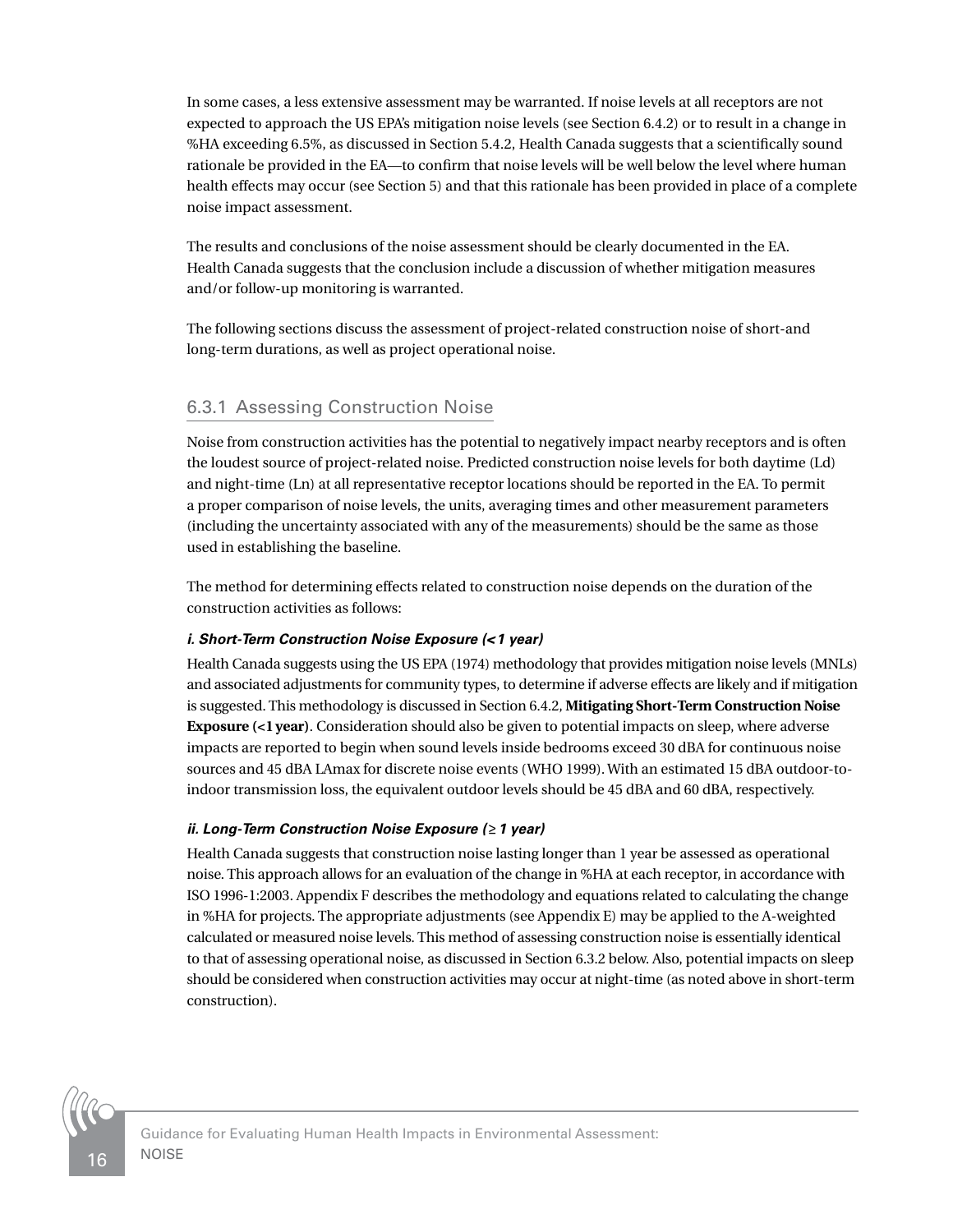In some cases, a less extensive assessment may be warranted. If noise levels at all receptors are not expected to approach the US EPA's mitigation noise levels (see Section 6.4.2) or to result in a change in %HA exceeding 6.5%, as discussed in Section 5.4.2, Health Canada suggests that a scientifically sound rationale be provided in the EA—to confirm that noise levels will be well below the level where human health effects may occur (see Section 5) and that this rationale has been provided in place of a complete noise impact assessment.

The results and conclusions of the noise assessment should be clearly documented in the EA. Health Canada suggests that the conclusion include a discussion of whether mitigation measures and/or follow-up monitoring is warranted.

The following sections discuss the assessment of project-related construction noise of short-and long-term durations, as well as project operational noise.

### 6.3.1 Assessing Construction Noise

Noise from construction activities has the potential to negatively impact nearby receptors and is often the loudest source of project-related noise. Predicted construction noise levels for both daytime (Ld) and night-time (Ln) at all representative receptor locations should be reported in the EA. To permit a proper comparison of noise levels, the units, averaging times and other measurement parameters (including the uncertainty associated with any of the measurements) should be the same as those used in establishing the baseline.

The method for determining effects related to construction noise depends on the duration of the construction activities as follows:

***i. Short-Term Construction Noise Exposure (<1 year)***

Health Canada suggests using the US EPA (1974) methodology that provides mitigation noise levels (MNLs) and associated adjustments for community types, to determine if adverse effects are likely and if mitigation is suggested. This methodology is discussed in Section 6.4.2, **Mitigating Short-Term Construction Noise Exposure (<1 year)**. Consideration should also be given to potential impacts on sleep, where adverse impacts are reported to begin when sound levels inside bedrooms exceed 30 dBA for continuous noise sources and 45 dBA LAmax for discrete noise events (WHO 1999). With an estimated 15 dBA outdoor-to-indoor transmission loss, the equivalent outdoor levels should be 45 dBA and 60 dBA, respectively.

***ii. Long-Term Construction Noise Exposure (≥ 1 year)***

Health Canada suggests that construction noise lasting longer than 1 year be assessed as operational noise. This approach allows for an evaluation of the change in %HA at each receptor, in accordance with ISO 1996-1:2003. Appendix F describes the methodology and equations related to calculating the change in %HA for projects. The appropriate adjustments (see Appendix E) may be applied to the A-weighted calculated or measured noise levels. This method of assessing construction noise is essentially identical to that of assessing operational noise, as discussed in Section 6.3.2 below. Also, potential impacts on sleep should be considered when construction activities may occur at night-time (as noted above in short-term construction).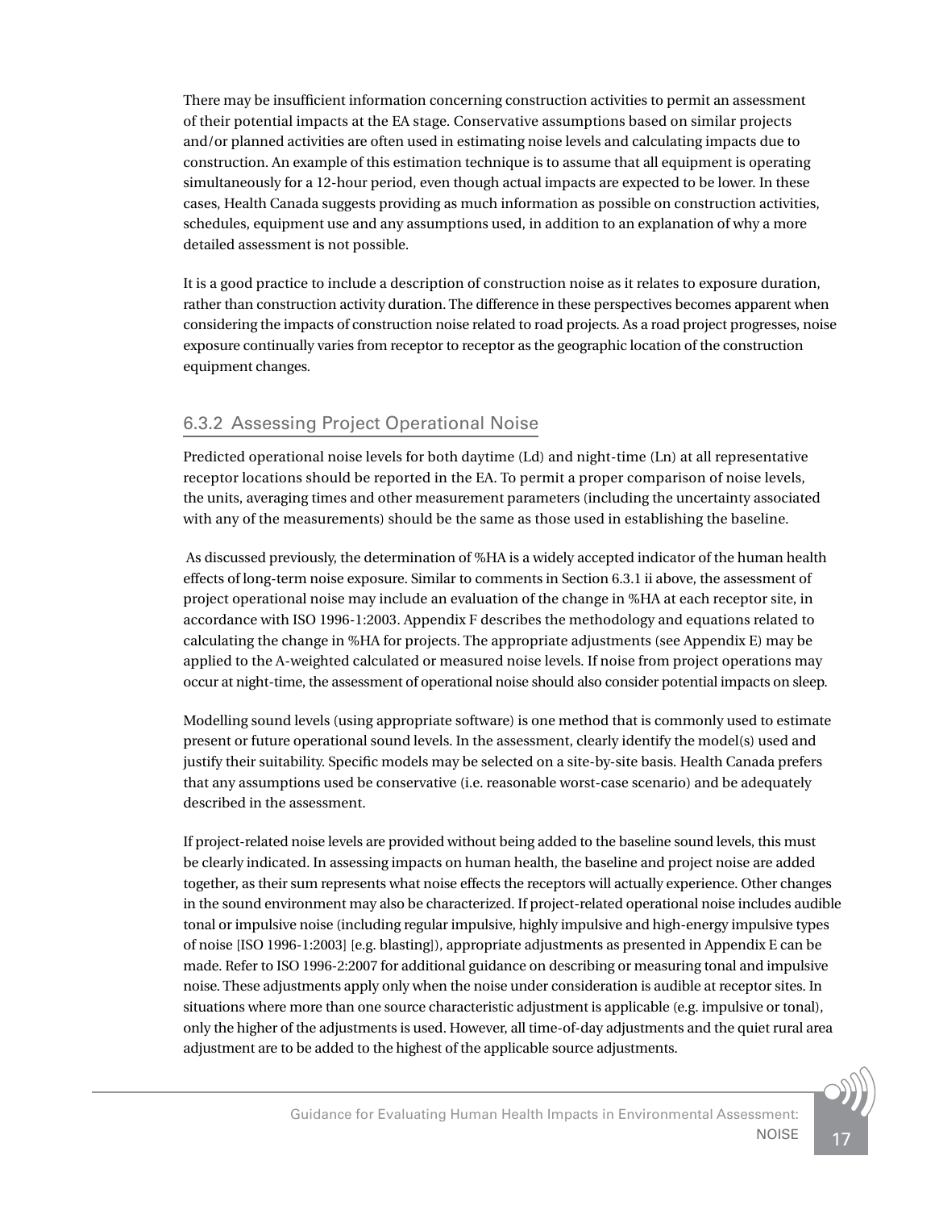There may be insufficient information concerning construction activities to permit an assessment of their potential impacts at the EA stage. Conservative assumptions based on similar projects and/or planned activities are often used in estimating noise levels and calculating impacts due to construction. An example of this estimation technique is to assume that all equipment is operating simultaneously for a 12-hour period, even though actual impacts are expected to be lower. In these cases, Health Canada suggests providing as much information as possible on construction activities, schedules, equipment use and any assumptions used, in addition to an explanation of why a more detailed assessment is not possible.

It is a good practice to include a description of construction noise as it relates to exposure duration, rather than construction activity duration. The difference in these perspectives becomes apparent when considering the impacts of construction noise related to road projects. As a road project progresses, noise exposure continually varies from receptor to receptor as the geographic location of the construction equipment changes.

### 6.3.2 Assessing Project Operational Noise

Predicted operational noise levels for both daytime (Ld) and night-time (Ln) at all representative receptor locations should be reported in the EA. To permit a proper comparison of noise levels, the units, averaging times and other measurement parameters (including the uncertainty associated with any of the measurements) should be the same as those used in establishing the baseline.

As discussed previously, the determination of %HA is a widely accepted indicator of the human health effects of long-term noise exposure. Similar to comments in Section 6.3.1 ii above, the assessment of project operational noise may include an evaluation of the change in %HA at each receptor site, in accordance with ISO 1996-1:2003. Appendix F describes the methodology and equations related to calculating the change in %HA for projects. The appropriate adjustments (see Appendix E) may be applied to the A-weighted calculated or measured noise levels. If noise from project operations may occur at night-time, the assessment of operational noise should also consider potential impacts on sleep.

Modelling sound levels (using appropriate software) is one method that is commonly used to estimate present or future operational sound levels. In the assessment, clearly identify the model(s) used and justify their suitability. Specific models may be selected on a site-by-site basis. Health Canada prefers that any assumptions used be conservative (i.e. reasonable worst-case scenario) and be adequately described in the assessment.

If project-related noise levels are provided without being added to the baseline sound levels, this must be clearly indicated. In assessing impacts on human health, the baseline and project noise are added together, as their sum represents what noise effects the receptors will actually experience. Other changes in the sound environment may also be characterized. If project-related operational noise includes audible tonal or impulsive noise (including regular impulsive, highly impulsive and high-energy impulsive types of noise [ISO 1996-1:2003] [e.g. blasting]), appropriate adjustments as presented in Appendix E can be made. Refer to ISO 1996-2:2007 for additional guidance on describing or measuring tonal and impulsive noise. These adjustments apply only when the noise under consideration is audible at receptor sites. In situations where more than one source characteristic adjustment is applicable (e.g. impulsive or tonal), only the higher of the adjustments is used. However, all time-of-day adjustments and the quiet rural area adjustment are to be added to the highest of the applicable source adjustments.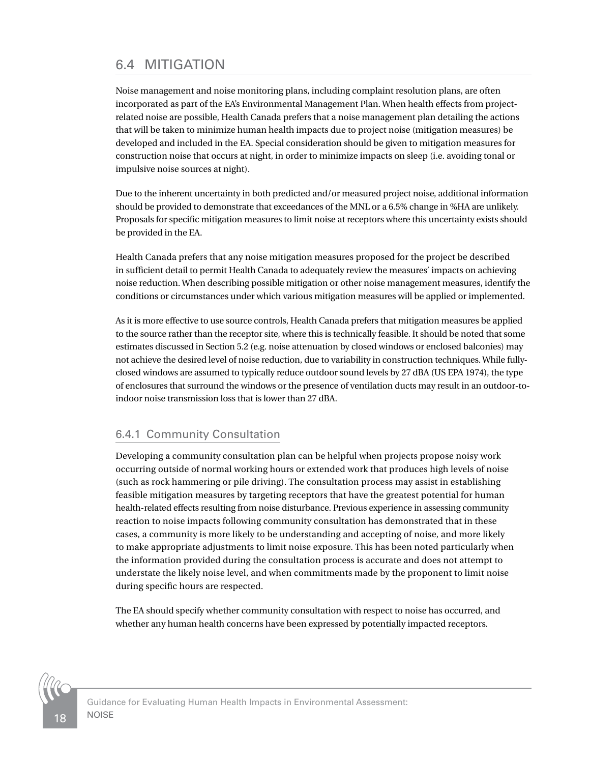## 6.4 MITIGATION

Noise management and noise monitoring plans, including complaint resolution plans, are often incorporated as part of the EA's Environmental Management Plan. When health effects from project-related noise are possible, Health Canada prefers that a noise management plan detailing the actions that will be taken to minimize human health impacts due to project noise (mitigation measures) be developed and included in the EA. Special consideration should be given to mitigation measures for construction noise that occurs at night, in order to minimize impacts on sleep (i.e. avoiding tonal or impulsive noise sources at night).

Due to the inherent uncertainty in both predicted and/or measured project noise, additional information should be provided to demonstrate that exceedances of the MNL or a 6.5% change in %HA are unlikely. Proposals for specific mitigation measures to limit noise at receptors where this uncertainty exists should be provided in the EA.

Health Canada prefers that any noise mitigation measures proposed for the project be described in sufficient detail to permit Health Canada to adequately review the measures' impacts on achieving noise reduction. When describing possible mitigation or other noise management measures, identify the conditions or circumstances under which various mitigation measures will be applied or implemented.

As it is more effective to use source controls, Health Canada prefers that mitigation measures be applied to the source rather than the receptor site, where this is technically feasible. It should be noted that some estimates discussed in Section 5.2 (e.g. noise attenuation by closed windows or enclosed balconies) may not achieve the desired level of noise reduction, due to variability in construction techniques. While fully-closed windows are assumed to typically reduce outdoor sound levels by 27 dBA (US EPA 1974), the type of enclosures that surround the windows or the presence of ventilation ducts may result in an outdoor-to-indoor noise transmission loss that is lower than 27 dBA.

### 6.4.1 Community Consultation

Developing a community consultation plan can be helpful when projects propose noisy work occurring outside of normal working hours or extended work that produces high levels of noise (such as rock hammering or pile driving). The consultation process may assist in establishing feasible mitigation measures by targeting receptors that have the greatest potential for human health-related effects resulting from noise disturbance. Previous experience in assessing community reaction to noise impacts following community consultation has demonstrated that in these cases, a community is more likely to be understanding and accepting of noise, and more likely to make appropriate adjustments to limit noise exposure. This has been noted particularly when the information provided during the consultation process is accurate and does not attempt to understate the likely noise level, and when commitments made by the proponent to limit noise during specific hours are respected.

The EA should specify whether community consultation with respect to noise has occurred, and whether any human health concerns have been expressed by potentially impacted receptors.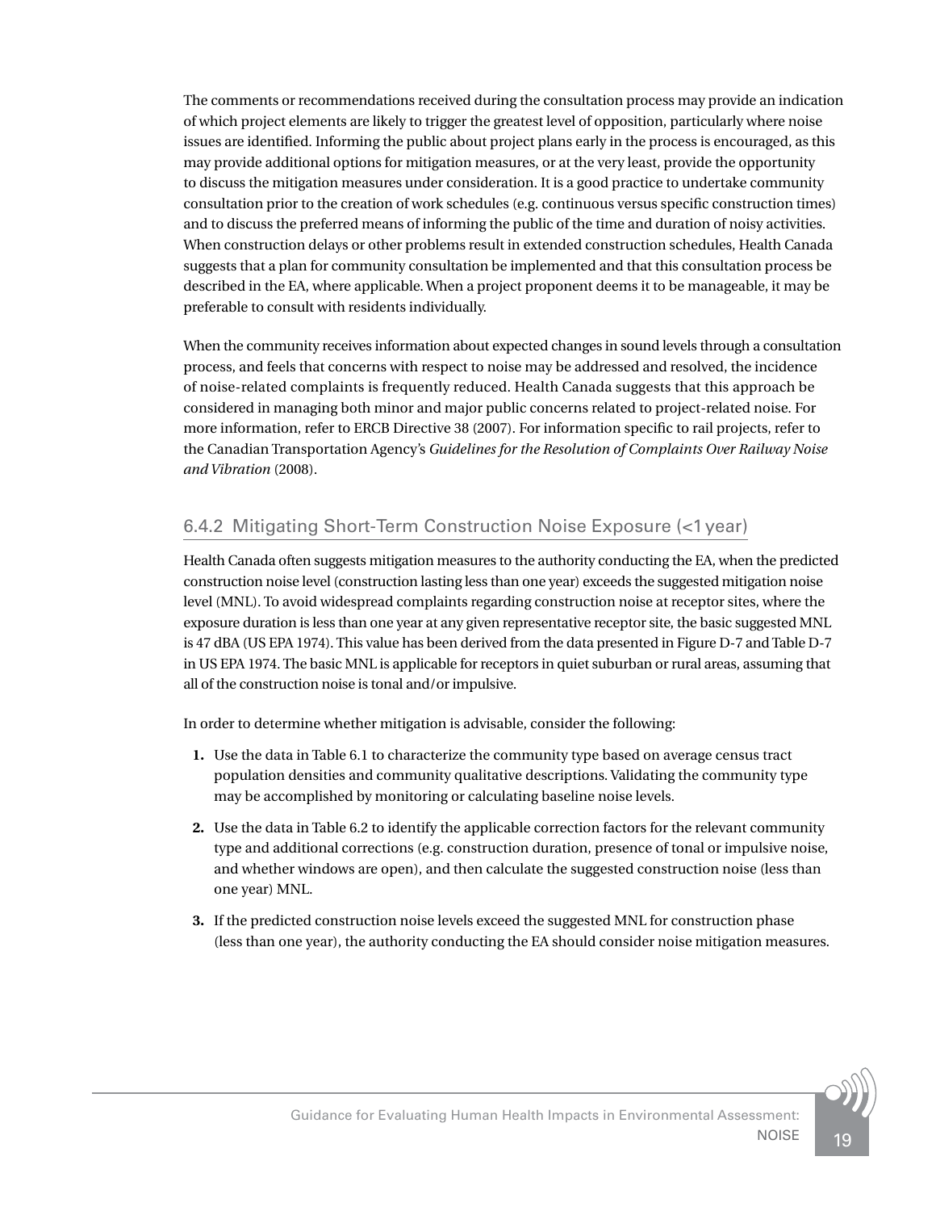The comments or recommendations received during the consultation process may provide an indication of which project elements are likely to trigger the greatest level of opposition, particularly where noise issues are identified. Informing the public about project plans early in the process is encouraged, as this may provide additional options for mitigation measures, or at the very least, provide the opportunity to discuss the mitigation measures under consideration. It is a good practice to undertake community consultation prior to the creation of work schedules (e.g. continuous versus specific construction times) and to discuss the preferred means of informing the public of the time and duration of noisy activities. When construction delays or other problems result in extended construction schedules, Health Canada suggests that a plan for community consultation be implemented and that this consultation process be described in the EA, where applicable. When a project proponent deems it to be manageable, it may be preferable to consult with residents individually.

When the community receives information about expected changes in sound levels through a consultation process, and feels that concerns with respect to noise may be addressed and resolved, the incidence of noise-related complaints is frequently reduced. Health Canada suggests that this approach be considered in managing both minor and major public concerns related to project-related noise. For more information, refer to ERCB Directive 38 (2007). For information specific to rail projects, refer to the Canadian Transportation Agency's *Guidelines for the Resolution of Complaints Over Railway Noise and Vibration* (2008).

### 6.4.2 Mitigating Short-Term Construction Noise Exposure (<1 year)

Health Canada often suggests mitigation measures to the authority conducting the EA, when the predicted construction noise level (construction lasting less than one year) exceeds the suggested mitigation noise level (MNL). To avoid widespread complaints regarding construction noise at receptor sites, where the exposure duration is less than one year at any given representative receptor site, the basic suggested MNL is 47 dBA (US EPA 1974). This value has been derived from the data presented in Figure D-7 and Table D-7 in US EPA 1974. The basic MNL is applicable for receptors in quiet suburban or rural areas, assuming that all of the construction noise is tonal and/or impulsive.

In order to determine whether mitigation is advisable, consider the following:

1. Use the data in Table 6.1 to characterize the community type based on average census tract population densities and community qualitative descriptions. Validating the community type may be accomplished by monitoring or calculating baseline noise levels.
2. Use the data in Table 6.2 to identify the applicable correction factors for the relevant community type and additional corrections (e.g. construction duration, presence of tonal or impulsive noise, and whether windows are open), and then calculate the suggested construction noise (less than one year) MNL.
3. If the predicted construction noise levels exceed the suggested MNL for construction phase (less than one year), the authority conducting the EA should consider noise mitigation measures.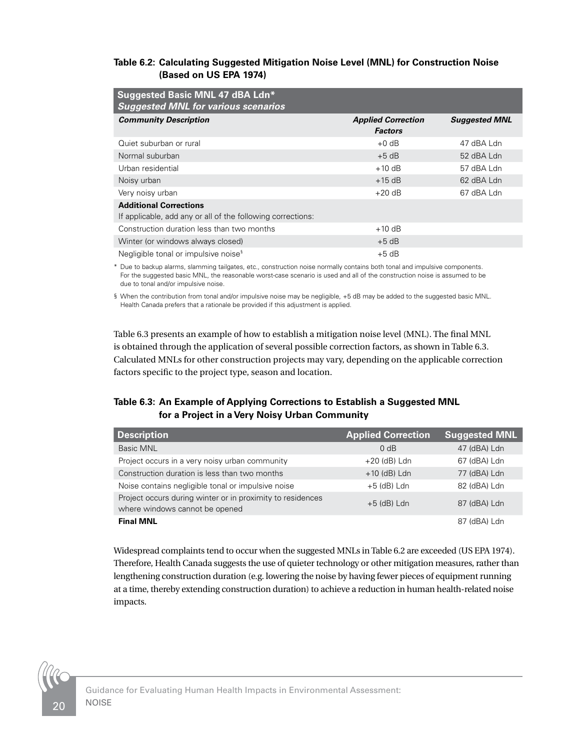**Table 6.2: Calculating Suggested Mitigation Noise Level (MNL) for Construction Noise (Based on US EPA 1974)**

| **Suggested Basic MNL 47 dBA Ldn***<br>***Suggested MNL for various scenarios*** | | |
|---|---|---|
| ***Community Description*** | ***Applied Correction Factors*** | ***Suggested MNL*** |
| Quiet suburban or rural | +0 dB | 47 dBA Ldn |
| Normal suburban | +5 dB | 52 dBA Ldn |
| Urban residential | +10 dB | 57 dBA Ldn |
| Noisy urban | +15 dB | 62 dBA Ldn |
| Very noisy urban | +20 dB | 67 dBA Ldn |
| **Additional Corrections**<br>If applicable, add any or all of the following corrections: | | |
| Construction duration less than two months | +10 dB | |
| Winter (or windows always closed) | +5 dB | |
| Negligible tonal or impulsive noise§ | +5 dB | |

\* Due to backup alarms, slamming tailgates, etc., construction noise normally contains both tonal and impulsive components. For the suggested basic MNL, the reasonable worst-case scenario is used and all of the construction noise is assumed to be due to tonal and/or impulsive noise.

§ When the contribution from tonal and/or impulsive noise may be negligible, +5 dB may be added to the suggested basic MNL. Health Canada prefers that a rationale be provided if this adjustment is applied.

Table 6.3 presents an example of how to establish a mitigation noise level (MNL). The final MNL is obtained through the application of several possible correction factors, as shown in Table 6.3. Calculated MNLs for other construction projects may vary, depending on the applicable correction factors specific to the project type, season and location.

**Table 6.3: An Example of Applying Corrections to Establish a Suggested MNL for a Project in a Very Noisy Urban Community**

| Description | Applied Correction | Suggested MNL |
|---|---|---|
| Basic MNL | 0 dB | 47 (dBA) Ldn |
| Project occurs in a very noisy urban community | +20 (dB) Ldn | 67 (dBA) Ldn |
| Construction duration is less than two months | +10 (dB) Ldn | 77 (dBA) Ldn |
| Noise contains negligible tonal or impulsive noise | +5 (dB) Ldn | 82 (dBA) Ldn |
| Project occurs during winter or in proximity to residences where windows cannot be opened | +5 (dB) Ldn | 87 (dBA) Ldn |
| **Final MNL** | | 87 (dBA) Ldn |

Widespread complaints tend to occur when the suggested MNLs in Table 6.2 are exceeded (US EPA 1974). Therefore, Health Canada suggests the use of quieter technology or other mitigation measures, rather than lengthening construction duration (e.g. lowering the noise by having fewer pieces of equipment running at a time, thereby extending construction duration) to achieve a reduction in human health-related noise impacts.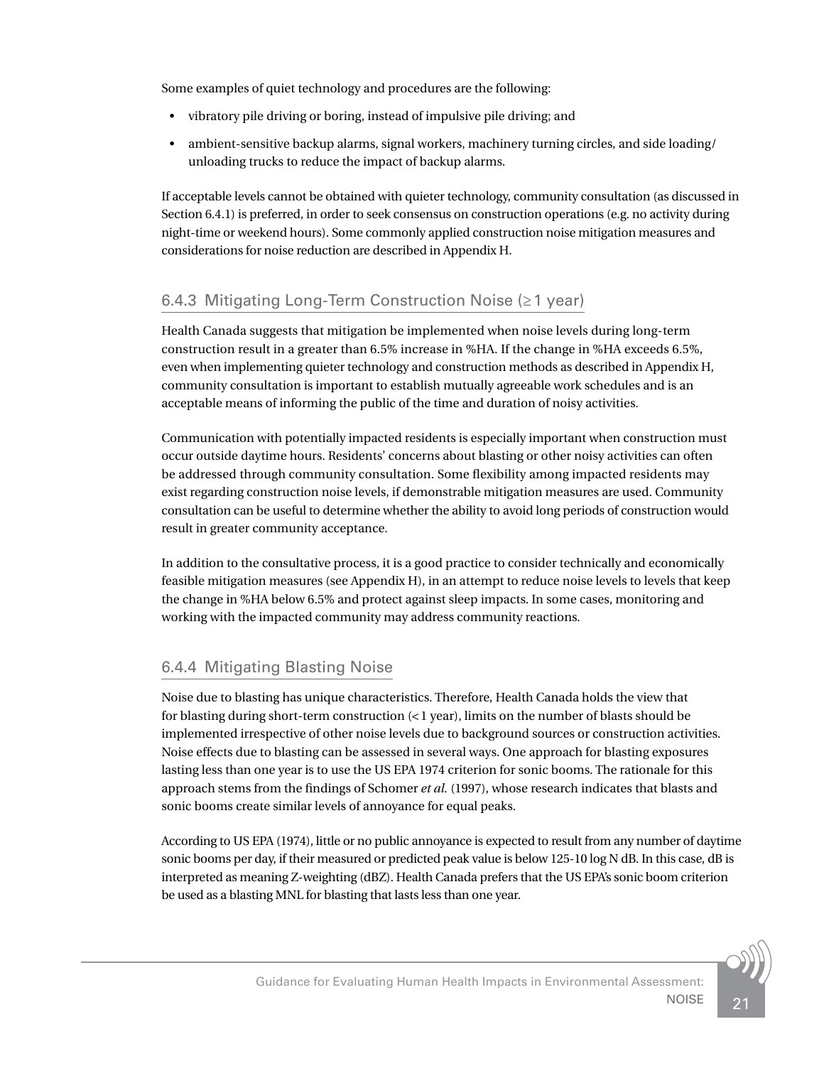Some examples of quiet technology and procedures are the following:

- vibratory pile driving or boring, instead of impulsive pile driving; and
- ambient-sensitive backup alarms, signal workers, machinery turning circles, and side loading/unloading trucks to reduce the impact of backup alarms.

If acceptable levels cannot be obtained with quieter technology, community consultation (as discussed in Section 6.4.1) is preferred, in order to seek consensus on construction operations (e.g. no activity during night-time or weekend hours). Some commonly applied construction noise mitigation measures and considerations for noise reduction are described in Appendix H.

### 6.4.3 Mitigating Long-Term Construction Noise (≥1 year)

Health Canada suggests that mitigation be implemented when noise levels during long-term construction result in a greater than 6.5% increase in %HA. If the change in %HA exceeds 6.5%, even when implementing quieter technology and construction methods as described in Appendix H, community consultation is important to establish mutually agreeable work schedules and is an acceptable means of informing the public of the time and duration of noisy activities.

Communication with potentially impacted residents is especially important when construction must occur outside daytime hours. Residents' concerns about blasting or other noisy activities can often be addressed through community consultation. Some flexibility among impacted residents may exist regarding construction noise levels, if demonstrable mitigation measures are used. Community consultation can be useful to determine whether the ability to avoid long periods of construction would result in greater community acceptance.

In addition to the consultative process, it is a good practice to consider technically and economically feasible mitigation measures (see Appendix H), in an attempt to reduce noise levels to levels that keep the change in %HA below 6.5% and protect against sleep impacts. In some cases, monitoring and working with the impacted community may address community reactions.

### 6.4.4 Mitigating Blasting Noise

Noise due to blasting has unique characteristics. Therefore, Health Canada holds the view that for blasting during short-term construction (<1 year), limits on the number of blasts should be implemented irrespective of other noise levels due to background sources or construction activities. Noise effects due to blasting can be assessed in several ways. One approach for blasting exposures lasting less than one year is to use the US EPA 1974 criterion for sonic booms. The rationale for this approach stems from the findings of Schomer *et al.* (1997), whose research indicates that blasts and sonic booms create similar levels of annoyance for equal peaks.

According to US EPA (1974), little or no public annoyance is expected to result from any number of daytime sonic booms per day, if their measured or predicted peak value is below 125-10 log N dB. In this case, dB is interpreted as meaning Z-weighting (dBZ). Health Canada prefers that the US EPA's sonic boom criterion be used as a blasting MNL for blasting that lasts less than one year.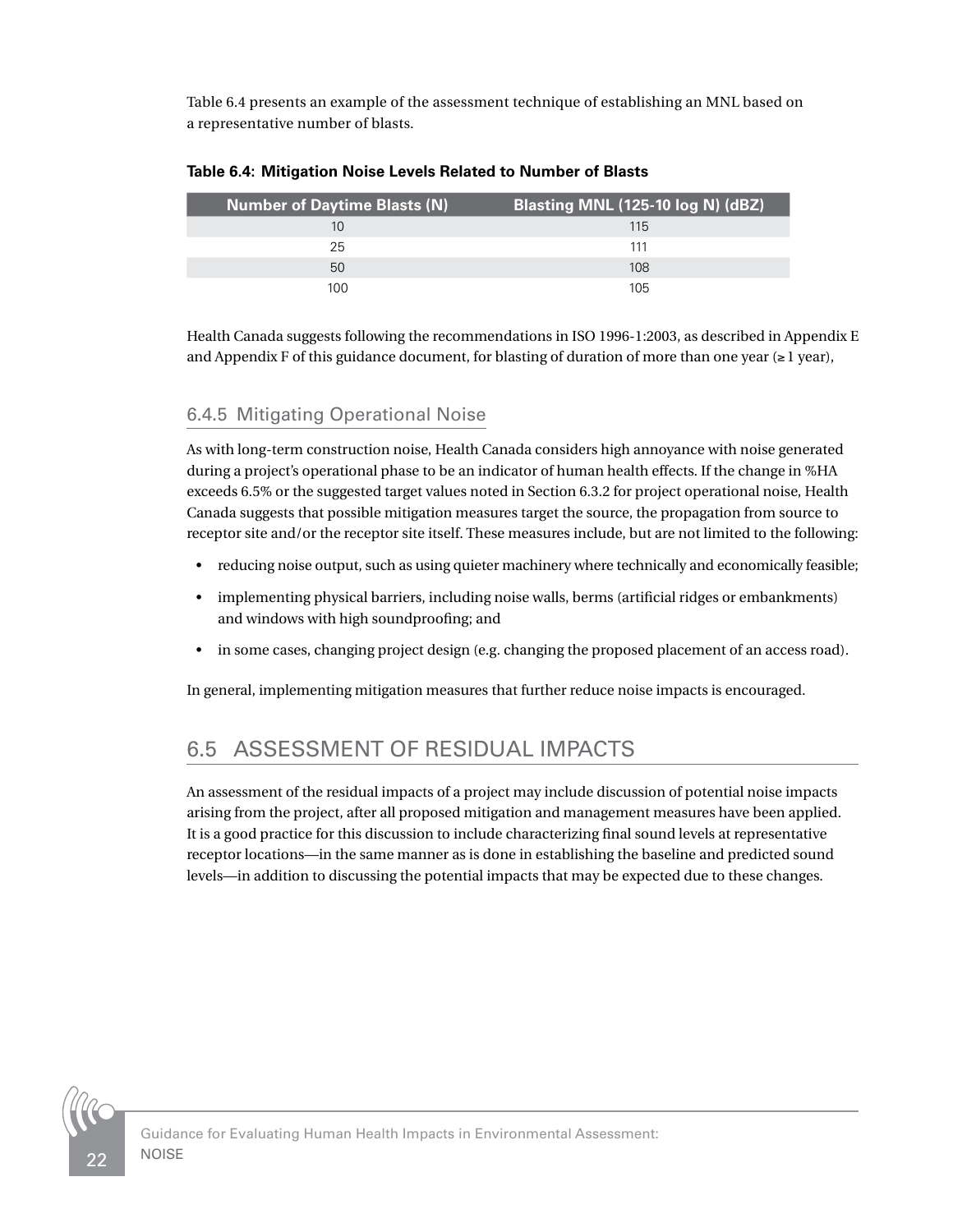Table 6.4 presents an example of the assessment technique of establishing an MNL based on a representative number of blasts.

**Table 6.4: Mitigation Noise Levels Related to Number of Blasts**

| Number of Daytime Blasts (N) | Blasting MNL (125-10 log N) (dBZ) |
|---|---|
| 10 | 115 |
| 25 | 111 |
| 50 | 108 |
| 100 | 105 |

Health Canada suggests following the recommendations in ISO 1996-1:2003, as described in Appendix E and Appendix F of this guidance document, for blasting of duration of more than one year (≥ 1 year),

### 6.4.5 Mitigating Operational Noise

As with long-term construction noise, Health Canada considers high annoyance with noise generated during a project's operational phase to be an indicator of human health effects. If the change in %HA exceeds 6.5% or the suggested target values noted in Section 6.3.2 for project operational noise, Health Canada suggests that possible mitigation measures target the source, the propagation from source to receptor site and/or the receptor site itself. These measures include, but are not limited to the following:

- reducing noise output, such as using quieter machinery where technically and economically feasible;
- implementing physical barriers, including noise walls, berms (artificial ridges or embankments) and windows with high soundproofing; and
- in some cases, changing project design (e.g. changing the proposed placement of an access road).

In general, implementing mitigation measures that further reduce noise impacts is encouraged.

## 6.5 ASSESSMENT OF RESIDUAL IMPACTS

An assessment of the residual impacts of a project may include discussion of potential noise impacts arising from the project, after all proposed mitigation and management measures have been applied. It is a good practice for this discussion to include characterizing final sound levels at representative receptor locations—in the same manner as is done in establishing the baseline and predicted sound levels—in addition to discussing the potential impacts that may be expected due to these changes.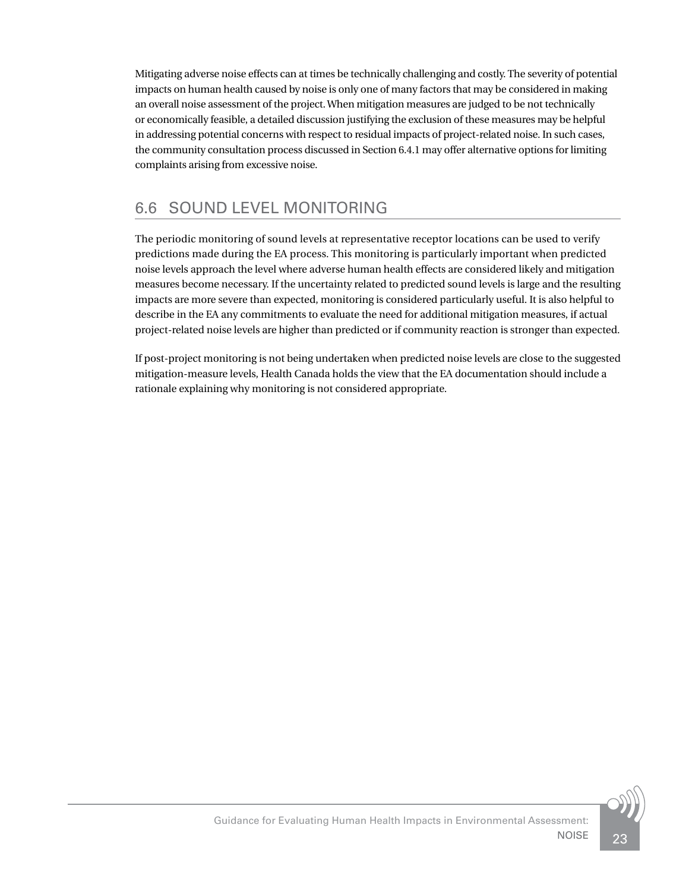Mitigating adverse noise effects can at times be technically challenging and costly. The severity of potential impacts on human health caused by noise is only one of many factors that may be considered in making an overall noise assessment of the project. When mitigation measures are judged to be not technically or economically feasible, a detailed discussion justifying the exclusion of these measures may be helpful in addressing potential concerns with respect to residual impacts of project-related noise. In such cases, the community consultation process discussed in Section 6.4.1 may offer alternative options for limiting complaints arising from excessive noise.

## 6.6 SOUND LEVEL MONITORING

The periodic monitoring of sound levels at representative receptor locations can be used to verify predictions made during the EA process. This monitoring is particularly important when predicted noise levels approach the level where adverse human health effects are considered likely and mitigation measures become necessary. If the uncertainty related to predicted sound levels is large and the resulting impacts are more severe than expected, monitoring is considered particularly useful. It is also helpful to describe in the EA any commitments to evaluate the need for additional mitigation measures, if actual project-related noise levels are higher than predicted or if community reaction is stronger than expected.

If post-project monitoring is not being undertaken when predicted noise levels are close to the suggested mitigation-measure levels, Health Canada holds the view that the EA documentation should include a rationale explaining why monitoring is not considered appropriate.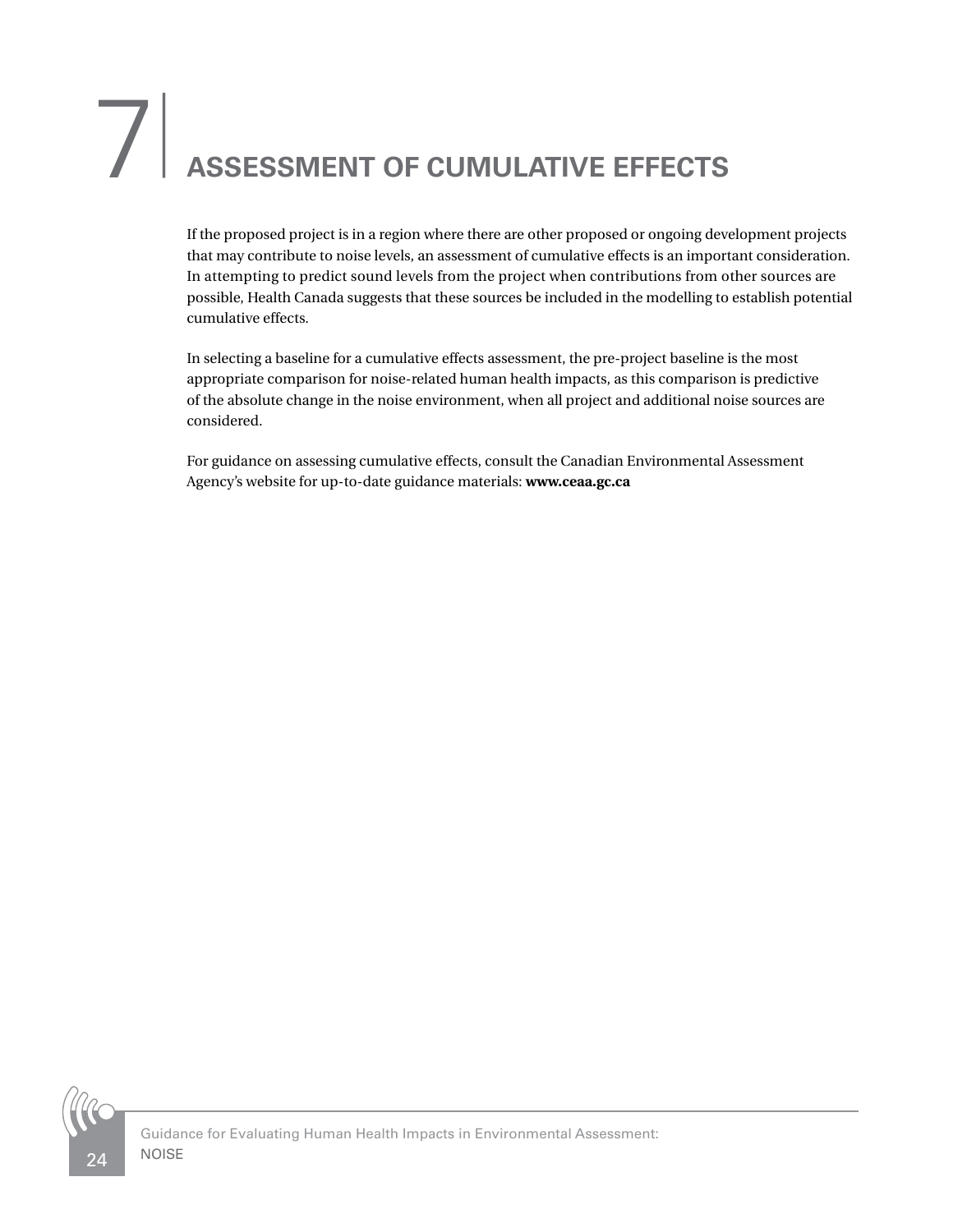# 7 ASSESSMENT OF CUMULATIVE EFFECTS

If the proposed project is in a region where there are other proposed or ongoing development projects that may contribute to noise levels, an assessment of cumulative effects is an important consideration. In attempting to predict sound levels from the project when contributions from other sources are possible, Health Canada suggests that these sources be included in the modelling to establish potential cumulative effects.

In selecting a baseline for a cumulative effects assessment, the pre-project baseline is the most appropriate comparison for noise-related human health impacts, as this comparison is predictive of the absolute change in the noise environment, when all project and additional noise sources are considered.

For guidance on assessing cumulative effects, consult the Canadian Environmental Assessment Agency's website for up-to-date guidance materials: **www.ceaa.gc.ca**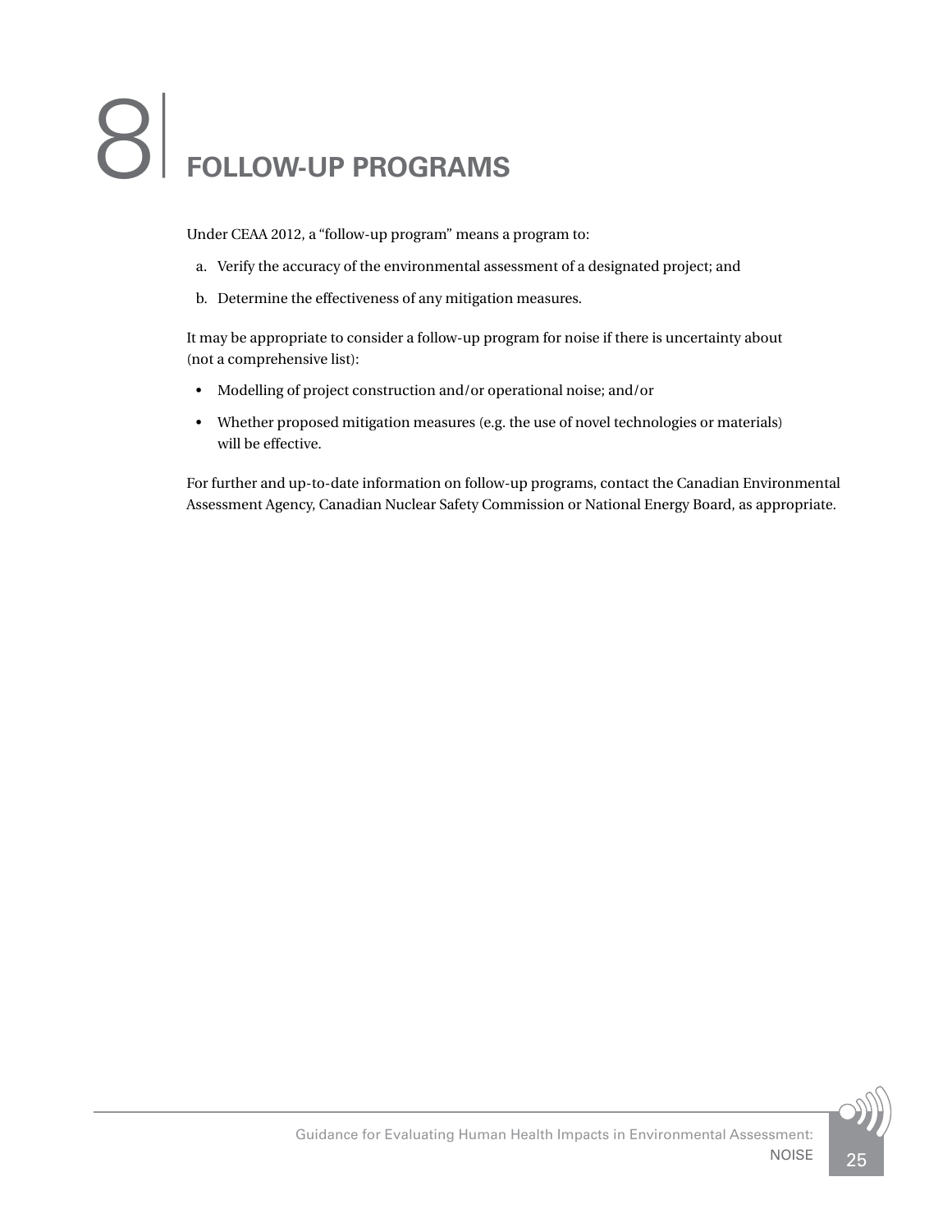# 8 FOLLOW-UP PROGRAMS

Under CEAA 2012, a "follow-up program" means a program to:

a. Verify the accuracy of the environmental assessment of a designated project; and
b. Determine the effectiveness of any mitigation measures.

It may be appropriate to consider a follow-up program for noise if there is uncertainty about (not a comprehensive list):

- Modelling of project construction and/or operational noise; and/or
- Whether proposed mitigation measures (e.g. the use of novel technologies or materials) will be effective.

For further and up-to-date information on follow-up programs, contact the Canadian Environmental Assessment Agency, Canadian Nuclear Safety Commission or National Energy Board, as appropriate.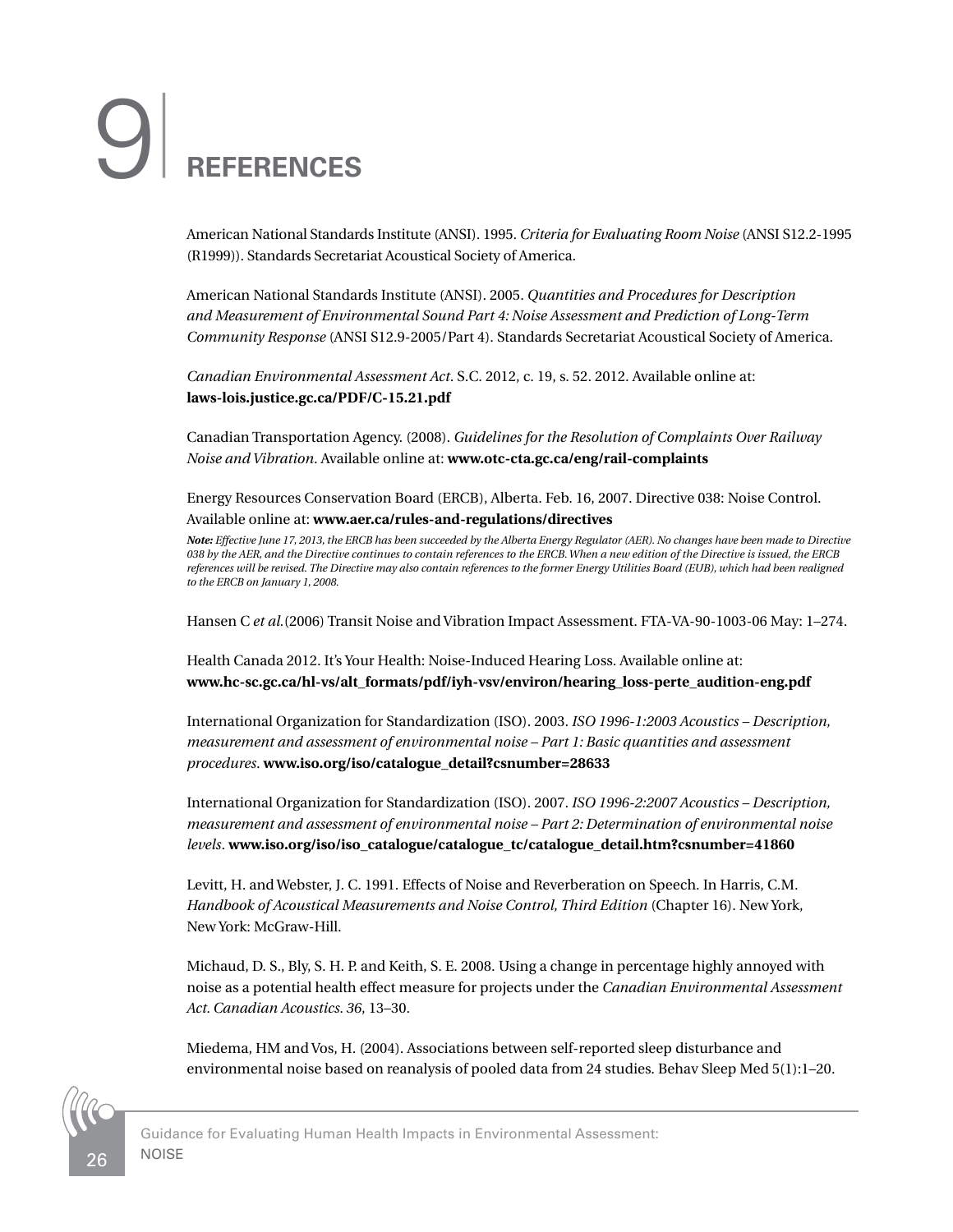# 9 REFERENCES

American National Standards Institute (ANSI). 1995. *Criteria for Evaluating Room Noise* (ANSI S12.2-1995 (R1999)). Standards Secretariat Acoustical Society of America.

American National Standards Institute (ANSI). 2005. *Quantities and Procedures for Description and Measurement of Environmental Sound Part 4: Noise Assessment and Prediction of Long-Term Community Response* (ANSI S12.9-2005/Part 4). Standards Secretariat Acoustical Society of America.

*Canadian Environmental Assessment Act*. S.C. 2012, c. 19, s. 52. 2012. Available online at: **laws-lois.justice.gc.ca/PDF/C-15.21.pdf**

Canadian Transportation Agency. (2008). *Guidelines for the Resolution of Complaints Over Railway Noise and Vibration*. Available online at: **www.otc-cta.gc.ca/eng/rail-complaints**

Energy Resources Conservation Board (ERCB), Alberta. Feb. 16, 2007. Directive 038: Noise Control. Available online at: **www.aer.ca/rules-and-regulations/directives**

***Note:*** *Effective June 17, 2013, the ERCB has been succeeded by the Alberta Energy Regulator (AER). No changes have been made to Directive 038 by the AER, and the Directive continues to contain references to the ERCB. When a new edition of the Directive is issued, the ERCB references will be revised. The Directive may also contain references to the former Energy Utilities Board (EUB), which had been realigned to the ERCB on January 1, 2008.*

Hansen C *et al.*(2006) Transit Noise and Vibration Impact Assessment. FTA-VA-90-1003-06 May: 1–274.

Health Canada 2012. It's Your Health: Noise-Induced Hearing Loss. Available online at: **www.hc-sc.gc.ca/hl-vs/alt_formats/pdf/iyh-vsv/environ/hearing_loss-perte_audition-eng.pdf**

International Organization for Standardization (ISO). 2003. *ISO 1996-1:2003 Acoustics – Description, measurement and assessment of environmental noise – Part 1: Basic quantities and assessment procedures*. **www.iso.org/iso/catalogue_detail?csnumber=28633**

International Organization for Standardization (ISO). 2007. *ISO 1996-2:2007 Acoustics – Description, measurement and assessment of environmental noise – Part 2: Determination of environmental noise levels*. **www.iso.org/iso/iso_catalogue/catalogue_tc/catalogue_detail.htm?csnumber=41860**

Levitt, H. and Webster, J. C. 1991. Effects of Noise and Reverberation on Speech. In Harris, C.M. *Handbook of Acoustical Measurements and Noise Control, Third Edition* (Chapter 16). New York, New York: McGraw-Hill.

Michaud, D. S., Bly, S. H. P. and Keith, S. E. 2008. Using a change in percentage highly annoyed with noise as a potential health effect measure for projects under the *Canadian Environmental Assessment Act. Canadian Acoustics. 36*, 13–30.

Miedema, HM and Vos, H. (2004). Associations between self-reported sleep disturbance and environmental noise based on reanalysis of pooled data from 24 studies. Behav Sleep Med 5(1):1–20.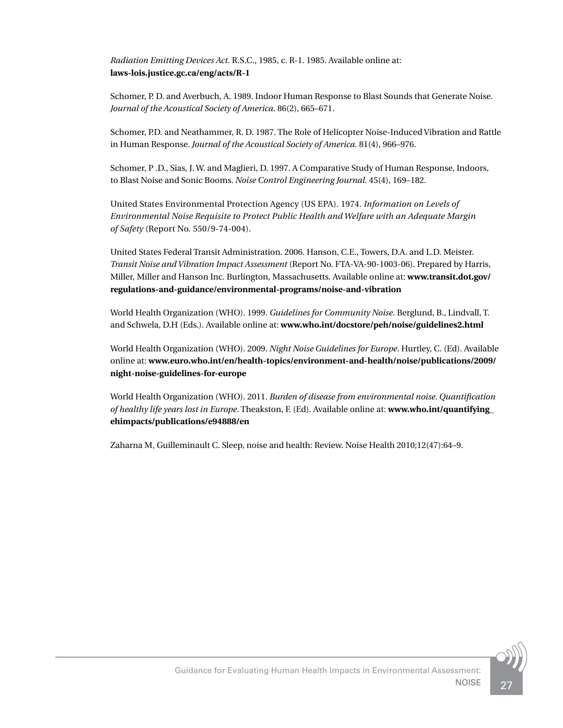*Radiation Emitting Devices Act*. R.S.C., 1985, c. R-1. 1985. Available online at: **laws-lois.justice.gc.ca/eng/acts/R-1**

Schomer, P. D. and Averbuch, A. 1989. Indoor Human Response to Blast Sounds that Generate Noise. *Journal of the Acoustical Society of America*. 86(2), 665–671.

Schomer, P.D. and Neathammer, R. D. 1987. The Role of Helicopter Noise-Induced Vibration and Rattle in Human Response. *Journal of the Acoustical Society of America*. 81(4), 966–976.

Schomer, P .D., Sias, J. W. and Maglieri, D. 1997. A Comparative Study of Human Response, Indoors, to Blast Noise and Sonic Booms. *Noise Control Engineering Journal*. 45(4), 169–182.

United States Environmental Protection Agency (US EPA). 1974. *Information on Levels of Environmental Noise Requisite to Protect Public Health and Welfare with an Adequate Margin of Safety* (Report No. 550/9-74-004).

United States Federal Transit Administration. 2006. Hanson, C.E., Towers, D.A. and L.D. Meister. *Transit Noise and Vibration Impact Assessment* (Report No. FTA-VA-90-1003-06). Prepared by Harris, Miller, Miller and Hanson Inc. Burlington, Massachusetts. Available online at: **www.transit.dot.gov/regulations-and-guidance/environmental-programs/noise-and-vibration**

World Health Organization (WHO). 1999. *Guidelines for Community Noise*. Berglund, B., Lindvall, T. and Schwela, D.H (Eds.). Available online at: **www.who.int/docstore/peh/noise/guidelines2.html**

World Health Organization (WHO). 2009. *Night Noise Guidelines for Europe*. Hurtley, C. (Ed). Available online at: **www.euro.who.int/en/health-topics/environment-and-health/noise/publications/2009/night-noise-guidelines-for-europe**

World Health Organization (WHO). 2011. *Burden of disease from environmental noise. Quantification of healthy life years lost in Europe*. Theakston, F. (Ed). Available online at: **www.who.int/quantifying_ehimpacts/publications/e94888/en**

Zaharna M, Guilleminault C. Sleep, noise and health: Review. Noise Health 2010;12(47):64–9.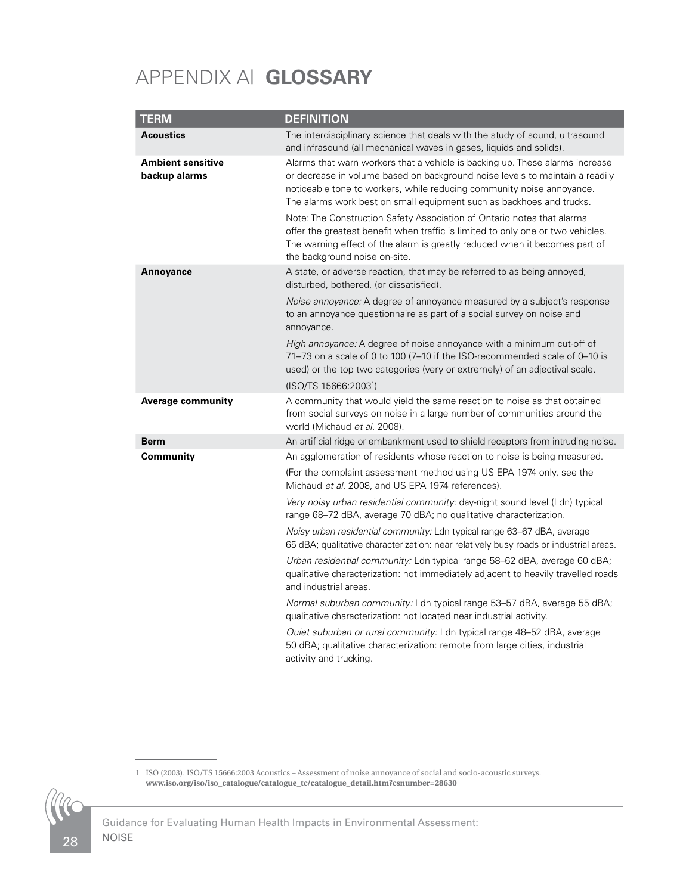# APPENDIX A| GLOSSARY

| TERM | DEFINITION |
|---|---|
| **Acoustics** | The interdisciplinary science that deals with the study of sound, ultrasound and infrasound (all mechanical waves in gases, liquids and solids). |
| **Ambient sensitive backup alarms** | Alarms that warn workers that a vehicle is backing up. These alarms increase or decrease in volume based on background noise levels to maintain a readily noticeable tone to workers, while reducing community noise annoyance. The alarms work best on small equipment such as backhoes and trucks.<br><br>Note: The Construction Safety Association of Ontario notes that alarms offer the greatest benefit when traffic is limited to only one or two vehicles. The warning effect of the alarm is greatly reduced when it becomes part of the background noise on-site. |
| **Annoyance** | A state, or adverse reaction, that may be referred to as being annoyed, disturbed, bothered, (or dissatisfied).<br><br>*Noise annoyance:* A degree of annoyance measured by a subject's response to an annoyance questionnaire as part of a social survey on noise and annoyance.<br><br>*High annoyance:* A degree of noise annoyance with a minimum cut-off of 71–73 on a scale of 0 to 100 (7–10 if the ISO-recommended scale of 0–10 is used) or the top two categories (very or extremely) of an adjectival scale.<br><br>(ISO/TS 15666:2003[1]) |
| **Average community** | A community that would yield the same reaction to noise as that obtained from social surveys on noise in a large number of communities around the world (Michaud *et al.* 2008). |
| **Berm** | An artificial ridge or embankment used to shield receptors from intruding noise. |
| **Community** | An agglomeration of residents whose reaction to noise is being measured.<br><br>(For the complaint assessment method using US EPA 1974 only, see the Michaud *et al.* 2008, and US EPA 1974 references).<br><br>*Very noisy urban residential community:* day-night sound level (Ldn) typical range 68–72 dBA, average 70 dBA; no qualitative characterization.<br><br>*Noisy urban residential community:* Ldn typical range 63–67 dBA, average 65 dBA; qualitative characterization: near relatively busy roads or industrial areas.<br><br>*Urban residential community:* Ldn typical range 58–62 dBA, average 60 dBA; qualitative characterization: not immediately adjacent to heavily travelled roads and industrial areas.<br><br>*Normal suburban community:* Ldn typical range 53–57 dBA, average 55 dBA; qualitative characterization: not located near industrial activity.<br><br>*Quiet suburban or rural community:* Ldn typical range 48–52 dBA, average 50 dBA; qualitative characterization: remote from large cities, industrial activity and trucking. |

1 ISO (2003). ISO/TS 15666:2003 Acoustics – Assessment of noise annoyance of social and socio-acoustic surveys. **www.iso.org/iso/iso_catalogue/catalogue_tc/catalogue_detail.htm?csnumber=28630**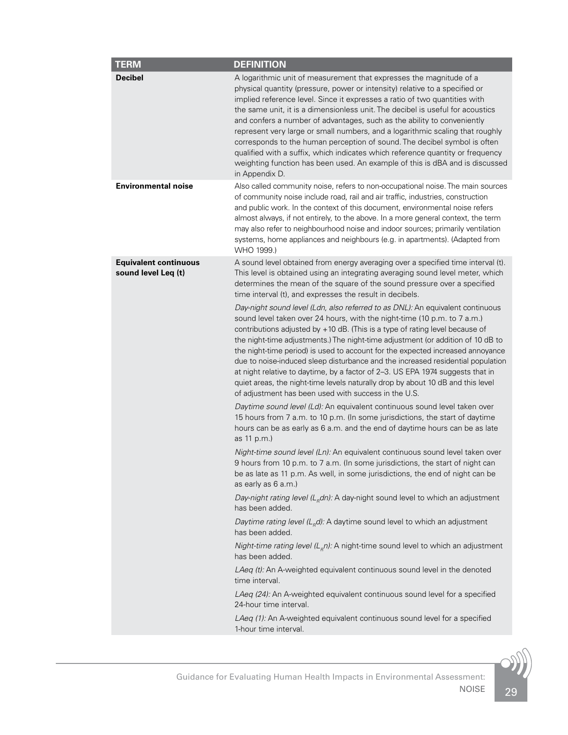| TERM | DEFINITION |
|---|---|
| **Decibel** | A logarithmic unit of measurement that expresses the magnitude of a physical quantity (pressure, power or intensity) relative to a specified or implied reference level. Since it expresses a ratio of two quantities with the same unit, it is a dimensionless unit. The decibel is useful for acoustics and confers a number of advantages, such as the ability to conveniently represent very large or small numbers, and a logarithmic scaling that roughly corresponds to the human perception of sound. The decibel symbol is often qualified with a suffix, which indicates which reference quantity or frequency weighting function has been used. An example of this is dBA and is discussed in Appendix D. |
| **Environmental noise** | Also called community noise, refers to non-occupational noise. The main sources of community noise include road, rail and air traffic, industries, construction and public work. In the context of this document, environmental noise refers almost always, if not entirely, to the above. In a more general context, the term may also refer to neighbourhood noise and indoor sources; primarily ventilation systems, home appliances and neighbours (e.g. in apartments). (Adapted from WHO 1999.) |
| **Equivalent continuous sound level Leq (t)** | A sound level obtained from energy averaging over a specified time interval (t). This level is obtained using an integrating averaging sound level meter, which determines the mean of the square of the sound pressure over a specified time interval (t), and expresses the result in decibels.<br><br>*Day-night sound level (Ldn, also referred to as DNL):* An equivalent continuous sound level taken over 24 hours, with the night-time (10 p.m. to 7 a.m.) contributions adjusted by +10 dB. (This is a type of rating level because of the night-time adjustments.) The night-time adjustment (or addition of 10 dB to the night-time period) is used to account for the expected increased annoyance due to noise-induced sleep disturbance and the increased residential population at night relative to daytime, by a factor of 2–3. US EPA 1974 suggests that in quiet areas, the night-time levels naturally drop by about 10 dB and this level of adjustment has been used with success in the U.S.<br><br>*Daytime sound level (Ld):* An equivalent continuous sound level taken over 15 hours from 7 a.m. to 10 p.m. (In some jurisdictions, the start of daytime hours can be as early as 6 a.m. and the end of daytime hours can be as late as 11 p.m.)<br><br>*Night-time sound level (Ln):* An equivalent continuous sound level taken over 9 hours from 10 p.m. to 7 a.m. (In some jurisdictions, the start of night can be as late as 11 p.m. As well, in some jurisdictions, the end of night can be as early as 6 a.m.)<br><br>*Day-night rating level ($L_R$dn):* A day-night sound level to which an adjustment has been added.<br><br>*Daytime rating level ($L_R$d):* A daytime sound level to which an adjustment has been added.<br><br>*Night-time rating level ($L_R$n):* A night-time sound level to which an adjustment has been added.<br><br>*LAeq (t):* An A-weighted equivalent continuous sound level in the denoted time interval.<br><br>*LAeq (24):* An A-weighted equivalent continuous sound level for a specified 24-hour time interval.<br><br>*LAeq (1):* An A-weighted equivalent continuous sound level for a specified 1-hour time interval. |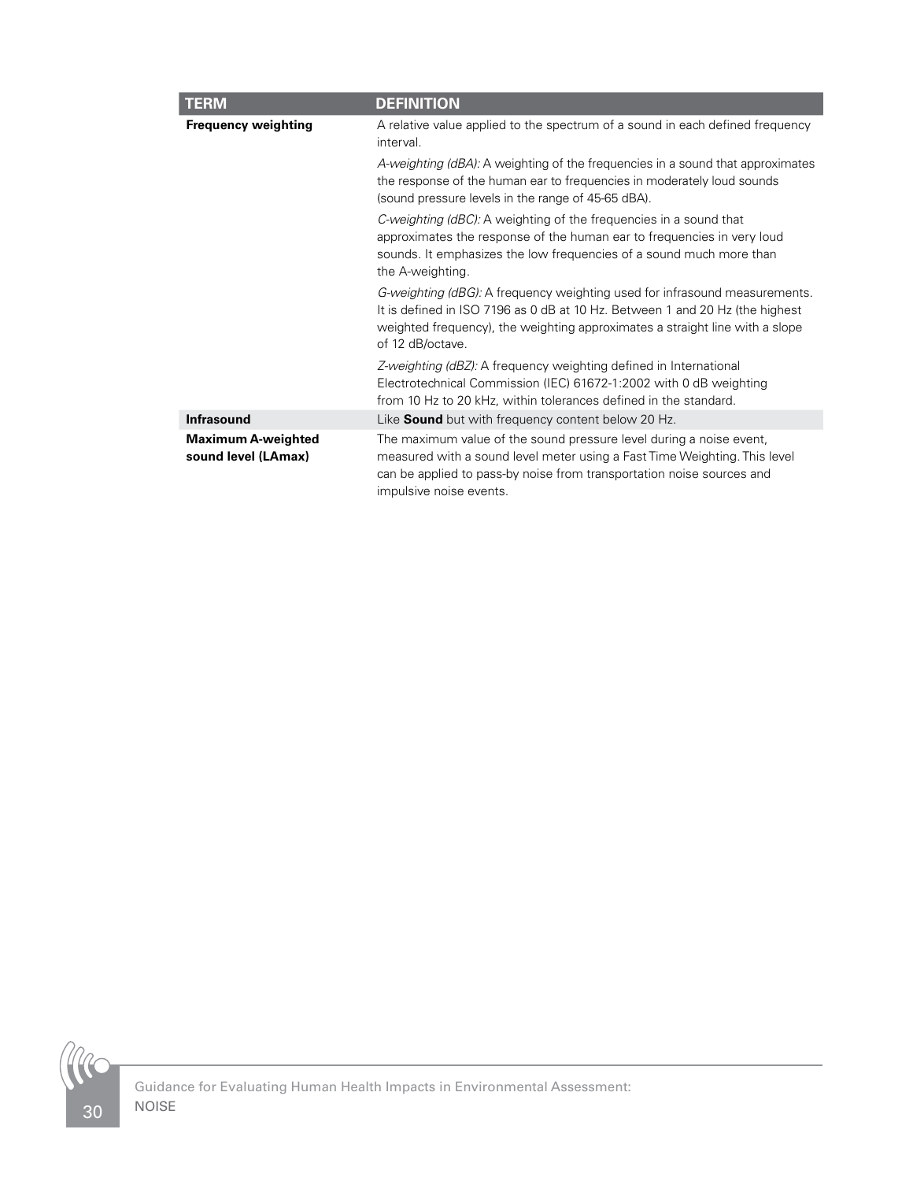| TERM | DEFINITION |
| --- | --- |
| **Frequency weighting** | A relative value applied to the spectrum of a sound in each defined frequency interval.<br><br>*A-weighting (dBA):* A weighting of the frequencies in a sound that approximates the response of the human ear to frequencies in moderately loud sounds (sound pressure levels in the range of 45-65 dBA).<br><br>*C-weighting (dBC):* A weighting of the frequencies in a sound that approximates the response of the human ear to frequencies in very loud sounds. It emphasizes the low frequencies of a sound much more than the A-weighting.<br><br>*G-weighting (dBG):* A frequency weighting used for infrasound measurements. It is defined in ISO 7196 as 0 dB at 10 Hz. Between 1 and 20 Hz (the highest weighted frequency), the weighting approximates a straight line with a slope of 12 dB/octave.<br><br>*Z-weighting (dBZ):* A frequency weighting defined in International Electrotechnical Commission (IEC) 61672-1:2002 with 0 dB weighting from 10 Hz to 20 kHz, within tolerances defined in the standard. |
| **Infrasound** | Like **Sound** but with frequency content below 20 Hz. |
| **Maximum A-weighted sound level (LAmax)** | The maximum value of the sound pressure level during a noise event, measured with a sound level meter using a Fast Time Weighting. This level can be applied to pass-by noise from transportation noise sources and impulsive noise events. |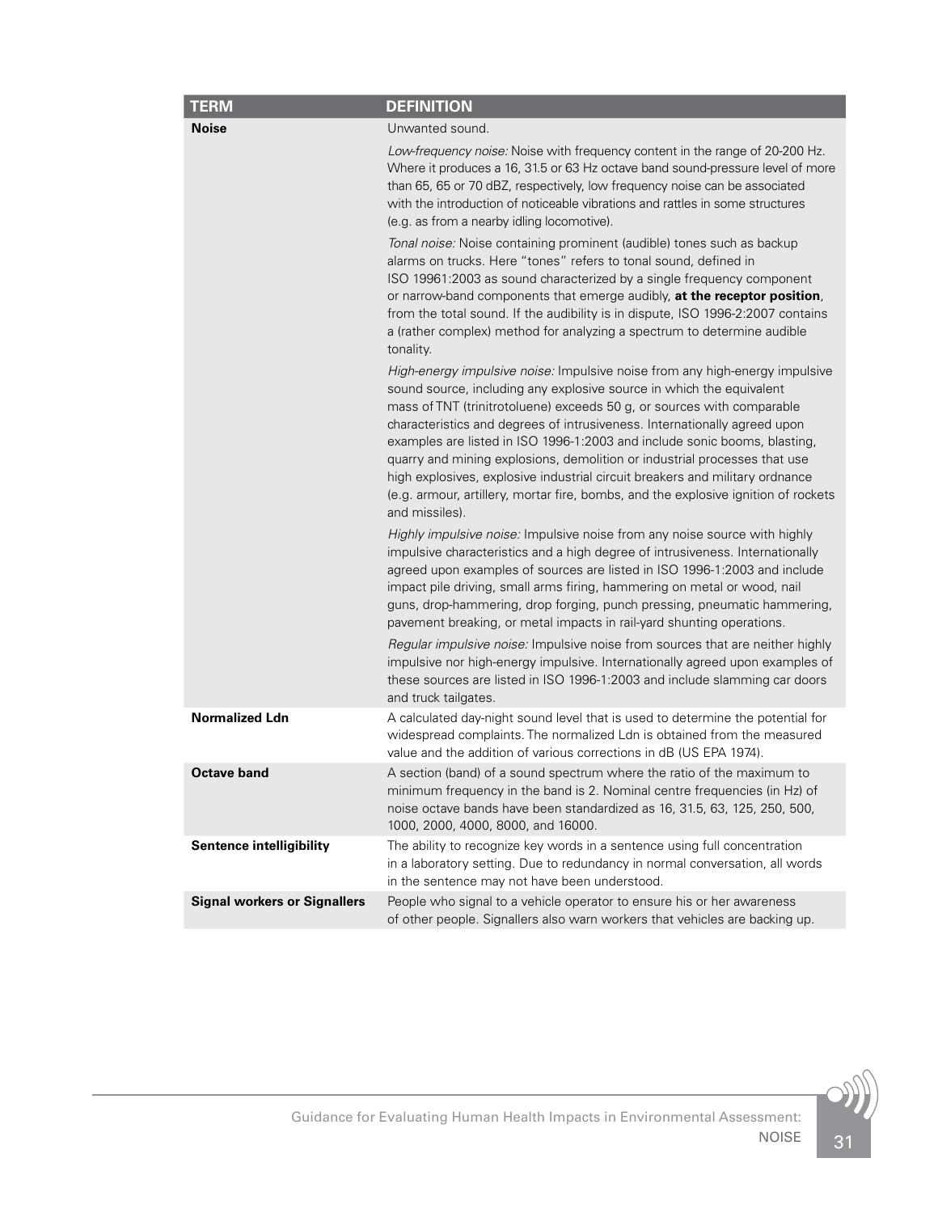| TERM | DEFINITION |
|---|---|
| **Noise** | Unwanted sound.<br><br>*Low-frequency noise:* Noise with frequency content in the range of 20-200 Hz. Where it produces a 16, 31.5 or 63 Hz octave band sound-pressure level of more than 65, 65 or 70 dBZ, respectively, low frequency noise can be associated with the introduction of noticeable vibrations and rattles in some structures (e.g. as from a nearby idling locomotive).<br><br>*Tonal noise:* Noise containing prominent (audible) tones such as backup alarms on trucks. Here "tones" refers to tonal sound, defined in ISO 19961:2003 as sound characterized by a single frequency component or narrow-band components that emerge audibly, **at the receptor position**, from the total sound. If the audibility is in dispute, ISO 1996-2:2007 contains a (rather complex) method for analyzing a spectrum to determine audible tonality.<br><br>*High-energy impulsive noise:* Impulsive noise from any high-energy impulsive sound source, including any explosive source in which the equivalent mass of TNT (trinitrotoluene) exceeds 50 g, or sources with comparable characteristics and degrees of intrusiveness. Internationally agreed upon examples are listed in ISO 1996-1:2003 and include sonic booms, blasting, quarry and mining explosions, demolition or industrial processes that use high explosives, explosive industrial circuit breakers and military ordnance (e.g. armour, artillery, mortar fire, bombs, and the explosive ignition of rockets and missiles).<br><br>*Highly impulsive noise:* Impulsive noise from any noise source with highly impulsive characteristics and a high degree of intrusiveness. Internationally agreed upon examples of sources are listed in ISO 1996-1:2003 and include impact pile driving, small arms firing, hammering on metal or wood, nail guns, drop-hammering, drop forging, punch pressing, pneumatic hammering, pavement breaking, or metal impacts in rail-yard shunting operations.<br><br>*Regular impulsive noise:* Impulsive noise from sources that are neither highly impulsive nor high-energy impulsive. Internationally agreed upon examples of these sources are listed in ISO 1996-1:2003 and include slamming car doors and truck tailgates. |
| **Normalized Ldn** | A calculated day-night sound level that is used to determine the potential for widespread complaints. The normalized Ldn is obtained from the measured value and the addition of various corrections in dB (US EPA 1974). |
| **Octave band** | A section (band) of a sound spectrum where the ratio of the maximum to minimum frequency in the band is 2. Nominal centre frequencies (in Hz) of noise octave bands have been standardized as 16, 31.5, 63, 125, 250, 500, 1000, 2000, 4000, 8000, and 16000. |
| **Sentence intelligibility** | The ability to recognize key words in a sentence using full concentration in a laboratory setting. Due to redundancy in normal conversation, all words in the sentence may not have been understood. |
| **Signal workers or Signallers** | People who signal to a vehicle operator to ensure his or her awareness of other people. Signallers also warn workers that vehicles are backing up. |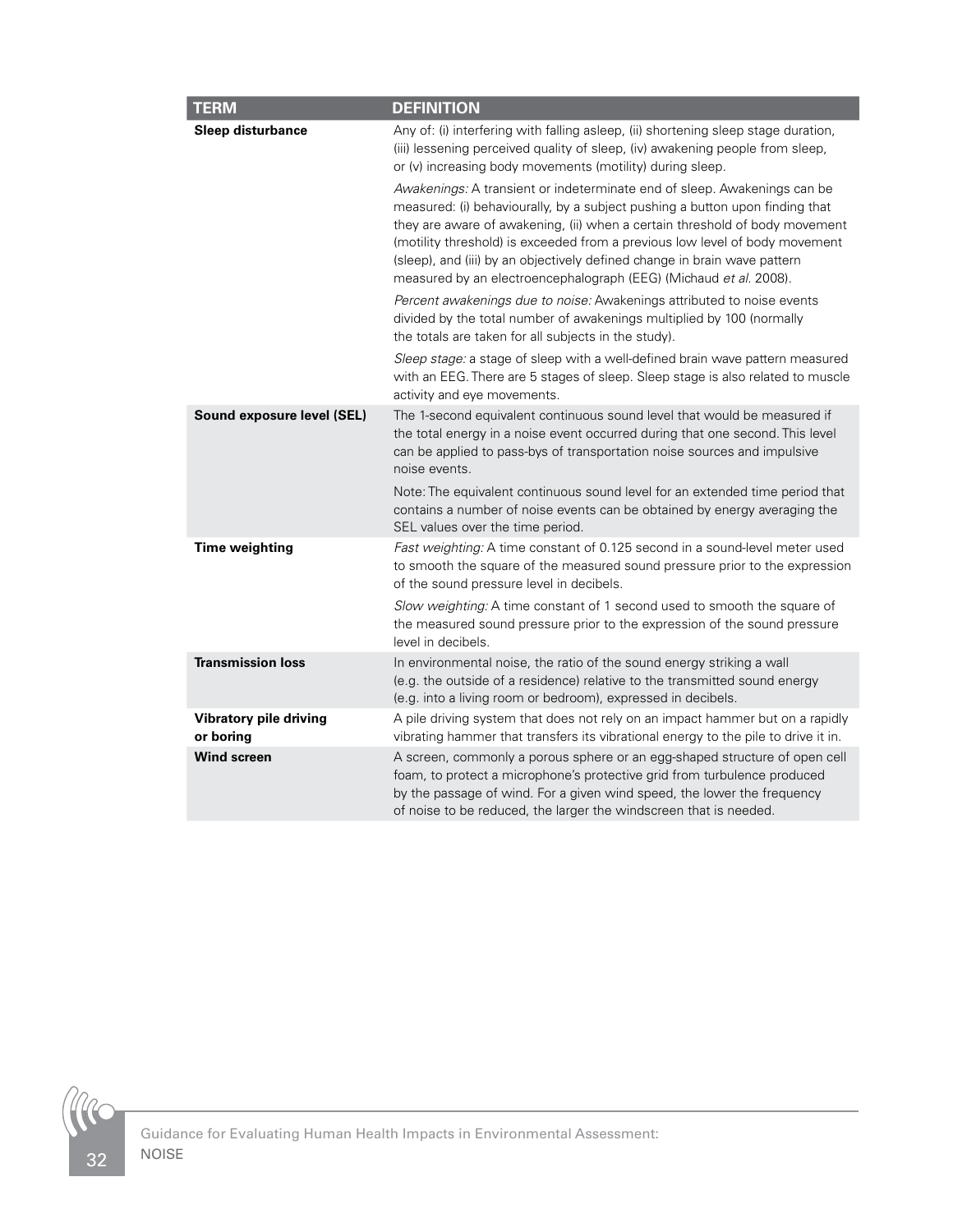| TERM | DEFINITION |
|---|---|
| **Sleep disturbance** | Any of: (i) interfering with falling asleep, (ii) shortening sleep stage duration, (iii) lessening perceived quality of sleep, (iv) awakening people from sleep, or (v) increasing body movements (motility) during sleep.<br><br>*Awakenings:* A transient or indeterminate end of sleep. Awakenings can be measured: (i) behaviourally, by a subject pushing a button upon finding that they are aware of awakening, (ii) when a certain threshold of body movement (motility threshold) is exceeded from a previous low level of body movement (sleep), and (iii) by an objectively defined change in brain wave pattern measured by an electroencephalograph (EEG) (Michaud *et al.* 2008).<br><br>*Percent awakenings due to noise:* Awakenings attributed to noise events divided by the total number of awakenings multiplied by 100 (normally the totals are taken for all subjects in the study).<br><br>*Sleep stage:* a stage of sleep with a well-defined brain wave pattern measured with an EEG. There are 5 stages of sleep. Sleep stage is also related to muscle activity and eye movements. |
| **Sound exposure level (SEL)** | The 1-second equivalent continuous sound level that would be measured if the total energy in a noise event occurred during that one second. This level can be applied to pass-bys of transportation noise sources and impulsive noise events.<br><br>Note: The equivalent continuous sound level for an extended time period that contains a number of noise events can be obtained by energy averaging the SEL values over the time period. |
| **Time weighting** | *Fast weighting:* A time constant of 0.125 second in a sound-level meter used to smooth the square of the measured sound pressure prior to the expression of the sound pressure level in decibels.<br><br>*Slow weighting:* A time constant of 1 second used to smooth the square of the measured sound pressure prior to the expression of the sound pressure level in decibels. |
| **Transmission loss** | In environmental noise, the ratio of the sound energy striking a wall (e.g. the outside of a residence) relative to the transmitted sound energy (e.g. into a living room or bedroom), expressed in decibels. |
| **Vibratory pile driving or boring** | A pile driving system that does not rely on an impact hammer but on a rapidly vibrating hammer that transfers its vibrational energy to the pile to drive it in. |
| **Wind screen** | A screen, commonly a porous sphere or an egg-shaped structure of open cell foam, to protect a microphone's protective grid from turbulence produced by the passage of wind. For a given wind speed, the lower the frequency of noise to be reduced, the larger the windscreen that is needed. |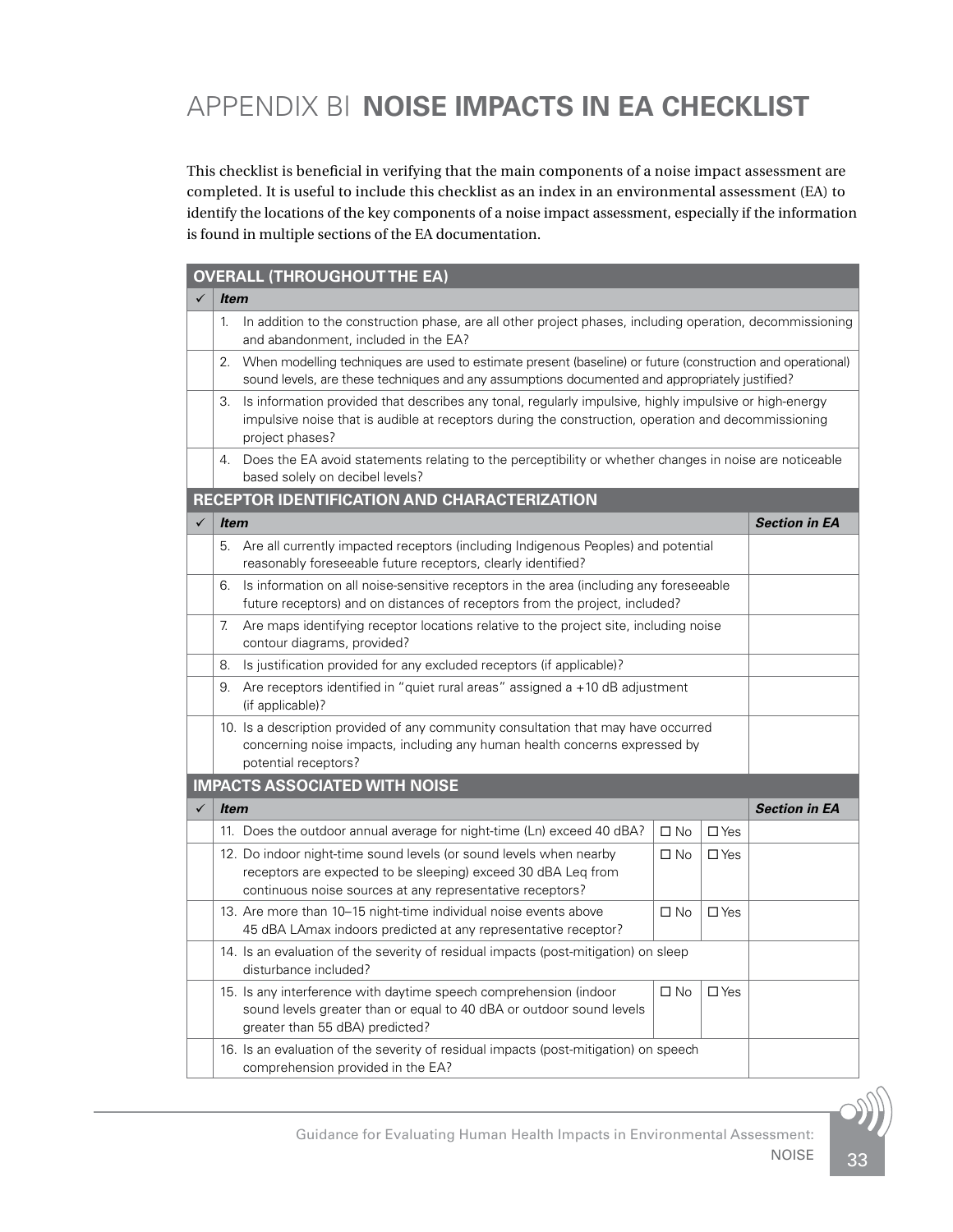# APPENDIX BI **NOISE IMPACTS IN EA CHECKLIST**

This checklist is beneficial in verifying that the main components of a noise impact assessment are completed. It is useful to include this checklist as an index in an environmental assessment (EA) to identify the locations of the key components of a noise impact assessment, especially if the information is found in multiple sections of the EA documentation.

| **OVERALL (THROUGHOUT THE EA)** | |
|---|---|
| ✓ | ***Item*** |
| | 1. In addition to the construction phase, are all other project phases, including operation, decommissioning and abandonment, included in the EA? |
| | 2. When modelling techniques are used to estimate present (baseline) or future (construction and operational) sound levels, are these techniques and any assumptions documented and appropriately justified? |
| | 3. Is information provided that describes any tonal, regularly impulsive, highly impulsive or high-energy impulsive noise that is audible at receptors during the construction, operation and decommissioning project phases? |
| | 4. Does the EA avoid statements relating to the perceptibility or whether changes in noise are noticeable based solely on decibel levels? |

| **RECEPTOR IDENTIFICATION AND CHARACTERIZATION** | | |
|---|---|---|
| ✓ | ***Item*** | ***Section in EA*** |
| | 5. Are all currently impacted receptors (including Indigenous Peoples) and potential reasonably foreseeable future receptors, clearly identified? | |
| | 6. Is information on all noise-sensitive receptors in the area (including any foreseeable future receptors) and on distances of receptors from the project, included? | |
| | 7. Are maps identifying receptor locations relative to the project site, including noise contour diagrams, provided? | |
| | 8. Is justification provided for any excluded receptors (if applicable)? | |
| | 9. Are receptors identified in "quiet rural areas" assigned a +10 dB adjustment (if applicable)? | |
| | 10. Is a description provided of any community consultation that may have occurred concerning noise impacts, including any human health concerns expressed by potential receptors? | |

| **IMPACTS ASSOCIATED WITH NOISE** | | | | |
|---|---|---|---|---|
| ✓ | ***Item*** | | | ***Section in EA*** |
| | 11. Does the outdoor annual average for night-time (Ln) exceed 40 dBA? | ☐ No | ☐ Yes | |
| | 12. Do indoor night-time sound levels (or sound levels when nearby receptors are expected to be sleeping) exceed 30 dBA Leq from continuous noise sources at any representative receptors? | ☐ No | ☐ Yes | |
| | 13. Are more than 10–15 night-time individual noise events above 45 dBA LAmax indoors predicted at any representative receptor? | ☐ No | ☐ Yes | |
| | 14. Is an evaluation of the severity of residual impacts (post-mitigation) on sleep disturbance included? | | | |
| | 15. Is any interference with daytime speech comprehension (indoor sound levels greater than or equal to 40 dBA or outdoor sound levels greater than 55 dBA) predicted? | ☐ No | ☐ Yes | |
| | 16. Is an evaluation of the severity of residual impacts (post-mitigation) on speech comprehension provided in the EA? | | | |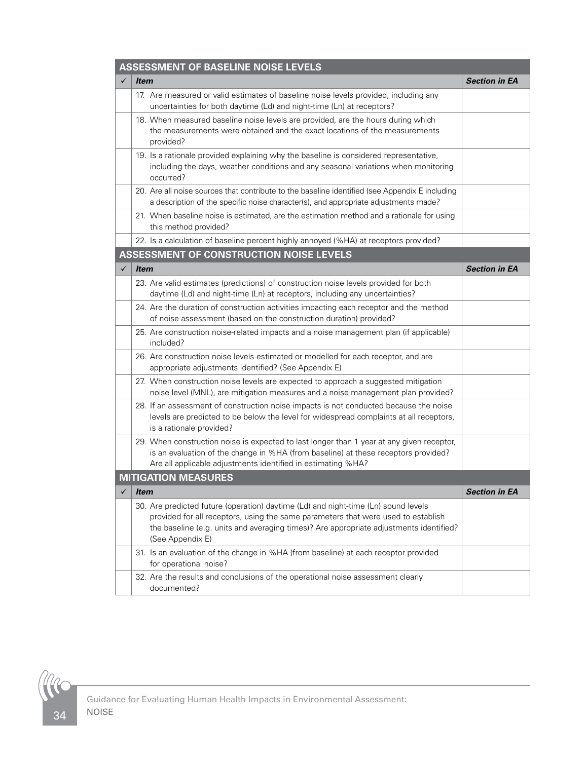| ASSESSMENT OF BASELINE NOISE LEVELS | | |
|---|---|---|
| ✓ | ***Item*** | ***Section in EA*** |
| | 17. Are measured or valid estimates of baseline noise levels provided, including any uncertainties for both daytime (Ld) and night-time (Ln) at receptors? | |
| | 18. When measured baseline noise levels are provided, are the hours during which the measurements were obtained and the exact locations of the measurements provided? | |
| | 19. Is a rationale provided explaining why the baseline is considered representative, including the days, weather conditions and any seasonal variations when monitoring occurred? | |
| | 20. Are all noise sources that contribute to the baseline identified (see Appendix E including a description of the specific noise character(s), and appropriate adjustments made? | |
| | 21. When baseline noise is estimated, are the estimation method and a rationale for using this method provided? | |
| | 22. Is a calculation of baseline percent highly annoyed (%HA) at receptors provided? | |

| ASSESSMENT OF CONSTRUCTION NOISE LEVELS | | |
|---|---|---|
| ✓ | ***Item*** | ***Section in EA*** |
| | 23. Are valid estimates (predictions) of construction noise levels provided for both daytime (Ld) and night-time (Ln) at receptors, including any uncertainties? | |
| | 24. Are the duration of construction activities impacting each receptor and the method of noise assessment (based on the construction duration) provided? | |
| | 25. Are construction noise-related impacts and a noise management plan (if applicable) included? | |
| | 26. Are construction noise levels estimated or modelled for each receptor, and are appropriate adjustments identified? (See Appendix E) | |
| | 27. When construction noise levels are expected to approach a suggested mitigation noise level (MNL), are mitigation measures and a noise management plan provided? | |
| | 28. If an assessment of construction noise impacts is not conducted because the noise levels are predicted to be below the level for widespread complaints at all receptors, is a rationale provided? | |
| | 29. When construction noise is expected to last longer than 1 year at any given receptor, is an evaluation of the change in %HA (from baseline) at these receptors provided? Are all applicable adjustments identified in estimating %HA? | |

| MITIGATION MEASURES | | |
|---|---|---|
| ✓ | ***Item*** | ***Section in EA*** |
| | 30. Are predicted future (operation) daytime (Ld) and night-time (Ln) sound levels provided for all receptors, using the same parameters that were used to establish the baseline (e.g. units and averaging times)? Are appropriate adjustments identified? (See Appendix E) | |
| | 31. Is an evaluation of the change in %HA (from baseline) at each receptor provided for operational noise? | |
| | 32. Are the results and conclusions of the operational noise assessment clearly documented? | |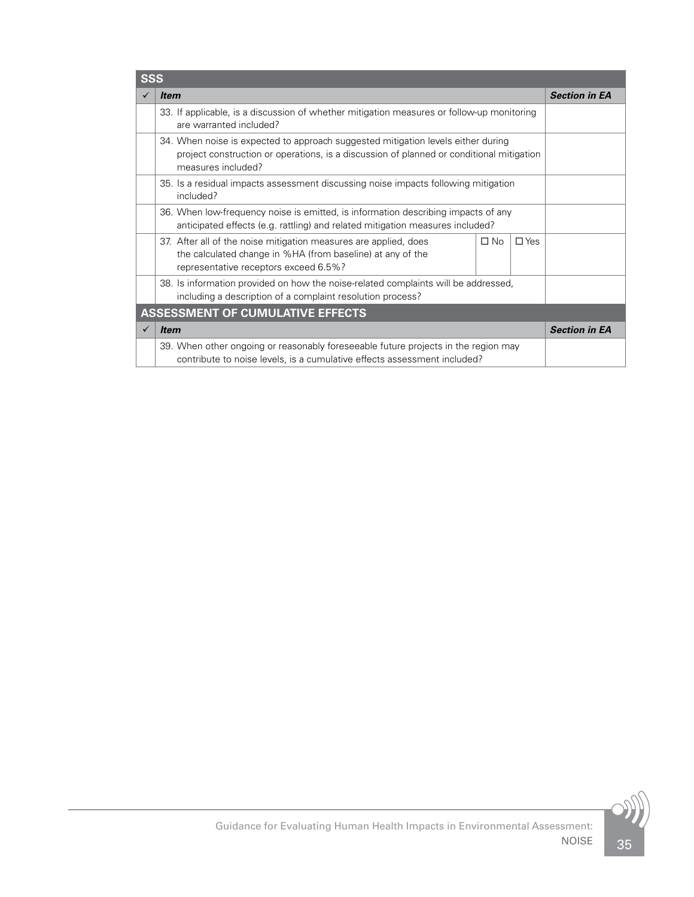| SSS | | | | |
|---|---|---|---|---|
| ✓ | *Item* | | | *Section in EA* |
| | 33. If applicable, is a discussion of whether mitigation measures or follow-up monitoring are warranted included? | | | |
| | 34. When noise is expected to approach suggested mitigation levels either during project construction or operations, is a discussion of planned or conditional mitigation measures included? | | | |
| | 35. Is a residual impacts assessment discussing noise impacts following mitigation included? | | | |
| | 36. When low-frequency noise is emitted, is information describing impacts of any anticipated effects (e.g. rattling) and related mitigation measures included? | | | |
| | 37. After all of the noise mitigation measures are applied, does the calculated change in %HA (from baseline) at any of the representative receptors exceed 6.5%? | ☐ No | ☐ Yes | |
| | 38. Is information provided on how the noise-related complaints will be addressed, including a description of a complaint resolution process? | | | |

| ASSESSMENT OF CUMULATIVE EFFECTS | | |
|---|---|---|
| ✓ | *Item* | *Section in EA* |
| | 39. When other ongoing or reasonably foreseeable future projects in the region may contribute to noise levels, is a cumulative effects assessment included? | |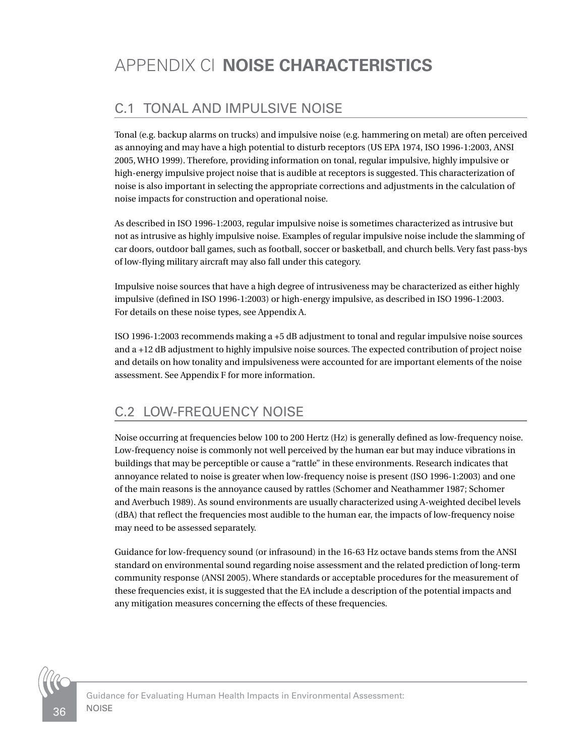# APPENDIX C| **NOISE CHARACTERISTICS**

## C.1 TONAL AND IMPULSIVE NOISE

Tonal (e.g. backup alarms on trucks) and impulsive noise (e.g. hammering on metal) are often perceived as annoying and may have a high potential to disturb receptors (US EPA 1974, ISO 1996-1:2003, ANSI 2005, WHO 1999). Therefore, providing information on tonal, regular impulsive, highly impulsive or high-energy impulsive project noise that is audible at receptors is suggested. This characterization of noise is also important in selecting the appropriate corrections and adjustments in the calculation of noise impacts for construction and operational noise.

As described in ISO 1996-1:2003, regular impulsive noise is sometimes characterized as intrusive but not as intrusive as highly impulsive noise. Examples of regular impulsive noise include the slamming of car doors, outdoor ball games, such as football, soccer or basketball, and church bells. Very fast pass-bys of low-flying military aircraft may also fall under this category.

Impulsive noise sources that have a high degree of intrusiveness may be characterized as either highly impulsive (defined in ISO 1996-1:2003) or high-energy impulsive, as described in ISO 1996-1:2003. For details on these noise types, see Appendix A.

ISO 1996-1:2003 recommends making a +5 dB adjustment to tonal and regular impulsive noise sources and a +12 dB adjustment to highly impulsive noise sources. The expected contribution of project noise and details on how tonality and impulsiveness were accounted for are important elements of the noise assessment. See Appendix F for more information.

## C.2 LOW-FREQUENCY NOISE

Noise occurring at frequencies below 100 to 200 Hertz (Hz) is generally defined as low-frequency noise. Low-frequency noise is commonly not well perceived by the human ear but may induce vibrations in buildings that may be perceptible or cause a "rattle" in these environments. Research indicates that annoyance related to noise is greater when low-frequency noise is present (ISO 1996-1:2003) and one of the main reasons is the annoyance caused by rattles (Schomer and Neathammer 1987; Schomer and Averbuch 1989). As sound environments are usually characterized using A-weighted decibel levels (dBA) that reflect the frequencies most audible to the human ear, the impacts of low-frequency noise may need to be assessed separately.

Guidance for low-frequency sound (or infrasound) in the 16-63 Hz octave bands stems from the ANSI standard on environmental sound regarding noise assessment and the related prediction of long-term community response (ANSI 2005). Where standards or acceptable procedures for the measurement of these frequencies exist, it is suggested that the EA include a description of the potential impacts and any mitigation measures concerning the effects of these frequencies.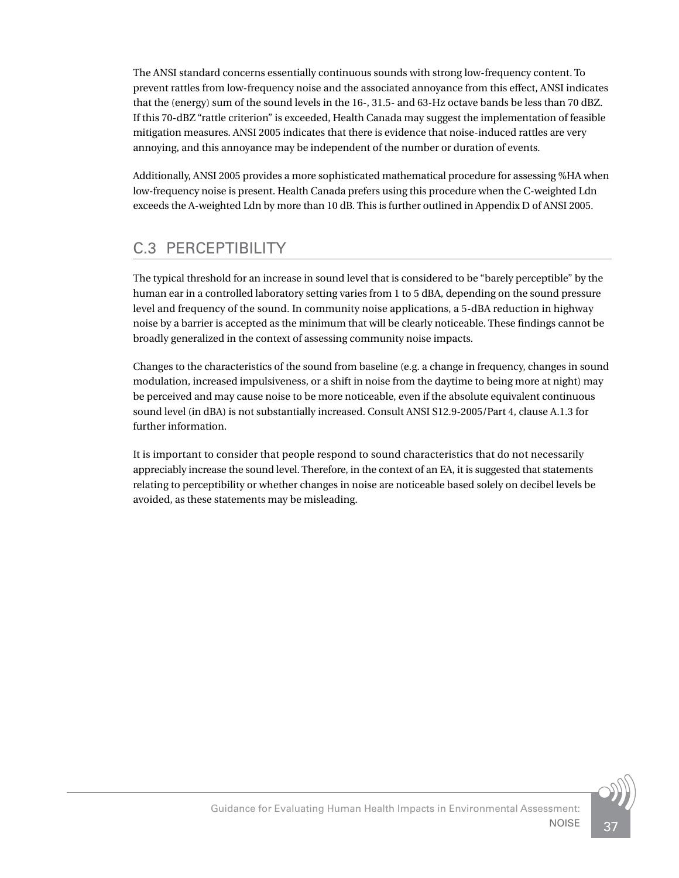The ANSI standard concerns essentially continuous sounds with strong low-frequency content. To prevent rattles from low-frequency noise and the associated annoyance from this effect, ANSI indicates that the (energy) sum of the sound levels in the 16-, 31.5- and 63-Hz octave bands be less than 70 dBZ. If this 70-dBZ "rattle criterion" is exceeded, Health Canada may suggest the implementation of feasible mitigation measures. ANSI 2005 indicates that there is evidence that noise-induced rattles are very annoying, and this annoyance may be independent of the number or duration of events.

Additionally, ANSI 2005 provides a more sophisticated mathematical procedure for assessing %HA when low-frequency noise is present. Health Canada prefers using this procedure when the C-weighted Ldn exceeds the A-weighted Ldn by more than 10 dB. This is further outlined in Appendix D of ANSI 2005.

## C.3 PERCEPTIBILITY

The typical threshold for an increase in sound level that is considered to be "barely perceptible" by the human ear in a controlled laboratory setting varies from 1 to 5 dBA, depending on the sound pressure level and frequency of the sound. In community noise applications, a 5-dBA reduction in highway noise by a barrier is accepted as the minimum that will be clearly noticeable. These findings cannot be broadly generalized in the context of assessing community noise impacts.

Changes to the characteristics of the sound from baseline (e.g. a change in frequency, changes in sound modulation, increased impulsiveness, or a shift in noise from the daytime to being more at night) may be perceived and may cause noise to be more noticeable, even if the absolute equivalent continuous sound level (in dBA) is not substantially increased. Consult ANSI S12.9-2005/Part 4, clause A.1.3 for further information.

It is important to consider that people respond to sound characteristics that do not necessarily appreciably increase the sound level. Therefore, in the context of an EA, it is suggested that statements relating to perceptibility or whether changes in noise are noticeable based solely on decibel levels be avoided, as these statements may be misleading.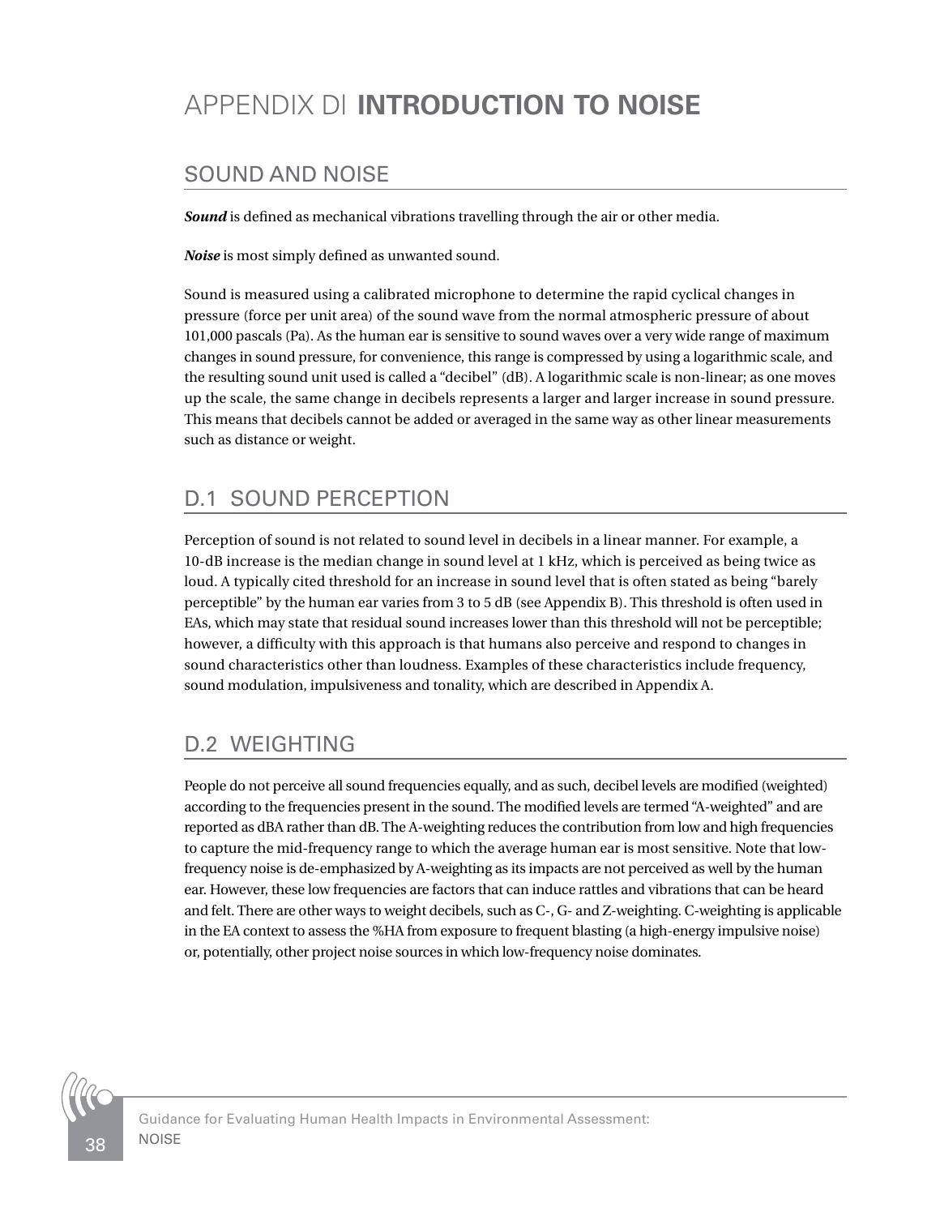# APPENDIX D| **INTRODUCTION TO NOISE**

## SOUND AND NOISE

***Sound*** is defined as mechanical vibrations travelling through the air or other media.

***Noise*** is most simply defined as unwanted sound.

Sound is measured using a calibrated microphone to determine the rapid cyclical changes in pressure (force per unit area) of the sound wave from the normal atmospheric pressure of about 101,000 pascals (Pa). As the human ear is sensitive to sound waves over a very wide range of maximum changes in sound pressure, for convenience, this range is compressed by using a logarithmic scale, and the resulting sound unit used is called a "decibel" (dB). A logarithmic scale is non-linear; as one moves up the scale, the same change in decibels represents a larger and larger increase in sound pressure. This means that decibels cannot be added or averaged in the same way as other linear measurements such as distance or weight.

## D.1 SOUND PERCEPTION

Perception of sound is not related to sound level in decibels in a linear manner. For example, a 10-dB increase is the median change in sound level at 1 kHz, which is perceived as being twice as loud. A typically cited threshold for an increase in sound level that is often stated as being "barely perceptible" by the human ear varies from 3 to 5 dB (see Appendix B). This threshold is often used in EAs, which may state that residual sound increases lower than this threshold will not be perceptible; however, a difficulty with this approach is that humans also perceive and respond to changes in sound characteristics other than loudness. Examples of these characteristics include frequency, sound modulation, impulsiveness and tonality, which are described in Appendix A.

## D.2 WEIGHTING

People do not perceive all sound frequencies equally, and as such, decibel levels are modified (weighted) according to the frequencies present in the sound. The modified levels are termed "A-weighted" and are reported as dBA rather than dB. The A-weighting reduces the contribution from low and high frequencies to capture the mid-frequency range to which the average human ear is most sensitive. Note that low-frequency noise is de-emphasized by A-weighting as its impacts are not perceived as well by the human ear. However, these low frequencies are factors that can induce rattles and vibrations that can be heard and felt. There are other ways to weight decibels, such as C-, G- and Z-weighting. C-weighting is applicable in the EA context to assess the %HA from exposure to frequent blasting (a high-energy impulsive noise) or, potentially, other project noise sources in which low-frequency noise dominates.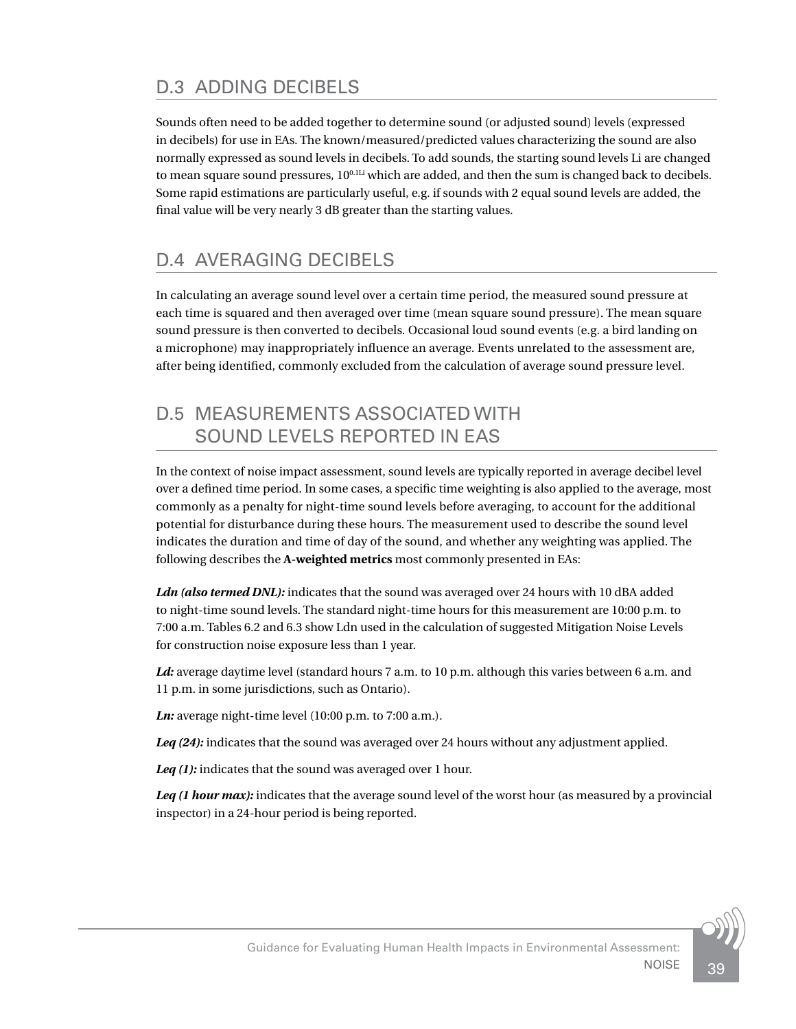## D.3 ADDING DECIBELS

Sounds often need to be added together to determine sound (or adjusted sound) levels (expressed in decibels) for use in EAs. The known/measured/predicted values characterizing the sound are also normally expressed as sound levels in decibels. To add sounds, the starting sound levels Li are changed to mean square sound pressures, $10^{0.1Li}$ which are added, and then the sum is changed back to decibels. Some rapid estimations are particularly useful, e.g. if sounds with 2 equal sound levels are added, the final value will be very nearly 3 dB greater than the starting values.

## D.4 AVERAGING DECIBELS

In calculating an average sound level over a certain time period, the measured sound pressure at each time is squared and then averaged over time (mean square sound pressure). The mean square sound pressure is then converted to decibels. Occasional loud sound events (e.g. a bird landing on a microphone) may inappropriately influence an average. Events unrelated to the assessment are, after being identified, commonly excluded from the calculation of average sound pressure level.

## D.5 MEASUREMENTS ASSOCIATED WITH SOUND LEVELS REPORTED IN EAS

In the context of noise impact assessment, sound levels are typically reported in average decibel level over a defined time period. In some cases, a specific time weighting is also applied to the average, most commonly as a penalty for night-time sound levels before averaging, to account for the additional potential for disturbance during these hours. The measurement used to describe the sound level indicates the duration and time of day of the sound, and whether any weighting was applied. The following describes the **A-weighted metrics** most commonly presented in EAs:

***Ldn (also termed DNL):*** indicates that the sound was averaged over 24 hours with 10 dBA added to night-time sound levels. The standard night-time hours for this measurement are 10:00 p.m. to 7:00 a.m. Tables 6.2 and 6.3 show Ldn used in the calculation of suggested Mitigation Noise Levels for construction noise exposure less than 1 year.

***Ld:*** average daytime level (standard hours 7 a.m. to 10 p.m. although this varies between 6 a.m. and 11 p.m. in some jurisdictions, such as Ontario).

***Ln:*** average night-time level (10:00 p.m. to 7:00 a.m.).

***Leq (24):*** indicates that the sound was averaged over 24 hours without any adjustment applied.

***Leq (1):*** indicates that the sound was averaged over 1 hour.

***Leq (1 hour max):*** indicates that the average sound level of the worst hour (as measured by a provincial inspector) in a 24-hour period is being reported.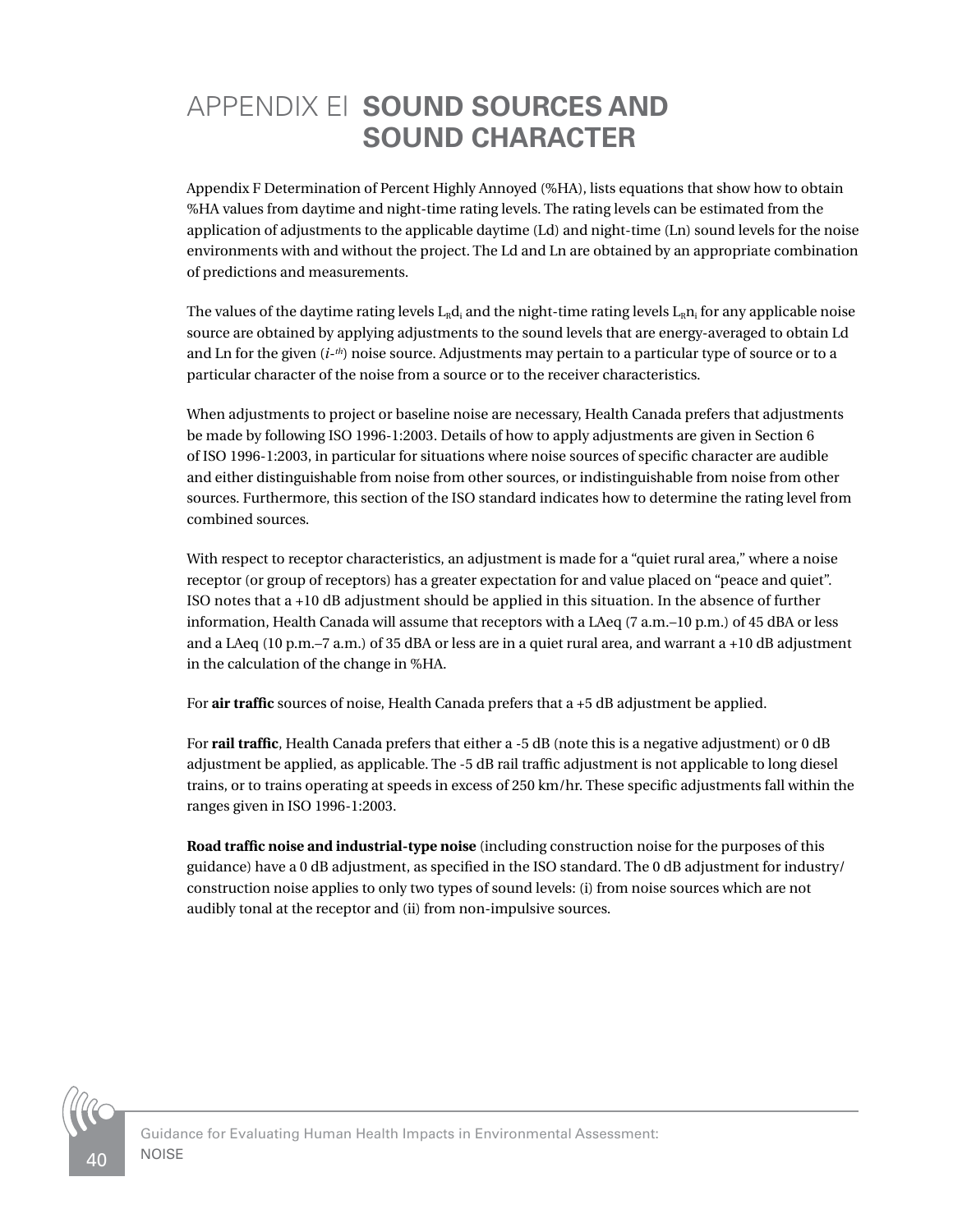# APPENDIX E| SOUND SOURCES AND SOUND CHARACTER

Appendix F Determination of Percent Highly Annoyed (%HA), lists equations that show how to obtain %HA values from daytime and night-time rating levels. The rating levels can be estimated from the application of adjustments to the applicable daytime (Ld) and night-time (Ln) sound levels for the noise environments with and without the project. The Ld and Ln are obtained by an appropriate combination of predictions and measurements.

The values of the daytime rating levels $L_R d_i$ and the night-time rating levels $L_R n_i$ for any applicable noise source are obtained by applying adjustments to the sound levels that are energy-averaged to obtain Ld and Ln for the given ($i$-$^{th}$) noise source. Adjustments may pertain to a particular type of source or to a particular character of the noise from a source or to the receiver characteristics.

When adjustments to project or baseline noise are necessary, Health Canada prefers that adjustments be made by following ISO 1996-1:2003. Details of how to apply adjustments are given in Section 6 of ISO 1996-1:2003, in particular for situations where noise sources of specific character are audible and either distinguishable from noise from other sources, or indistinguishable from noise from other sources. Furthermore, this section of the ISO standard indicates how to determine the rating level from combined sources.

With respect to receptor characteristics, an adjustment is made for a "quiet rural area," where a noise receptor (or group of receptors) has a greater expectation for and value placed on "peace and quiet". ISO notes that a +10 dB adjustment should be applied in this situation. In the absence of further information, Health Canada will assume that receptors with a LAeq (7 a.m.–10 p.m.) of 45 dBA or less and a LAeq (10 p.m.–7 a.m.) of 35 dBA or less are in a quiet rural area, and warrant a +10 dB adjustment in the calculation of the change in %HA.

For **air traffic** sources of noise, Health Canada prefers that a +5 dB adjustment be applied.

For **rail traffic**, Health Canada prefers that either a -5 dB (note this is a negative adjustment) or 0 dB adjustment be applied, as applicable. The -5 dB rail traffic adjustment is not applicable to long diesel trains, or to trains operating at speeds in excess of 250 km/hr. These specific adjustments fall within the ranges given in ISO 1996-1:2003.

**Road traffic noise and industrial-type noise** (including construction noise for the purposes of this guidance) have a 0 dB adjustment, as specified in the ISO standard. The 0 dB adjustment for industry/construction noise applies to only two types of sound levels: (i) from noise sources which are not audibly tonal at the receptor and (ii) from non-impulsive sources.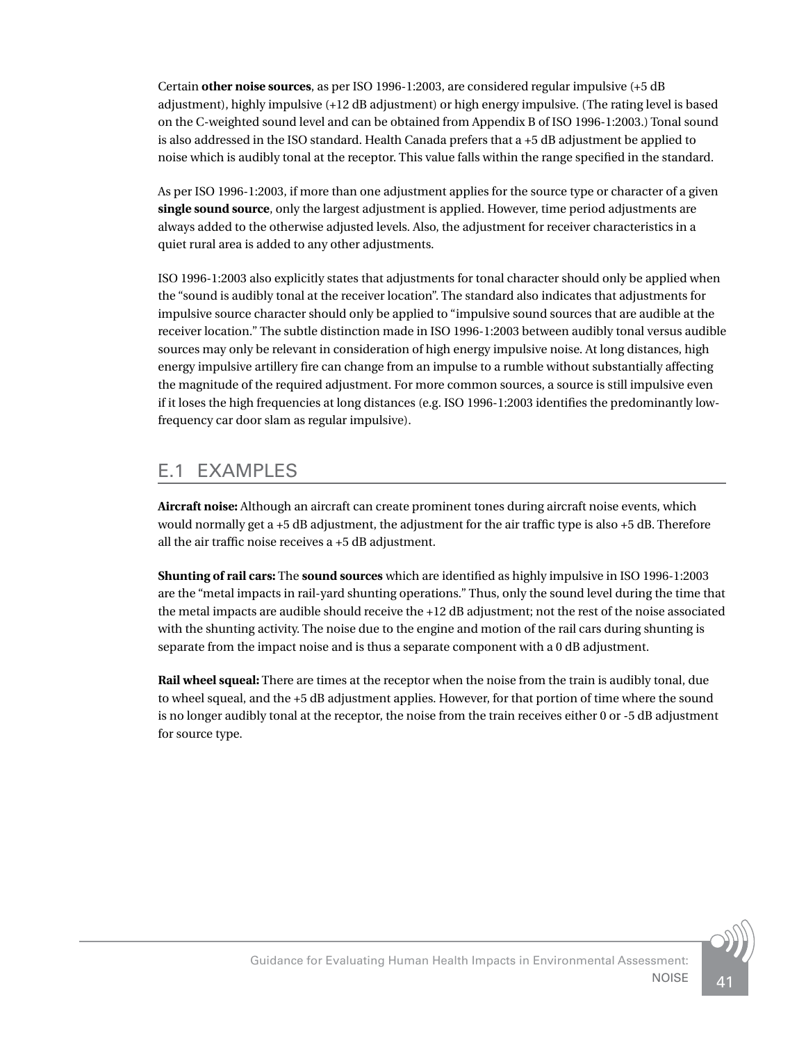Certain **other noise sources**, as per ISO 1996-1:2003, are considered regular impulsive (+5 dB adjustment), highly impulsive (+12 dB adjustment) or high energy impulsive. (The rating level is based on the C-weighted sound level and can be obtained from Appendix B of ISO 1996-1:2003.) Tonal sound is also addressed in the ISO standard. Health Canada prefers that a +5 dB adjustment be applied to noise which is audibly tonal at the receptor. This value falls within the range specified in the standard.

As per ISO 1996-1:2003, if more than one adjustment applies for the source type or character of a given **single sound source**, only the largest adjustment is applied. However, time period adjustments are always added to the otherwise adjusted levels. Also, the adjustment for receiver characteristics in a quiet rural area is added to any other adjustments.

ISO 1996-1:2003 also explicitly states that adjustments for tonal character should only be applied when the "sound is audibly tonal at the receiver location". The standard also indicates that adjustments for impulsive source character should only be applied to "impulsive sound sources that are audible at the receiver location." The subtle distinction made in ISO 1996-1:2003 between audibly tonal versus audible sources may only be relevant in consideration of high energy impulsive noise. At long distances, high energy impulsive artillery fire can change from an impulse to a rumble without substantially affecting the magnitude of the required adjustment. For more common sources, a source is still impulsive even if it loses the high frequencies at long distances (e.g. ISO 1996-1:2003 identifies the predominantly low-frequency car door slam as regular impulsive).

## E.1 EXAMPLES

**Aircraft noise:** Although an aircraft can create prominent tones during aircraft noise events, which would normally get a +5 dB adjustment, the adjustment for the air traffic type is also +5 dB. Therefore all the air traffic noise receives a +5 dB adjustment.

**Shunting of rail cars:** The **sound sources** which are identified as highly impulsive in ISO 1996-1:2003 are the "metal impacts in rail-yard shunting operations." Thus, only the sound level during the time that the metal impacts are audible should receive the +12 dB adjustment; not the rest of the noise associated with the shunting activity. The noise due to the engine and motion of the rail cars during shunting is separate from the impact noise and is thus a separate component with a 0 dB adjustment.

**Rail wheel squeal:** There are times at the receptor when the noise from the train is audibly tonal, due to wheel squeal, and the +5 dB adjustment applies. However, for that portion of time where the sound is no longer audibly tonal at the receptor, the noise from the train receives either 0 or -5 dB adjustment for source type.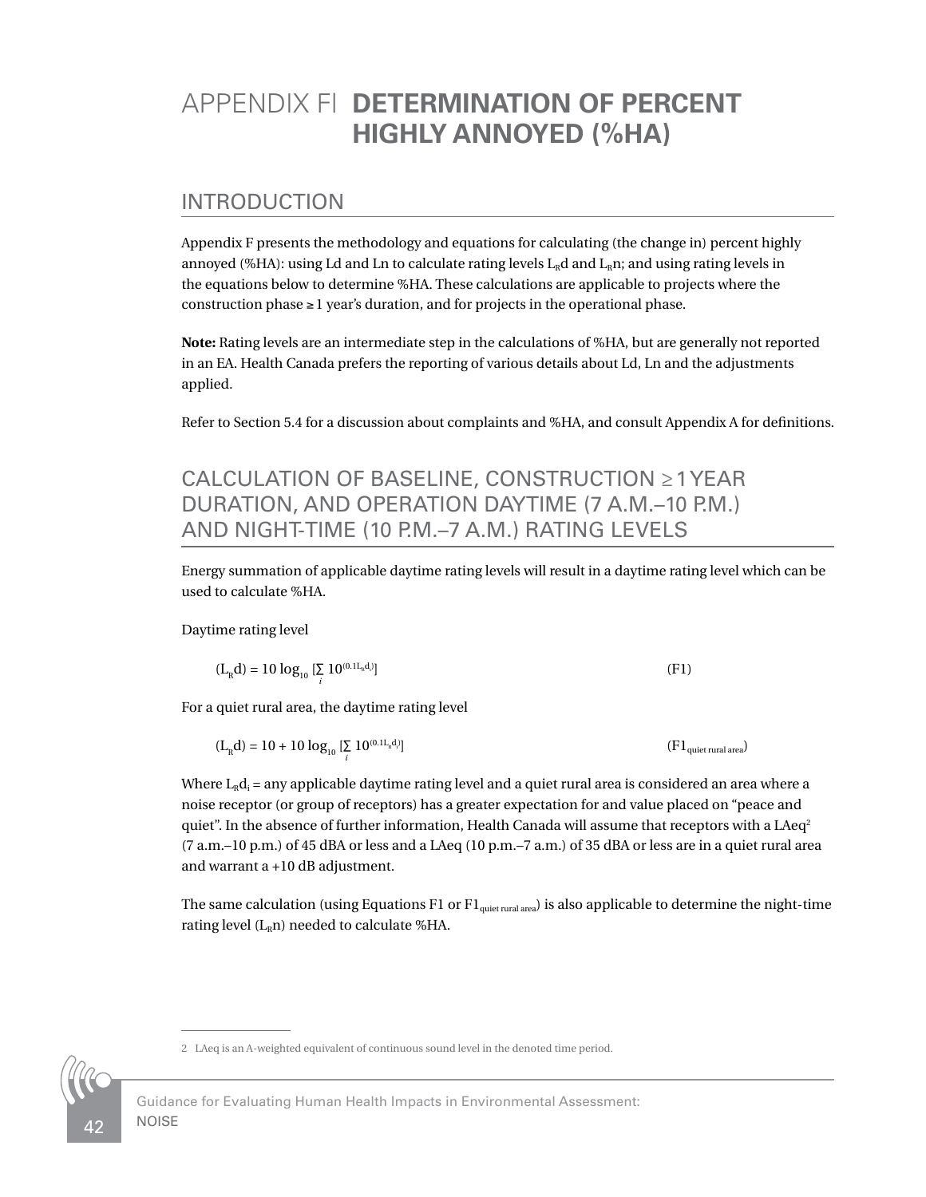# APPENDIX FI **DETERMINATION OF PERCENT HIGHLY ANNOYED (%HA)**

## INTRODUCTION

Appendix F presents the methodology and equations for calculating (the change in) percent highly annoyed (%HA): using Ld and Ln to calculate rating levels $L_Rd$ and $L_Rn$; and using rating levels in the equations below to determine %HA. These calculations are applicable to projects where the construction phase ≥ 1 year's duration, and for projects in the operational phase.

**Note:** Rating levels are an intermediate step in the calculations of %HA, but are generally not reported in an EA. Health Canada prefers the reporting of various details about Ld, Ln and the adjustments applied.

Refer to Section 5.4 for a discussion about complaints and %HA, and consult Appendix A for definitions.

## CALCULATION OF BASELINE, CONSTRUCTION ≥ 1 YEAR DURATION, AND OPERATION DAYTIME (7 A.M.–10 P.M.) AND NIGHT-TIME (10 P.M.–7 A.M.) RATING LEVELS

Energy summation of applicable daytime rating levels will result in a daytime rating level which can be used to calculate %HA.

Daytime rating level

$$(L_Rd) = 10 \log_{10} [\sum_i 10^{(0.1 L_R d_i)}] \qquad \text{(F1)}$$

For a quiet rural area, the daytime rating level

$$(L_Rd) = 10 + 10 \log_{10} [\sum_i 10^{(0.1 L_R d_i)}] \qquad (\text{F1}_{\text{quiet rural area}})$$

Where $L_Rd_i$ = any applicable daytime rating level and a quiet rural area is considered an area where a noise receptor (or group of receptors) has a greater expectation for and value placed on "peace and quiet". In the absence of further information, Health Canada will assume that receptors with a LAeq[2] (7 a.m.–10 p.m.) of 45 dBA or less and a LAeq (10 p.m.–7 a.m.) of 35 dBA or less are in a quiet rural area and warrant a +10 dB adjustment.

The same calculation (using Equations F1 or $\text{F1}_{\text{quiet rural area}}$) is also applicable to determine the night-time rating level ($L_Rn$) needed to calculate %HA.

---

2 LAeq is an A-weighted equivalent of continuous sound level in the denoted time period.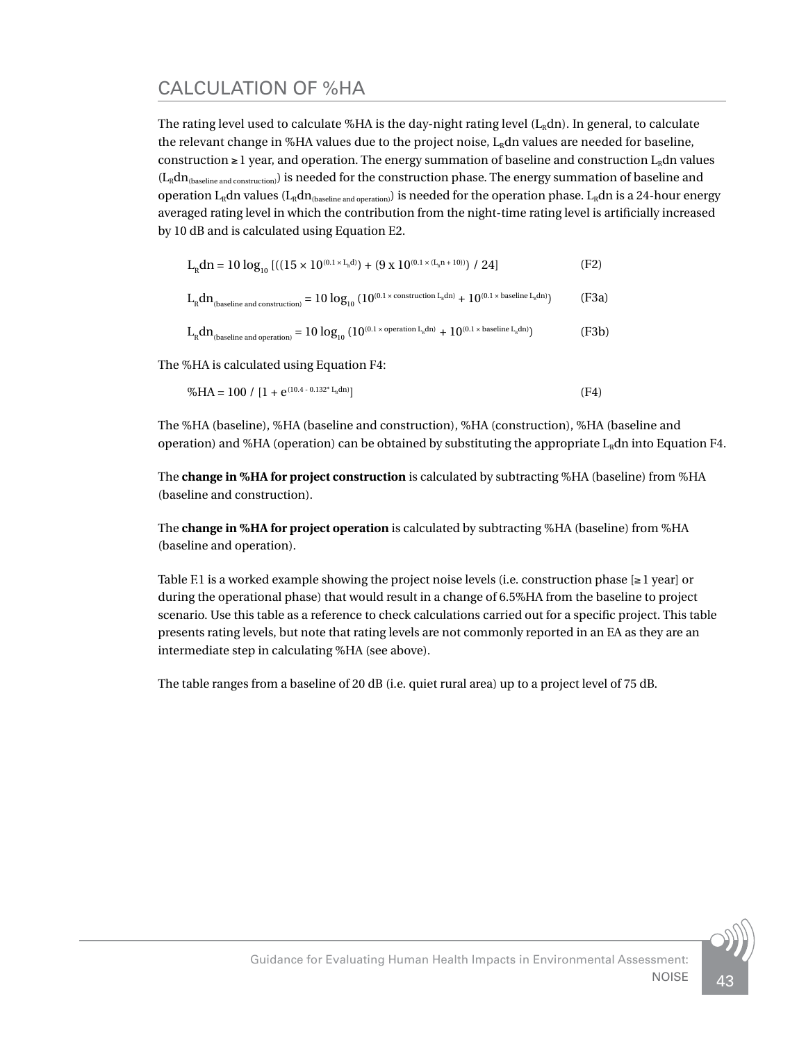# CALCULATION OF %HA

The rating level used to calculate %HA is the day-night rating level ($L_Rdn$). In general, to calculate the relevant change in %HA values due to the project noise, $L_Rdn$ values are needed for baseline, construction ≥ 1 year, and operation. The energy summation of baseline and construction $L_Rdn$ values ($L_Rdn_{(baseline\ and\ construction)}$) is needed for the construction phase. The energy summation of baseline and operation $L_Rdn$ values ($L_Rdn_{(baseline\ and\ operation)}$) is needed for the operation phase. $L_Rdn$ is a 24-hour energy averaged rating level in which the contribution from the night-time rating level is artificially increased by 10 dB and is calculated using Equation E2.

$$L_Rdn = 10 \log_{10} [((15 \times 10^{(0.1 \times L_Rd)}) + (9 \times 10^{(0.1 \times (L_Rn + 10))}) / 24] \qquad \text{(F2)}$$

$$L_Rdn_{(baseline\ and\ construction)} = 10 \log_{10} (10^{(0.1 \times construction\ L_Rdn)} + 10^{(0.1 \times baseline\ L_Rdn)}) \qquad \text{(F3a)}$$

$$L_Rdn_{(baseline\ and\ operation)} = 10 \log_{10} (10^{(0.1 \times operation\ L_Rdn)} + 10^{(0.1 \times baseline\ L_Rdn)}) \qquad \text{(F3b)}$$

The %HA is calculated using Equation F4:

$$\%HA = 100 / [1 + e^{(10.4 - 0.132 * L_Rdn)}] \qquad \text{(F4)}$$

The %HA (baseline), %HA (baseline and construction), %HA (construction), %HA (baseline and operation) and %HA (operation) can be obtained by substituting the appropriate $L_Rdn$ into Equation F4.

The **change in %HA for project construction** is calculated by subtracting %HA (baseline) from %HA (baseline and construction).

The **change in %HA for project operation** is calculated by subtracting %HA (baseline) from %HA (baseline and operation).

Table F.1 is a worked example showing the project noise levels (i.e. construction phase [≥ 1 year] or during the operational phase) that would result in a change of 6.5%HA from the baseline to project scenario. Use this table as a reference to check calculations carried out for a specific project. This table presents rating levels, but note that rating levels are not commonly reported in an EA as they are an intermediate step in calculating %HA (see above).

The table ranges from a baseline of 20 dB (i.e. quiet rural area) up to a project level of 75 dB.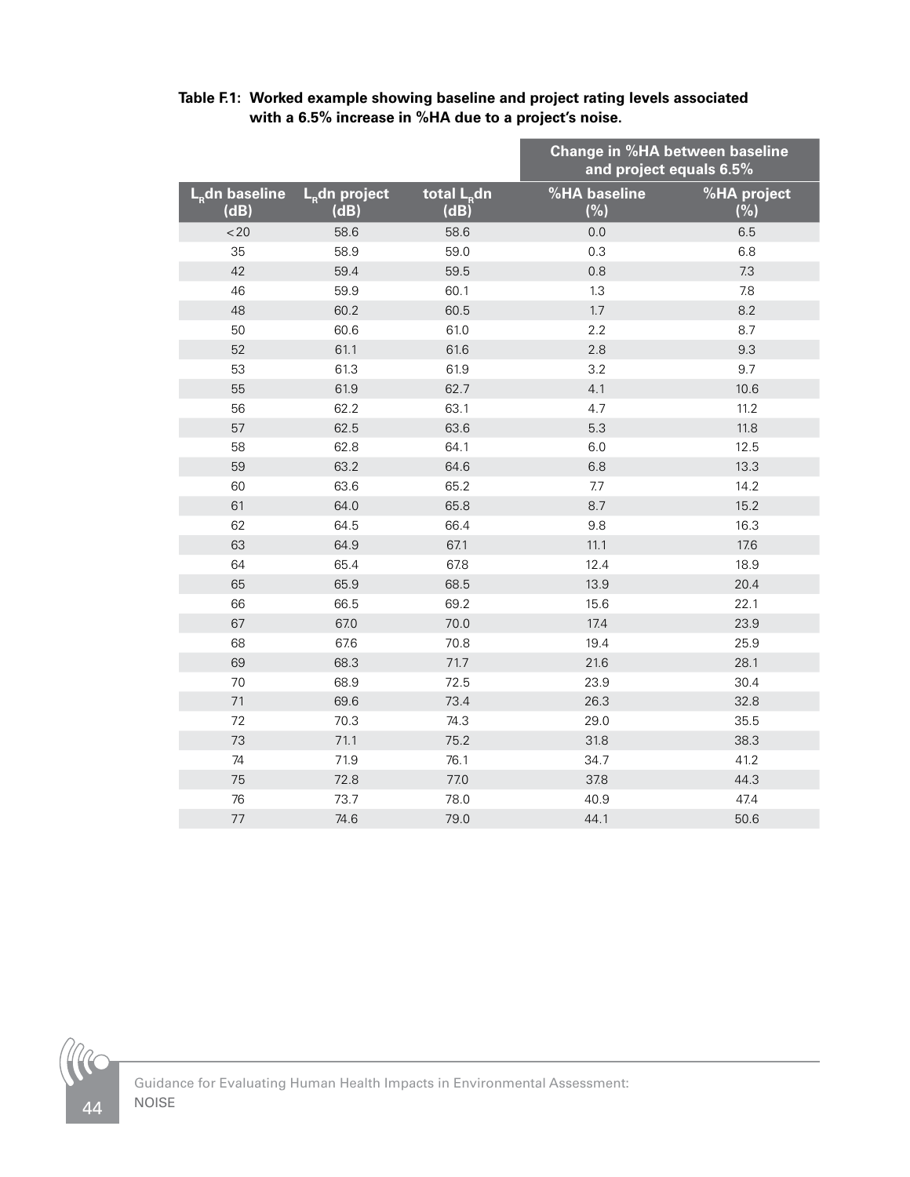**Table F.1: Worked example showing baseline and project rating levels associated with a 6.5% increase in %HA due to a project's noise.**

| | | | Change in %HA between baseline and project equals 6.5% | |
|---|---|---|---|---|
| $L_R$dn baseline (dB) | $L_R$dn project (dB) | total $L_R$dn (dB) | %HA baseline (%) | %HA project (%) |
| <20 | 58.6 | 58.6 | 0.0 | 6.5 |
| 35 | 58.9 | 59.0 | 0.3 | 6.8 |
| 42 | 59.4 | 59.5 | 0.8 | 7.3 |
| 46 | 59.9 | 60.1 | 1.3 | 7.8 |
| 48 | 60.2 | 60.5 | 1.7 | 8.2 |
| 50 | 60.6 | 61.0 | 2.2 | 8.7 |
| 52 | 61.1 | 61.6 | 2.8 | 9.3 |
| 53 | 61.3 | 61.9 | 3.2 | 9.7 |
| 55 | 61.9 | 62.7 | 4.1 | 10.6 |
| 56 | 62.2 | 63.1 | 4.7 | 11.2 |
| 57 | 62.5 | 63.6 | 5.3 | 11.8 |
| 58 | 62.8 | 64.1 | 6.0 | 12.5 |
| 59 | 63.2 | 64.6 | 6.8 | 13.3 |
| 60 | 63.6 | 65.2 | 7.7 | 14.2 |
| 61 | 64.0 | 65.8 | 8.7 | 15.2 |
| 62 | 64.5 | 66.4 | 9.8 | 16.3 |
| 63 | 64.9 | 67.1 | 11.1 | 17.6 |
| 64 | 65.4 | 67.8 | 12.4 | 18.9 |
| 65 | 65.9 | 68.5 | 13.9 | 20.4 |
| 66 | 66.5 | 69.2 | 15.6 | 22.1 |
| 67 | 67.0 | 70.0 | 17.4 | 23.9 |
| 68 | 67.6 | 70.8 | 19.4 | 25.9 |
| 69 | 68.3 | 71.7 | 21.6 | 28.1 |
| 70 | 68.9 | 72.5 | 23.9 | 30.4 |
| 71 | 69.6 | 73.4 | 26.3 | 32.8 |
| 72 | 70.3 | 74.3 | 29.0 | 35.5 |
| 73 | 71.1 | 75.2 | 31.8 | 38.3 |
| 74 | 71.9 | 76.1 | 34.7 | 41.2 |
| 75 | 72.8 | 77.0 | 37.8 | 44.3 |
| 76 | 73.7 | 78.0 | 40.9 | 47.4 |
| 77 | 74.6 | 79.0 | 44.1 | 50.6 |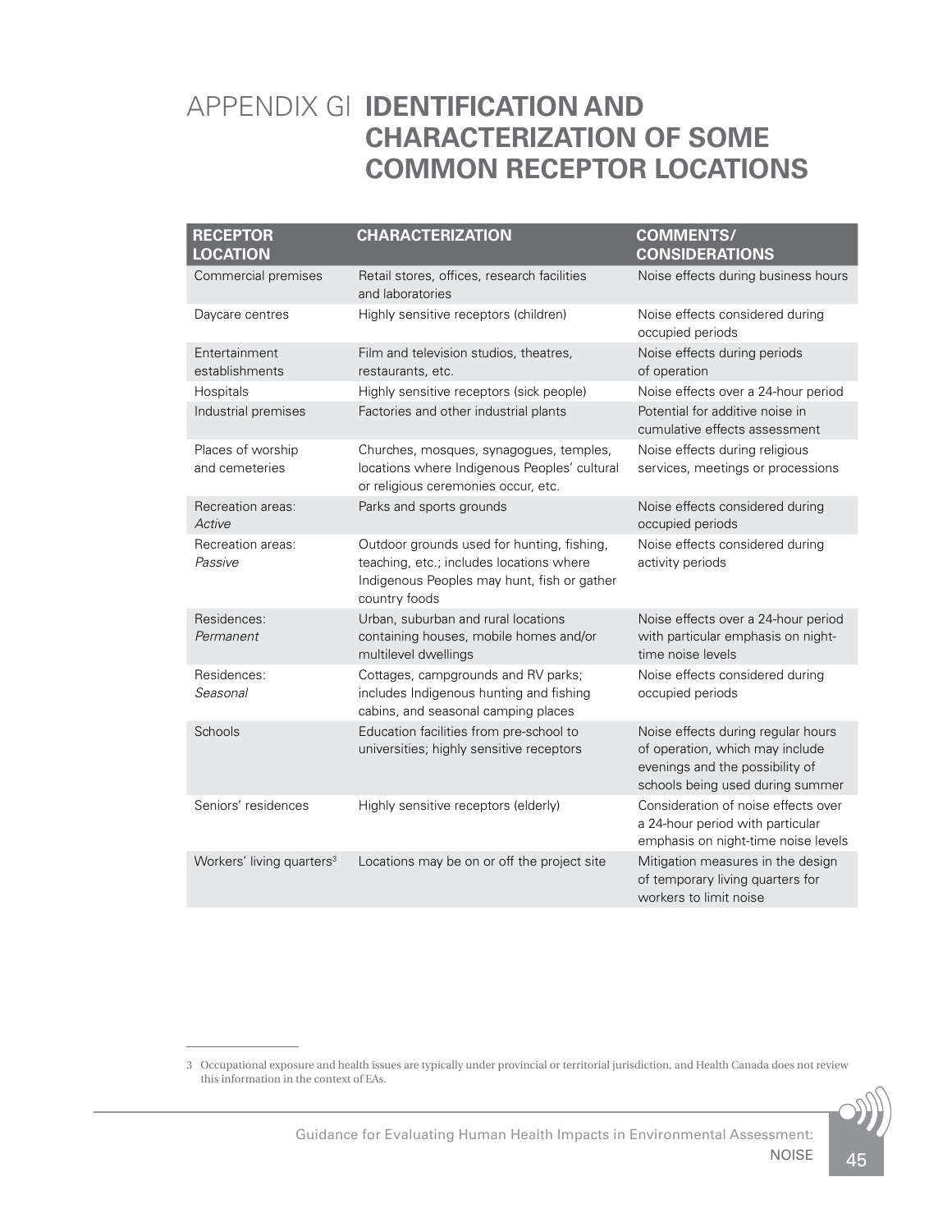# APPENDIX GI IDENTIFICATION AND CHARACTERIZATION OF SOME COMMON RECEPTOR LOCATIONS

| RECEPTOR LOCATION | CHARACTERIZATION | COMMENTS/ CONSIDERATIONS |
|---|---|---|
| Commercial premises | Retail stores, offices, research facilities and laboratories | Noise effects during business hours |
| Daycare centres | Highly sensitive receptors (children) | Noise effects considered during occupied periods |
| Entertainment establishments | Film and television studios, theatres, restaurants, etc. | Noise effects during periods of operation |
| Hospitals | Highly sensitive receptors (sick people) | Noise effects over a 24-hour period |
| Industrial premises | Factories and other industrial plants | Potential for additive noise in cumulative effects assessment |
| Places of worship and cemeteries | Churches, mosques, synagogues, temples, locations where Indigenous Peoples' cultural or religious ceremonies occur, etc. | Noise effects during religious services, meetings or processions |
| Recreation areas: *Active* | Parks and sports grounds | Noise effects considered during occupied periods |
| Recreation areas: *Passive* | Outdoor grounds used for hunting, fishing, teaching, etc.; includes locations where Indigenous Peoples may hunt, fish or gather country foods | Noise effects considered during activity periods |
| Residences: *Permanent* | Urban, suburban and rural locations containing houses, mobile homes and/or multilevel dwellings | Noise effects over a 24-hour period with particular emphasis on night-time noise levels |
| Residences: *Seasonal* | Cottages, campgrounds and RV parks; includes Indigenous hunting and fishing cabins, and seasonal camping places | Noise effects considered during occupied periods |
| Schools | Education facilities from pre-school to universities; highly sensitive receptors | Noise effects during regular hours of operation, which may include evenings and the possibility of schools being used during summer |
| Seniors' residences | Highly sensitive receptors (elderly) | Consideration of noise effects over a 24-hour period with particular emphasis on night-time noise levels |
| Workers' living quarters[3] | Locations may be on or off the project site | Mitigation measures in the design of temporary living quarters for workers to limit noise |

3 Occupational exposure and health issues are typically under provincial or territorial jurisdiction, and Health Canada does not review this information in the context of EAs.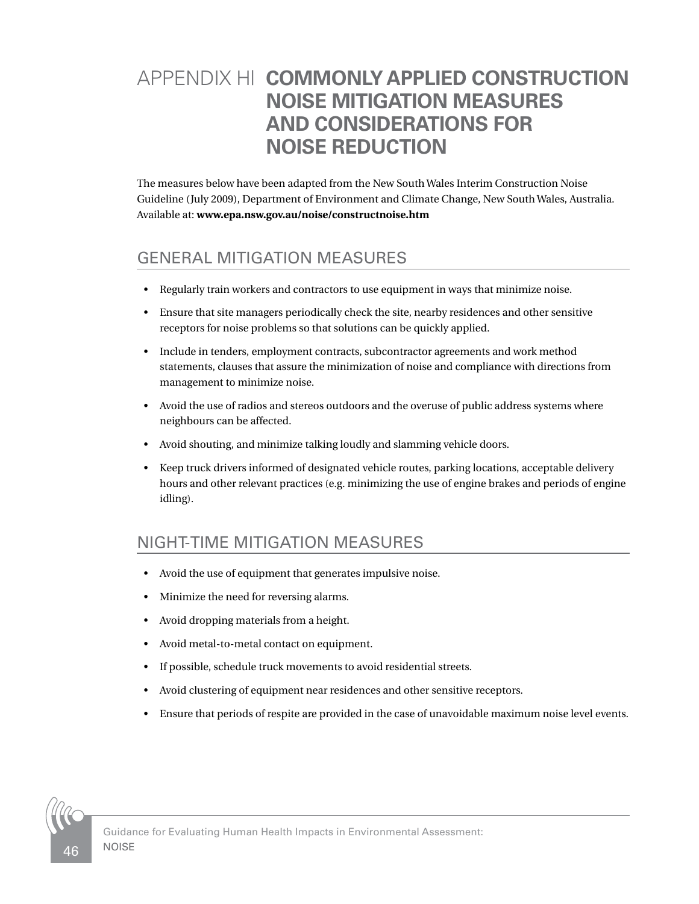# APPENDIX HI COMMONLY APPLIED CONSTRUCTION NOISE MITIGATION MEASURES AND CONSIDERATIONS FOR NOISE REDUCTION

The measures below have been adapted from the New South Wales Interim Construction Noise Guideline (July 2009), Department of Environment and Climate Change, New South Wales, Australia. Available at: **www.epa.nsw.gov.au/noise/constructnoise.htm**

## GENERAL MITIGATION MEASURES

- Regularly train workers and contractors to use equipment in ways that minimize noise.
- Ensure that site managers periodically check the site, nearby residences and other sensitive receptors for noise problems so that solutions can be quickly applied.
- Include in tenders, employment contracts, subcontractor agreements and work method statements, clauses that assure the minimization of noise and compliance with directions from management to minimize noise.
- Avoid the use of radios and stereos outdoors and the overuse of public address systems where neighbours can be affected.
- Avoid shouting, and minimize talking loudly and slamming vehicle doors.
- Keep truck drivers informed of designated vehicle routes, parking locations, acceptable delivery hours and other relevant practices (e.g. minimizing the use of engine brakes and periods of engine idling).

## NIGHT-TIME MITIGATION MEASURES

- Avoid the use of equipment that generates impulsive noise.
- Minimize the need for reversing alarms.
- Avoid dropping materials from a height.
- Avoid metal-to-metal contact on equipment.
- If possible, schedule truck movements to avoid residential streets.
- Avoid clustering of equipment near residences and other sensitive receptors.
- Ensure that periods of respite are provided in the case of unavoidable maximum noise level events.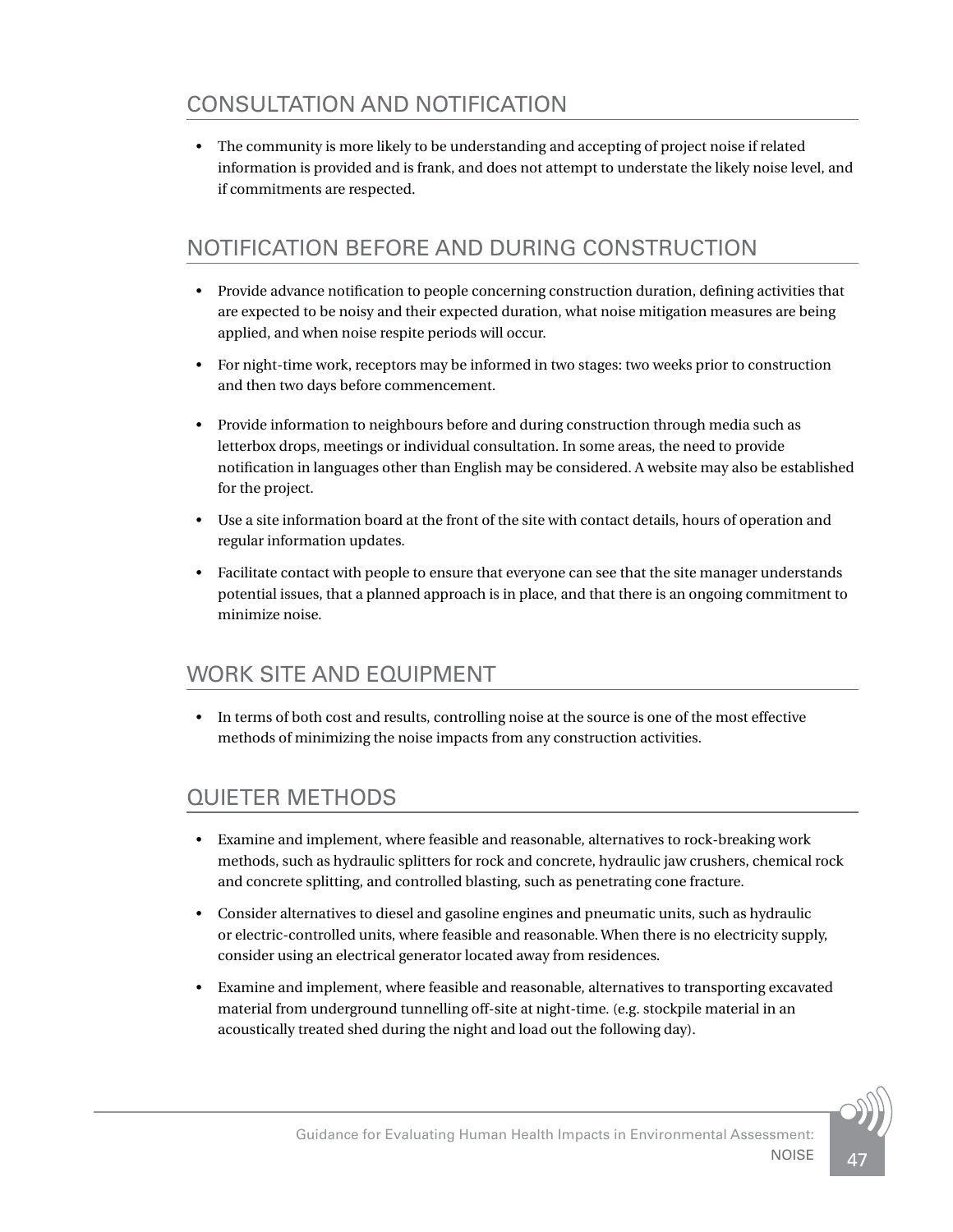## CONSULTATION AND NOTIFICATION

- The community is more likely to be understanding and accepting of project noise if related information is provided and is frank, and does not attempt to understate the likely noise level, and if commitments are respected.

## NOTIFICATION BEFORE AND DURING CONSTRUCTION

- Provide advance notification to people concerning construction duration, defining activities that are expected to be noisy and their expected duration, what noise mitigation measures are being applied, and when noise respite periods will occur.
- For night-time work, receptors may be informed in two stages: two weeks prior to construction and then two days before commencement.
- Provide information to neighbours before and during construction through media such as letterbox drops, meetings or individual consultation. In some areas, the need to provide notification in languages other than English may be considered. A website may also be established for the project.
- Use a site information board at the front of the site with contact details, hours of operation and regular information updates.
- Facilitate contact with people to ensure that everyone can see that the site manager understands potential issues, that a planned approach is in place, and that there is an ongoing commitment to minimize noise.

## WORK SITE AND EQUIPMENT

- In terms of both cost and results, controlling noise at the source is one of the most effective methods of minimizing the noise impacts from any construction activities.

## QUIETER METHODS

- Examine and implement, where feasible and reasonable, alternatives to rock-breaking work methods, such as hydraulic splitters for rock and concrete, hydraulic jaw crushers, chemical rock and concrete splitting, and controlled blasting, such as penetrating cone fracture.
- Consider alternatives to diesel and gasoline engines and pneumatic units, such as hydraulic or electric-controlled units, where feasible and reasonable. When there is no electricity supply, consider using an electrical generator located away from residences.
- Examine and implement, where feasible and reasonable, alternatives to transporting excavated material from underground tunnelling off-site at night-time. (e.g. stockpile material in an acoustically treated shed during the night and load out the following day).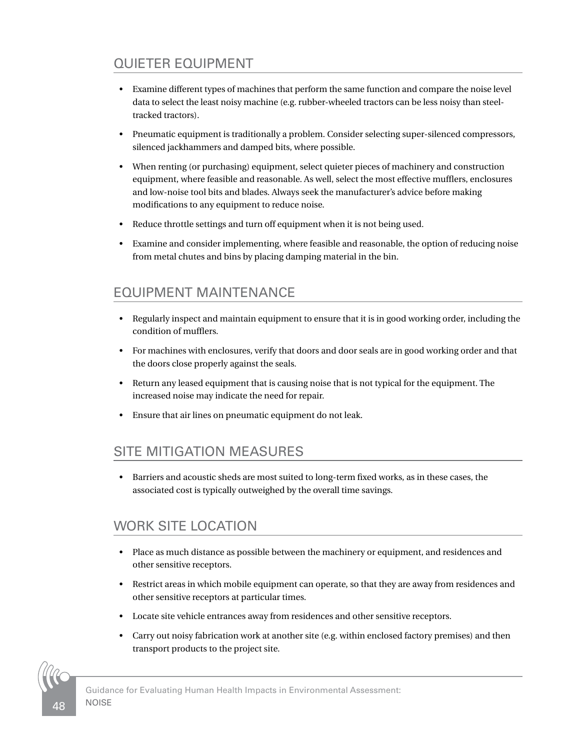## QUIETER EQUIPMENT

- Examine different types of machines that perform the same function and compare the noise level data to select the least noisy machine (e.g. rubber-wheeled tractors can be less noisy than steel-tracked tractors).
- Pneumatic equipment is traditionally a problem. Consider selecting super-silenced compressors, silenced jackhammers and damped bits, where possible.
- When renting (or purchasing) equipment, select quieter pieces of machinery and construction equipment, where feasible and reasonable. As well, select the most effective mufflers, enclosures and low-noise tool bits and blades. Always seek the manufacturer's advice before making modifications to any equipment to reduce noise.
- Reduce throttle settings and turn off equipment when it is not being used.
- Examine and consider implementing, where feasible and reasonable, the option of reducing noise from metal chutes and bins by placing damping material in the bin.

## EQUIPMENT MAINTENANCE

- Regularly inspect and maintain equipment to ensure that it is in good working order, including the condition of mufflers.
- For machines with enclosures, verify that doors and door seals are in good working order and that the doors close properly against the seals.
- Return any leased equipment that is causing noise that is not typical for the equipment. The increased noise may indicate the need for repair.
- Ensure that air lines on pneumatic equipment do not leak.

## SITE MITIGATION MEASURES

- Barriers and acoustic sheds are most suited to long-term fixed works, as in these cases, the associated cost is typically outweighed by the overall time savings.

## WORK SITE LOCATION

- Place as much distance as possible between the machinery or equipment, and residences and other sensitive receptors.
- Restrict areas in which mobile equipment can operate, so that they are away from residences and other sensitive receptors at particular times.
- Locate site vehicle entrances away from residences and other sensitive receptors.
- Carry out noisy fabrication work at another site (e.g. within enclosed factory premises) and then transport products to the project site.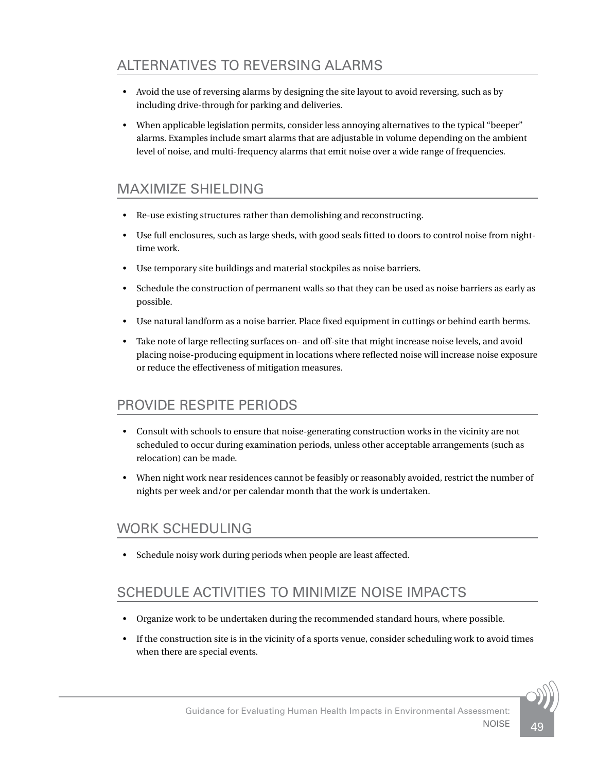## ALTERNATIVES TO REVERSING ALARMS

- Avoid the use of reversing alarms by designing the site layout to avoid reversing, such as by including drive-through for parking and deliveries.
- When applicable legislation permits, consider less annoying alternatives to the typical "beeper" alarms. Examples include smart alarms that are adjustable in volume depending on the ambient level of noise, and multi-frequency alarms that emit noise over a wide range of frequencies.

## MAXIMIZE SHIELDING

- Re-use existing structures rather than demolishing and reconstructing.
- Use full enclosures, such as large sheds, with good seals fitted to doors to control noise from night-time work.
- Use temporary site buildings and material stockpiles as noise barriers.
- Schedule the construction of permanent walls so that they can be used as noise barriers as early as possible.
- Use natural landform as a noise barrier. Place fixed equipment in cuttings or behind earth berms.
- Take note of large reflecting surfaces on- and off-site that might increase noise levels, and avoid placing noise-producing equipment in locations where reflected noise will increase noise exposure or reduce the effectiveness of mitigation measures.

## PROVIDE RESPITE PERIODS

- Consult with schools to ensure that noise-generating construction works in the vicinity are not scheduled to occur during examination periods, unless other acceptable arrangements (such as relocation) can be made.
- When night work near residences cannot be feasibly or reasonably avoided, restrict the number of nights per week and/or per calendar month that the work is undertaken.

## WORK SCHEDULING

- Schedule noisy work during periods when people are least affected.

## SCHEDULE ACTIVITIES TO MINIMIZE NOISE IMPACTS

- Organize work to be undertaken during the recommended standard hours, where possible.
- If the construction site is in the vicinity of a sports venue, consider scheduling work to avoid times when there are special events.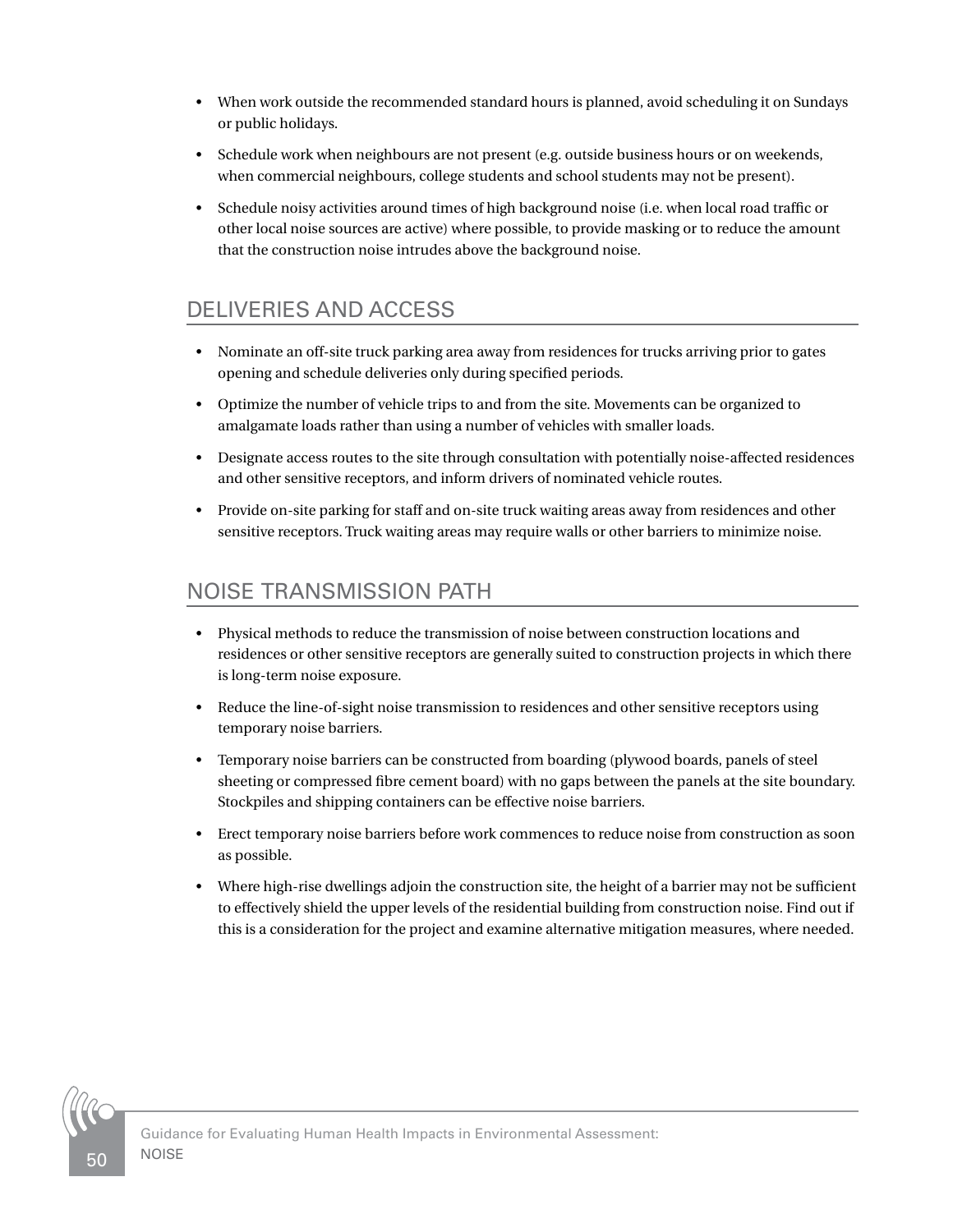- When work outside the recommended standard hours is planned, avoid scheduling it on Sundays or public holidays.
- Schedule work when neighbours are not present (e.g. outside business hours or on weekends, when commercial neighbours, college students and school students may not be present).
- Schedule noisy activities around times of high background noise (i.e. when local road traffic or other local noise sources are active) where possible, to provide masking or to reduce the amount that the construction noise intrudes above the background noise.

## DELIVERIES AND ACCESS

- Nominate an off-site truck parking area away from residences for trucks arriving prior to gates opening and schedule deliveries only during specified periods.
- Optimize the number of vehicle trips to and from the site. Movements can be organized to amalgamate loads rather than using a number of vehicles with smaller loads.
- Designate access routes to the site through consultation with potentially noise-affected residences and other sensitive receptors, and inform drivers of nominated vehicle routes.
- Provide on-site parking for staff and on-site truck waiting areas away from residences and other sensitive receptors. Truck waiting areas may require walls or other barriers to minimize noise.

## NOISE TRANSMISSION PATH

- Physical methods to reduce the transmission of noise between construction locations and residences or other sensitive receptors are generally suited to construction projects in which there is long-term noise exposure.
- Reduce the line-of-sight noise transmission to residences and other sensitive receptors using temporary noise barriers.
- Temporary noise barriers can be constructed from boarding (plywood boards, panels of steel sheeting or compressed fibre cement board) with no gaps between the panels at the site boundary. Stockpiles and shipping containers can be effective noise barriers.
- Erect temporary noise barriers before work commences to reduce noise from construction as soon as possible.
- Where high-rise dwellings adjoin the construction site, the height of a barrier may not be sufficient to effectively shield the upper levels of the residential building from construction noise. Find out if this is a consideration for the project and examine alternative mitigation measures, where needed.